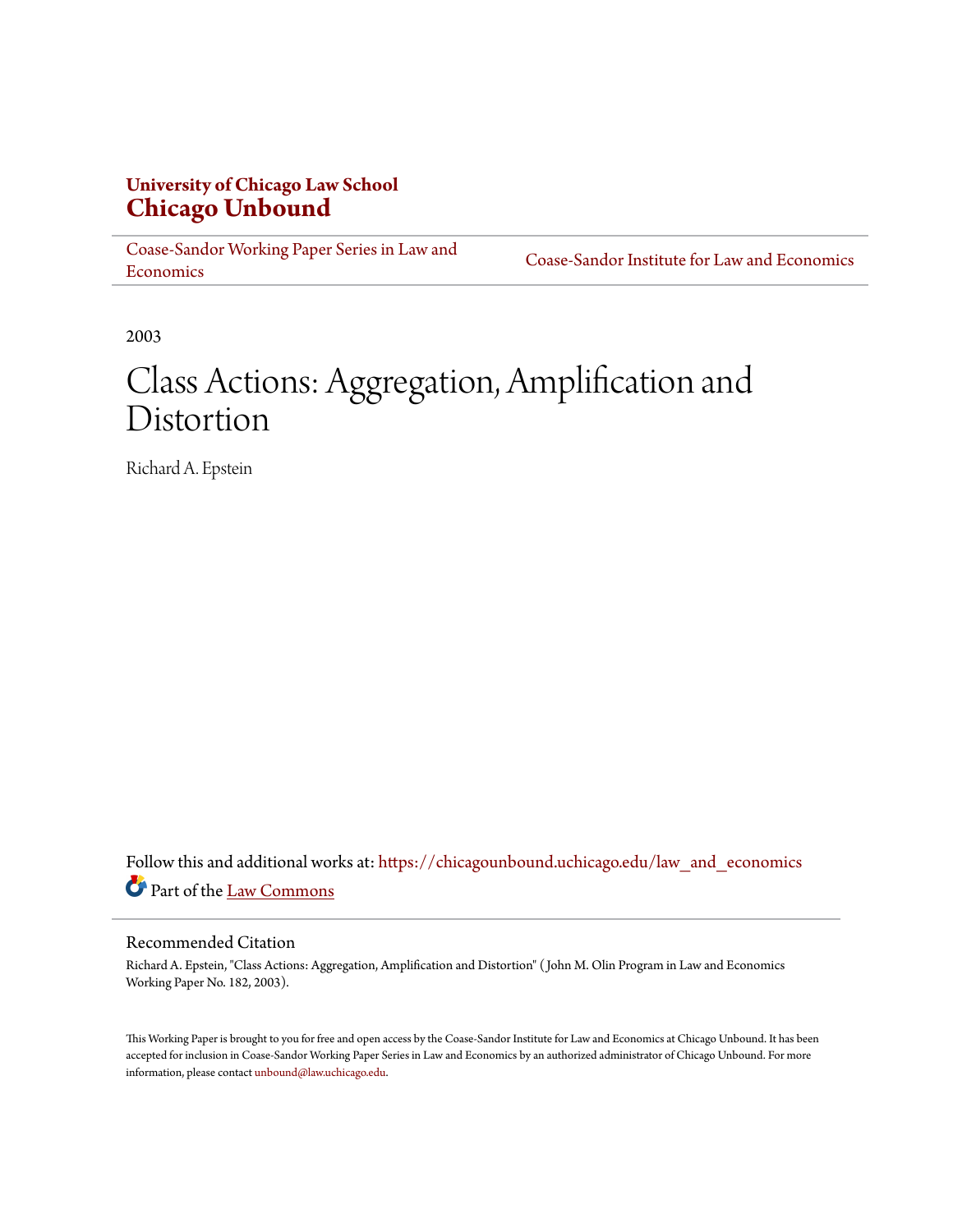**University of Chicago Law School**
**Chicago Unbound**

Coase-Sandor Working Paper Series in Law and Economics | Coase-Sandor Institute for Law and Economics

2003

# Class Actions: Aggregation, Amplification and Distortion

Richard A. Epstein

Follow this and additional works at: https://chicagounbound.uchicago.edu/law_and_economics

Part of the Law Commons

Recommended Citation

Richard A. Epstein, "Class Actions: Aggregation, Amplification and Distortion" ( John M. Olin Program in Law and Economics Working Paper No. 182, 2003).

This Working Paper is brought to you for free and open access by the Coase-Sandor Institute for Law and Economics at Chicago Unbound. It has been accepted for inclusion in Coase-Sandor Working Paper Series in Law and Economics by an authorized administrator of Chicago Unbound. For more information, please contact unbound@law.uchicago.edu.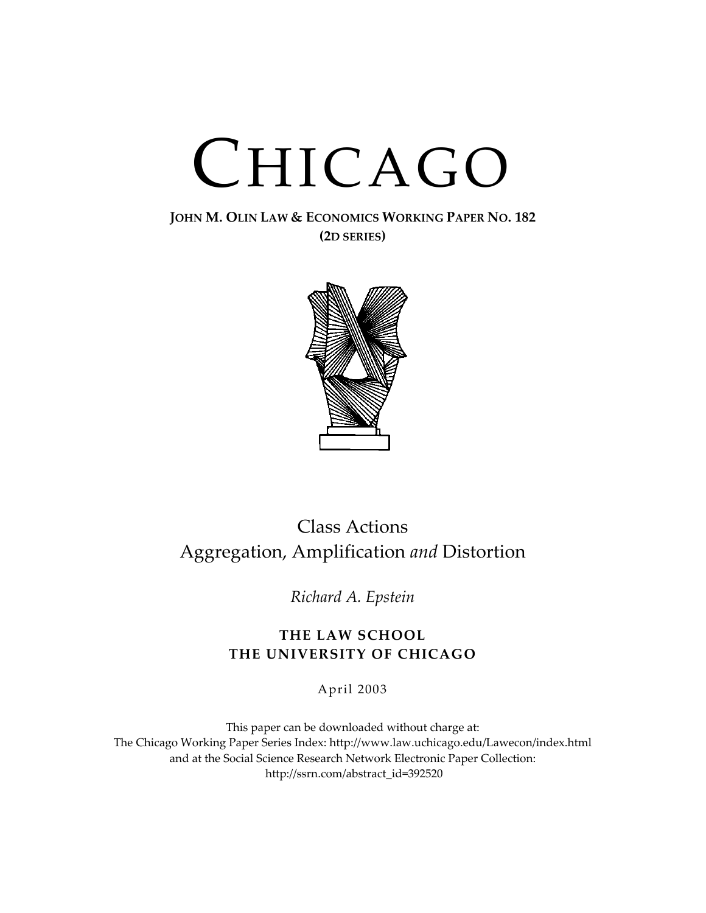# CHICAGO

**JOHN M. OLIN LAW & ECONOMICS WORKING PAPER NO. 182**
**(2D SERIES)**

## Class Actions
## Aggregation, Amplification *and* Distortion

*Richard A. Epstein*

**THE LAW SCHOOL**
**THE UNIVERSITY OF CHICAGO**

April 2003

This paper can be downloaded without charge at:
The Chicago Working Paper Series Index: http://www.law.uchicago.edu/Lawecon/index.html
and at the Social Science Research Network Electronic Paper Collection:
http://ssrn.com/abstract_id=392520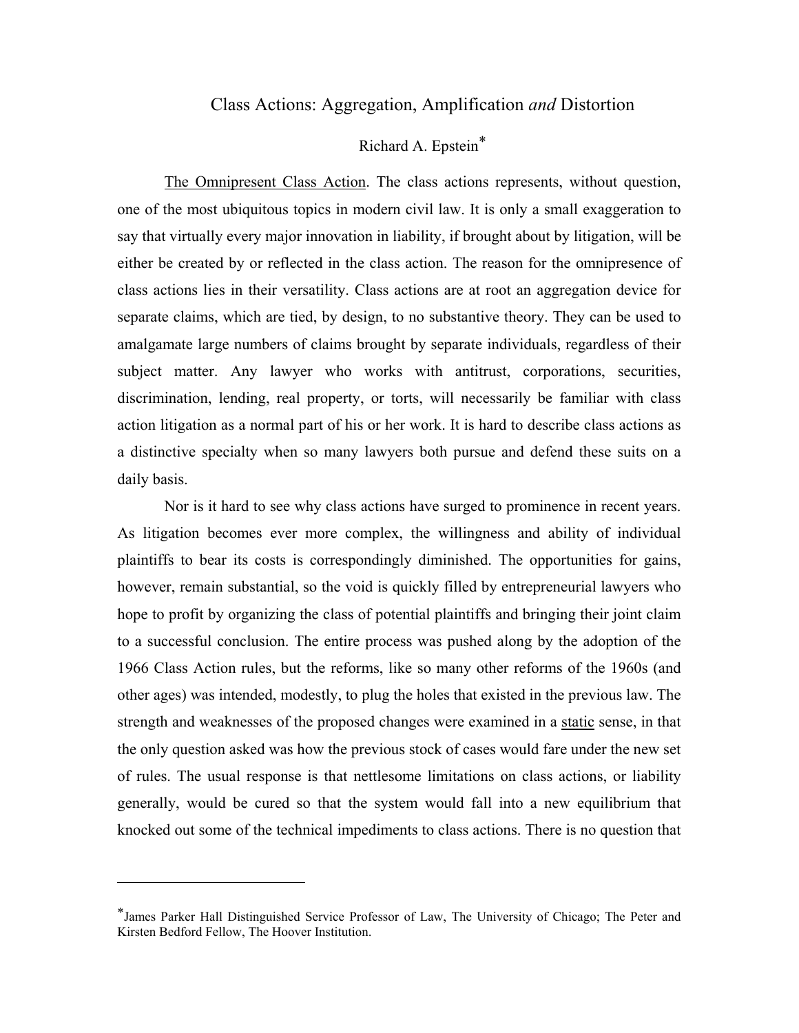# Class Actions: Aggregation, Amplification *and* Distortion

Richard A. Epstein*

The Omnipresent Class Action. The class actions represents, without question, one of the most ubiquitous topics in modern civil law. It is only a small exaggeration to say that virtually every major innovation in liability, if brought about by litigation, will be either be created by or reflected in the class action. The reason for the omnipresence of class actions lies in their versatility. Class actions are at root an aggregation device for separate claims, which are tied, by design, to no substantive theory. They can be used to amalgamate large numbers of claims brought by separate individuals, regardless of their subject matter. Any lawyer who works with antitrust, corporations, securities, discrimination, lending, real property, or torts, will necessarily be familiar with class action litigation as a normal part of his or her work. It is hard to describe class actions as a distinctive specialty when so many lawyers both pursue and defend these suits on a daily basis.

Nor is it hard to see why class actions have surged to prominence in recent years. As litigation becomes ever more complex, the willingness and ability of individual plaintiffs to bear its costs is correspondingly diminished. The opportunities for gains, however, remain substantial, so the void is quickly filled by entrepreneurial lawyers who hope to profit by organizing the class of potential plaintiffs and bringing their joint claim to a successful conclusion. The entire process was pushed along by the adoption of the 1966 Class Action rules, but the reforms, like so many other reforms of the 1960s (and other ages) was intended, modestly, to plug the holes that existed in the previous law. The strength and weaknesses of the proposed changes were examined in a static sense, in that the only question asked was how the previous stock of cases would fare under the new set of rules. The usual response is that nettlesome limitations on class actions, or liability generally, would be cured so that the system would fall into a new equilibrium that knocked out some of the technical impediments to class actions. There is no question that

---

*James Parker Hall Distinguished Service Professor of Law, The University of Chicago; The Peter and Kirsten Bedford Fellow, The Hoover Institution.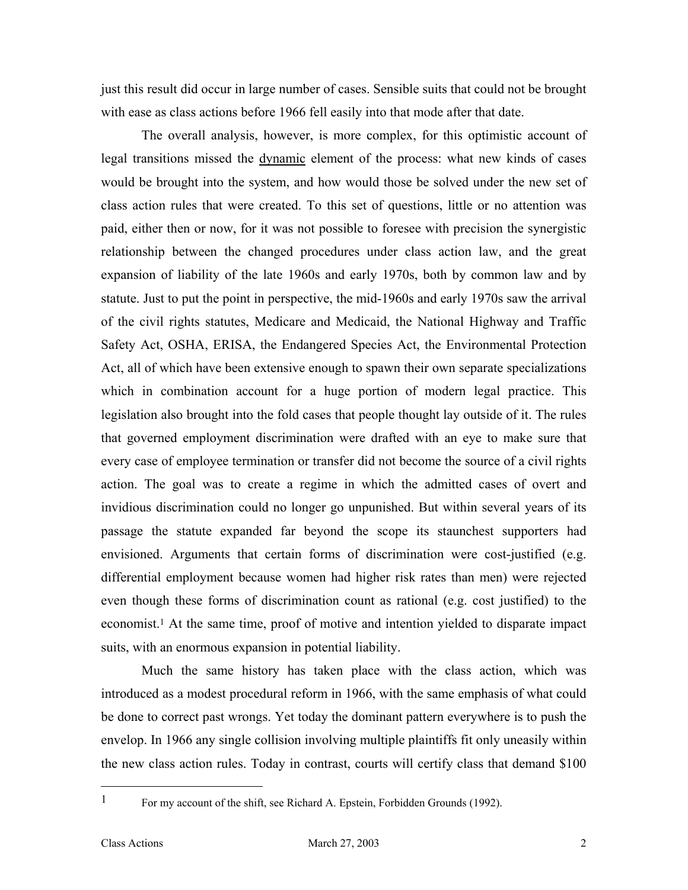just this result did occur in large number of cases. Sensible suits that could not be brought with ease as class actions before 1966 fell easily into that mode after that date.

The overall analysis, however, is more complex, for this optimistic account of legal transitions missed the dynamic element of the process: what new kinds of cases would be brought into the system, and how would those be solved under the new set of class action rules that were created. To this set of questions, little or no attention was paid, either then or now, for it was not possible to foresee with precision the synergistic relationship between the changed procedures under class action law, and the great expansion of liability of the late 1960s and early 1970s, both by common law and by statute. Just to put the point in perspective, the mid-1960s and early 1970s saw the arrival of the civil rights statutes, Medicare and Medicaid, the National Highway and Traffic Safety Act, OSHA, ERISA, the Endangered Species Act, the Environmental Protection Act, all of which have been extensive enough to spawn their own separate specializations which in combination account for a huge portion of modern legal practice. This legislation also brought into the fold cases that people thought lay outside of it. The rules that governed employment discrimination were drafted with an eye to make sure that every case of employee termination or transfer did not become the source of a civil rights action. The goal was to create a regime in which the admitted cases of overt and invidious discrimination could no longer go unpunished. But within several years of its passage the statute expanded far beyond the scope its staunchest supporters had envisioned. Arguments that certain forms of discrimination were cost-justified (e.g. differential employment because women had higher risk rates than men) were rejected even though these forms of discrimination count as rational (e.g. cost justified) to the economist.[1] At the same time, proof of motive and intention yielded to disparate impact suits, with an enormous expansion in potential liability.

Much the same history has taken place with the class action, which was introduced as a modest procedural reform in 1966, with the same emphasis of what could be done to correct past wrongs. Yet today the dominant pattern everywhere is to push the envelop. In 1966 any single collision involving multiple plaintiffs fit only uneasily within the new class action rules. Today in contrast, courts will certify class that demand $100

---

[1] For my account of the shift, see Richard A. Epstein, Forbidden Grounds (1992).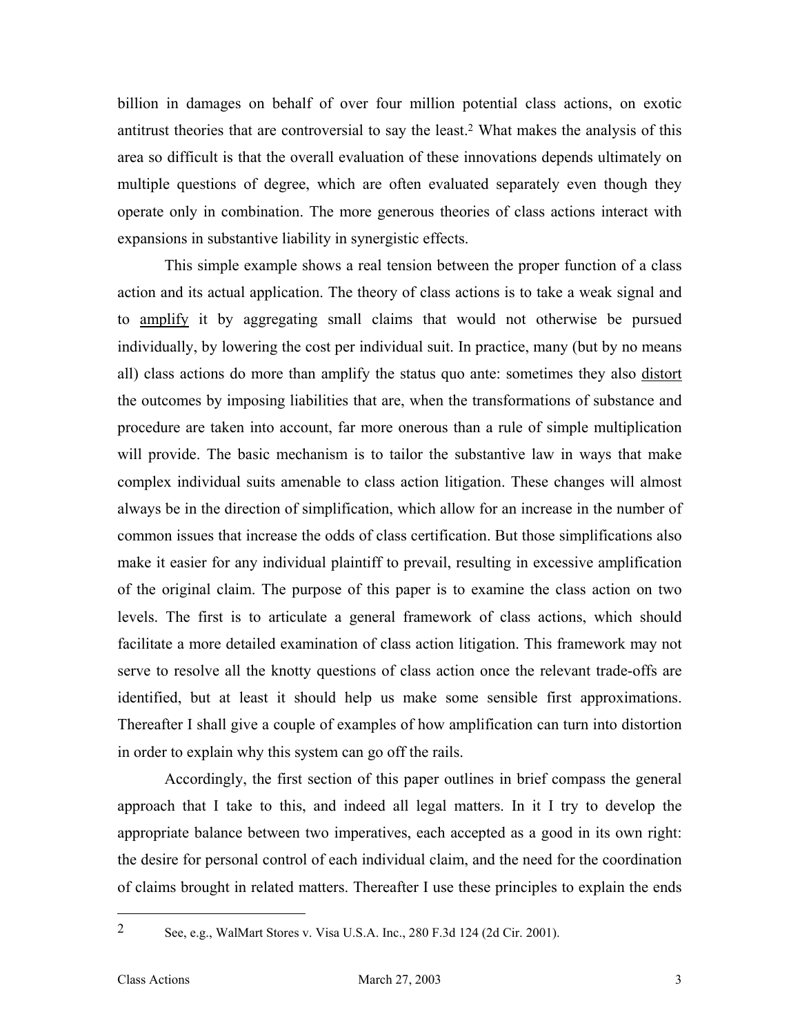billion in damages on behalf of over four million potential class actions, on exotic antitrust theories that are controversial to say the least.[2] What makes the analysis of this area so difficult is that the overall evaluation of these innovations depends ultimately on multiple questions of degree, which are often evaluated separately even though they operate only in combination. The more generous theories of class actions interact with expansions in substantive liability in synergistic effects.

This simple example shows a real tension between the proper function of a class action and its actual application. The theory of class actions is to take a weak signal and to <u>amplify</u> it by aggregating small claims that would not otherwise be pursued individually, by lowering the cost per individual suit. In practice, many (but by no means all) class actions do more than amplify the status quo ante: sometimes they also <u>distort</u> the outcomes by imposing liabilities that are, when the transformations of substance and procedure are taken into account, far more onerous than a rule of simple multiplication will provide. The basic mechanism is to tailor the substantive law in ways that make complex individual suits amenable to class action litigation. These changes will almost always be in the direction of simplification, which allow for an increase in the number of common issues that increase the odds of class certification. But those simplifications also make it easier for any individual plaintiff to prevail, resulting in excessive amplification of the original claim. The purpose of this paper is to examine the class action on two levels. The first is to articulate a general framework of class actions, which should facilitate a more detailed examination of class action litigation. This framework may not serve to resolve all the knotty questions of class action once the relevant trade-offs are identified, but at least it should help us make some sensible first approximations. Thereafter I shall give a couple of examples of how amplification can turn into distortion in order to explain why this system can go off the rails.

Accordingly, the first section of this paper outlines in brief compass the general approach that I take to this, and indeed all legal matters. In it I try to develop the appropriate balance between two imperatives, each accepted as a good in its own right: the desire for personal control of each individual claim, and the need for the coordination of claims brought in related matters. Thereafter I use these principles to explain the ends

---

[2] See, e.g., WalMart Stores v. Visa U.S.A. Inc., 280 F.3d 124 (2d Cir. 2001).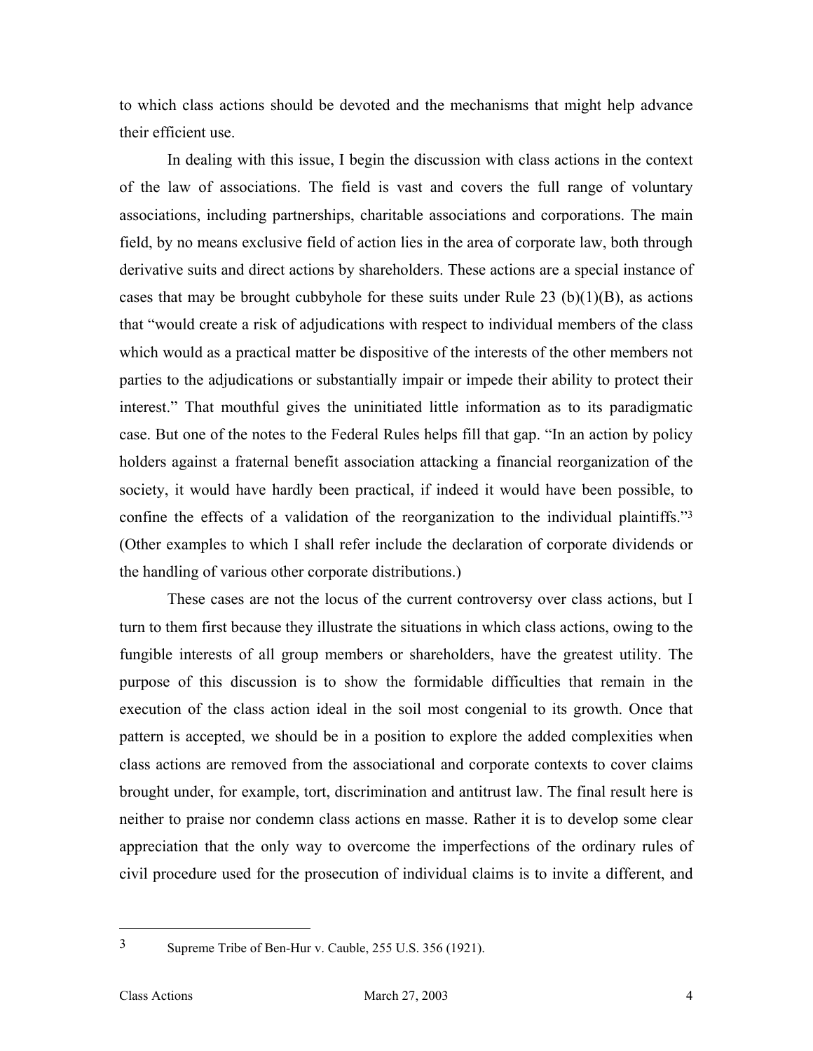to which class actions should be devoted and the mechanisms that might help advance their efficient use.

In dealing with this issue, I begin the discussion with class actions in the context of the law of associations. The field is vast and covers the full range of voluntary associations, including partnerships, charitable associations and corporations. The main field, by no means exclusive field of action lies in the area of corporate law, both through derivative suits and direct actions by shareholders. These actions are a special instance of cases that may be brought cubbyhole for these suits under Rule 23 (b)(1)(B), as actions that "would create a risk of adjudications with respect to individual members of the class which would as a practical matter be dispositive of the interests of the other members not parties to the adjudications or substantially impair or impede their ability to protect their interest." That mouthful gives the uninitiated little information as to its paradigmatic case. But one of the notes to the Federal Rules helps fill that gap. "In an action by policy holders against a fraternal benefit association attacking a financial reorganization of the society, it would have hardly been practical, if indeed it would have been possible, to confine the effects of a validation of the reorganization to the individual plaintiffs."[3] (Other examples to which I shall refer include the declaration of corporate dividends or the handling of various other corporate distributions.)

These cases are not the locus of the current controversy over class actions, but I turn to them first because they illustrate the situations in which class actions, owing to the fungible interests of all group members or shareholders, have the greatest utility. The purpose of this discussion is to show the formidable difficulties that remain in the execution of the class action ideal in the soil most congenial to its growth. Once that pattern is accepted, we should be in a position to explore the added complexities when class actions are removed from the associational and corporate contexts to cover claims brought under, for example, tort, discrimination and antitrust law. The final result here is neither to praise nor condemn class actions en masse. Rather it is to develop some clear appreciation that the only way to overcome the imperfections of the ordinary rules of civil procedure used for the prosecution of individual claims is to invite a different, and

---

[3] Supreme Tribe of Ben-Hur v. Cauble, 255 U.S. 356 (1921).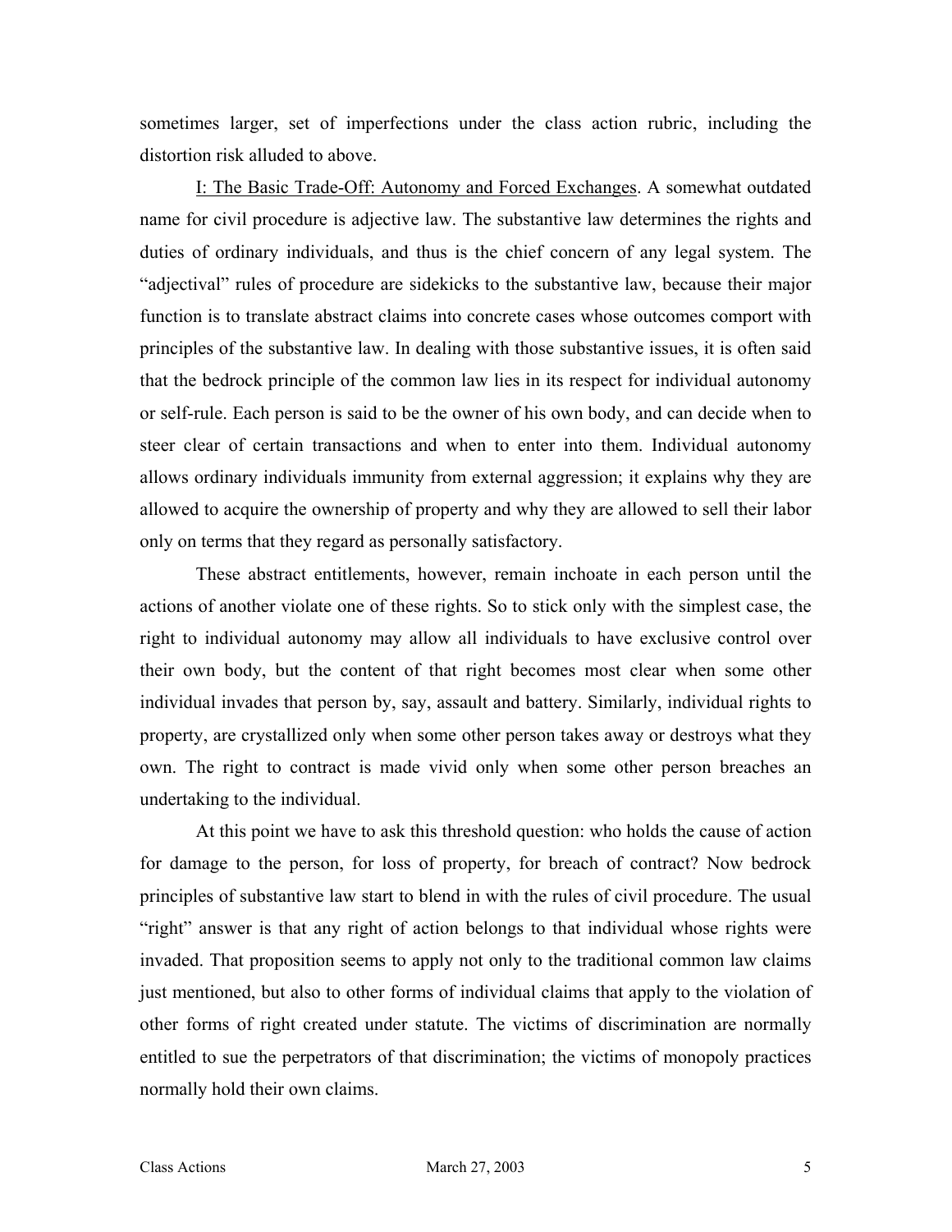sometimes larger, set of imperfections under the class action rubric, including the distortion risk alluded to above.

<u>I: The Basic Trade-Off: Autonomy and Forced Exchanges</u>. A somewhat outdated name for civil procedure is adjective law. The substantive law determines the rights and duties of ordinary individuals, and thus is the chief concern of any legal system. The "adjectival" rules of procedure are sidekicks to the substantive law, because their major function is to translate abstract claims into concrete cases whose outcomes comport with principles of the substantive law. In dealing with those substantive issues, it is often said that the bedrock principle of the common law lies in its respect for individual autonomy or self-rule. Each person is said to be the owner of his own body, and can decide when to steer clear of certain transactions and when to enter into them. Individual autonomy allows ordinary individuals immunity from external aggression; it explains why they are allowed to acquire the ownership of property and why they are allowed to sell their labor only on terms that they regard as personally satisfactory.

These abstract entitlements, however, remain inchoate in each person until the actions of another violate one of these rights. So to stick only with the simplest case, the right to individual autonomy may allow all individuals to have exclusive control over their own body, but the content of that right becomes most clear when some other individual invades that person by, say, assault and battery. Similarly, individual rights to property, are crystallized only when some other person takes away or destroys what they own. The right to contract is made vivid only when some other person breaches an undertaking to the individual.

At this point we have to ask this threshold question: who holds the cause of action for damage to the person, for loss of property, for breach of contract? Now bedrock principles of substantive law start to blend in with the rules of civil procedure. The usual "right" answer is that any right of action belongs to that individual whose rights were invaded. That proposition seems to apply not only to the traditional common law claims just mentioned, but also to other forms of individual claims that apply to the violation of other forms of right created under statute. The victims of discrimination are normally entitled to sue the perpetrators of that discrimination; the victims of monopoly practices normally hold their own claims.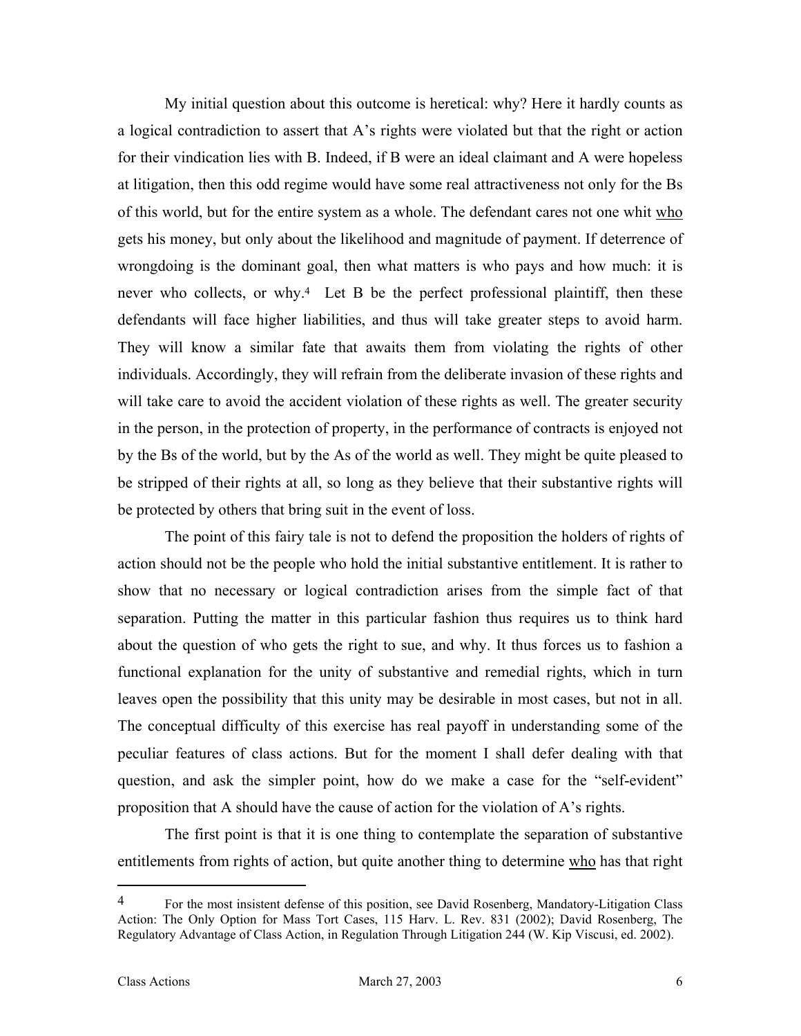My initial question about this outcome is heretical: why? Here it hardly counts as a logical contradiction to assert that A's rights were violated but that the right or action for their vindication lies with B. Indeed, if B were an ideal claimant and A were hopeless at litigation, then this odd regime would have some real attractiveness not only for the Bs of this world, but for the entire system as a whole. The defendant cares not one whit who gets his money, but only about the likelihood and magnitude of payment. If deterrence of wrongdoing is the dominant goal, then what matters is who pays and how much: it is never who collects, or why.[4] Let B be the perfect professional plaintiff, then these defendants will face higher liabilities, and thus will take greater steps to avoid harm. They will know a similar fate that awaits them from violating the rights of other individuals. Accordingly, they will refrain from the deliberate invasion of these rights and will take care to avoid the accident violation of these rights as well. The greater security in the person, in the protection of property, in the performance of contracts is enjoyed not by the Bs of the world, but by the As of the world as well. They might be quite pleased to be stripped of their rights at all, so long as they believe that their substantive rights will be protected by others that bring suit in the event of loss.

The point of this fairy tale is not to defend the proposition the holders of rights of action should not be the people who hold the initial substantive entitlement. It is rather to show that no necessary or logical contradiction arises from the simple fact of that separation. Putting the matter in this particular fashion thus requires us to think hard about the question of who gets the right to sue, and why. It thus forces us to fashion a functional explanation for the unity of substantive and remedial rights, which in turn leaves open the possibility that this unity may be desirable in most cases, but not in all. The conceptual difficulty of this exercise has real payoff in understanding some of the peculiar features of class actions. But for the moment I shall defer dealing with that question, and ask the simpler point, how do we make a case for the "self-evident" proposition that A should have the cause of action for the violation of A's rights.

The first point is that it is one thing to contemplate the separation of substantive entitlements from rights of action, but quite another thing to determine who has that right

---

[4] For the most insistent defense of this position, see David Rosenberg, Mandatory-Litigation Class Action: The Only Option for Mass Tort Cases, 115 Harv. L. Rev. 831 (2002); David Rosenberg, The Regulatory Advantage of Class Action, in Regulation Through Litigation 244 (W. Kip Viscusi, ed. 2002).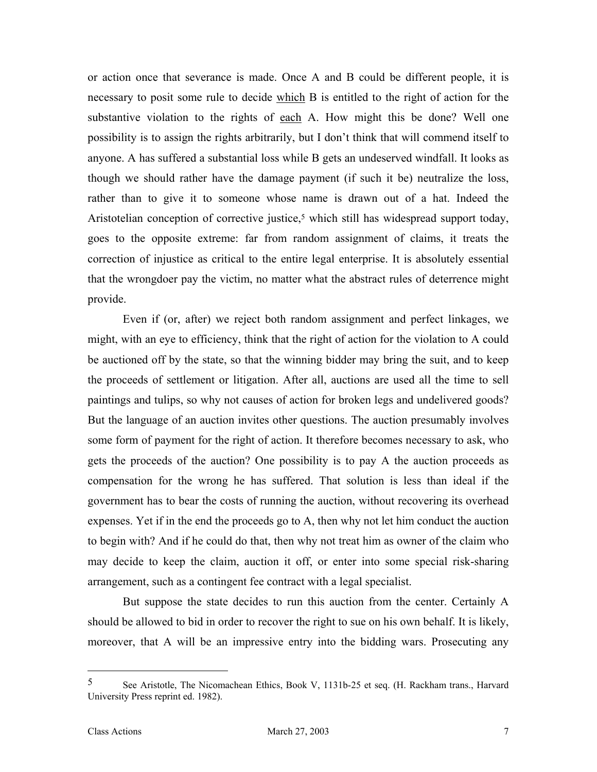or action once that severance is made. Once A and B could be different people, it is necessary to posit some rule to decide <u>which</u> B is entitled to the right of action for the substantive violation to the rights of <u>each</u> A. How might this be done? Well one possibility is to assign the rights arbitrarily, but I don't think that will commend itself to anyone. A has suffered a substantial loss while B gets an undeserved windfall. It looks as though we should rather have the damage payment (if such it be) neutralize the loss, rather than to give it to someone whose name is drawn out of a hat. Indeed the Aristotelian conception of corrective justice,[5] which still has widespread support today, goes to the opposite extreme: far from random assignment of claims, it treats the correction of injustice as critical to the entire legal enterprise. It is absolutely essential that the wrongdoer pay the victim, no matter what the abstract rules of deterrence might provide.

Even if (or, after) we reject both random assignment and perfect linkages, we might, with an eye to efficiency, think that the right of action for the violation to A could be auctioned off by the state, so that the winning bidder may bring the suit, and to keep the proceeds of settlement or litigation. After all, auctions are used all the time to sell paintings and tulips, so why not causes of action for broken legs and undelivered goods? But the language of an auction invites other questions. The auction presumably involves some form of payment for the right of action. It therefore becomes necessary to ask, who gets the proceeds of the auction? One possibility is to pay A the auction proceeds as compensation for the wrong he has suffered. That solution is less than ideal if the government has to bear the costs of running the auction, without recovering its overhead expenses. Yet if in the end the proceeds go to A, then why not let him conduct the auction to begin with? And if he could do that, then why not treat him as owner of the claim who may decide to keep the claim, auction it off, or enter into some special risk-sharing arrangement, such as a contingent fee contract with a legal specialist.

But suppose the state decides to run this auction from the center. Certainly A should be allowed to bid in order to recover the right to sue on his own behalf. It is likely, moreover, that A will be an impressive entry into the bidding wars. Prosecuting any

---

[5] See Aristotle, The Nicomachean Ethics, Book V, 1131b-25 et seq. (H. Rackham trans., Harvard University Press reprint ed. 1982).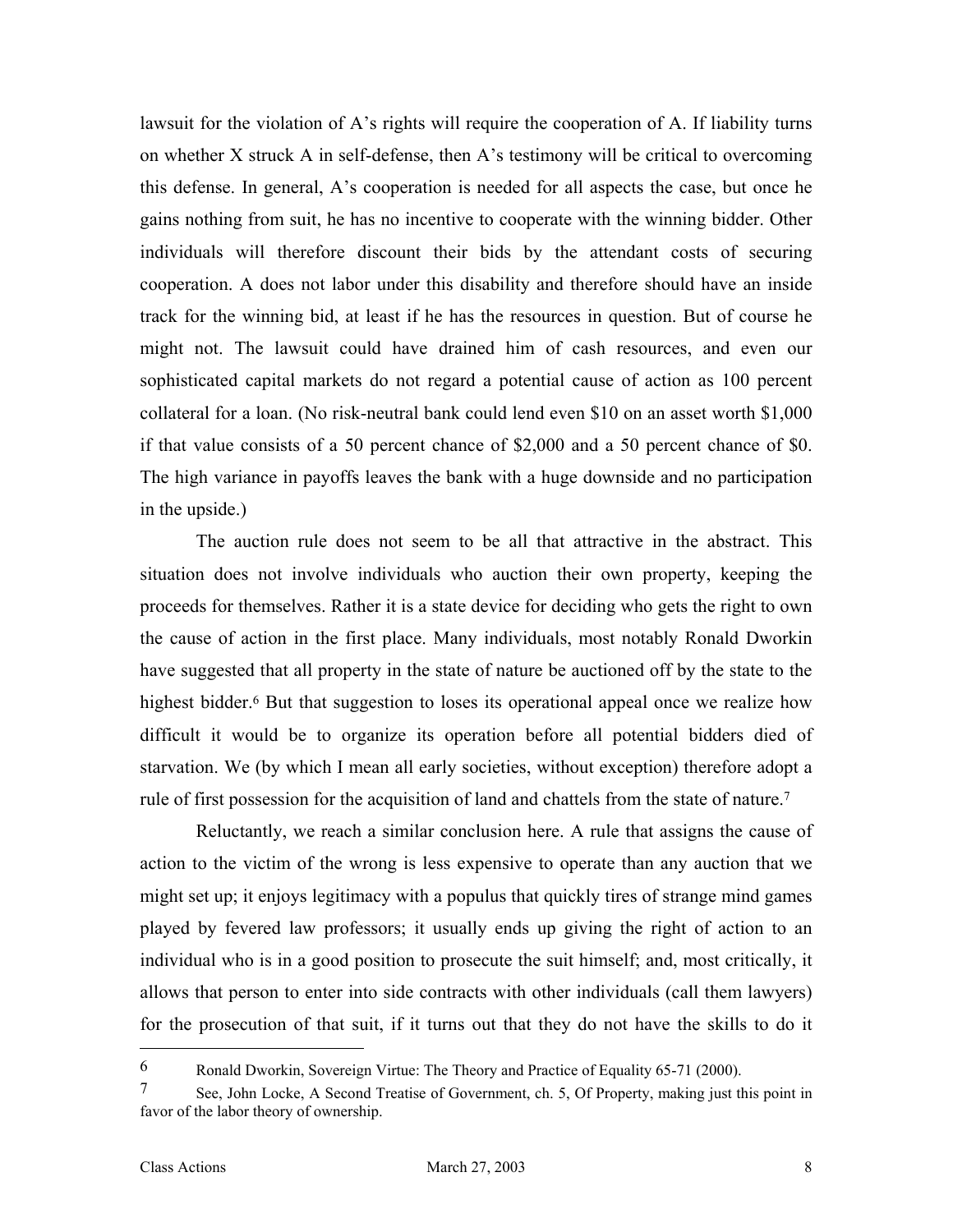lawsuit for the violation of A's rights will require the cooperation of A. If liability turns on whether X struck A in self-defense, then A's testimony will be critical to overcoming this defense. In general, A's cooperation is needed for all aspects the case, but once he gains nothing from suit, he has no incentive to cooperate with the winning bidder. Other individuals will therefore discount their bids by the attendant costs of securing cooperation. A does not labor under this disability and therefore should have an inside track for the winning bid, at least if he has the resources in question. But of course he might not. The lawsuit could have drained him of cash resources, and even our sophisticated capital markets do not regard a potential cause of action as 100 percent collateral for a loan. (No risk-neutral bank could lend even $10 on an asset worth $1,000 if that value consists of a 50 percent chance of $2,000 and a 50 percent chance of $0. The high variance in payoffs leaves the bank with a huge downside and no participation in the upside.)

The auction rule does not seem to be all that attractive in the abstract. This situation does not involve individuals who auction their own property, keeping the proceeds for themselves. Rather it is a state device for deciding who gets the right to own the cause of action in the first place. Many individuals, most notably Ronald Dworkin have suggested that all property in the state of nature be auctioned off by the state to the highest bidder.[6] But that suggestion to loses its operational appeal once we realize how difficult it would be to organize its operation before all potential bidders died of starvation. We (by which I mean all early societies, without exception) therefore adopt a rule of first possession for the acquisition of land and chattels from the state of nature.[7]

Reluctantly, we reach a similar conclusion here. A rule that assigns the cause of action to the victim of the wrong is less expensive to operate than any auction that we might set up; it enjoys legitimacy with a populus that quickly tires of strange mind games played by fevered law professors; it usually ends up giving the right of action to an individual who is in a good position to prosecute the suit himself; and, most critically, it allows that person to enter into side contracts with other individuals (call them lawyers) for the prosecution of that suit, if it turns out that they do not have the skills to do it

---

[6] Ronald Dworkin, Sovereign Virtue: The Theory and Practice of Equality 65-71 (2000).

[7] See, John Locke, A Second Treatise of Government, ch. 5, Of Property, making just this point in favor of the labor theory of ownership.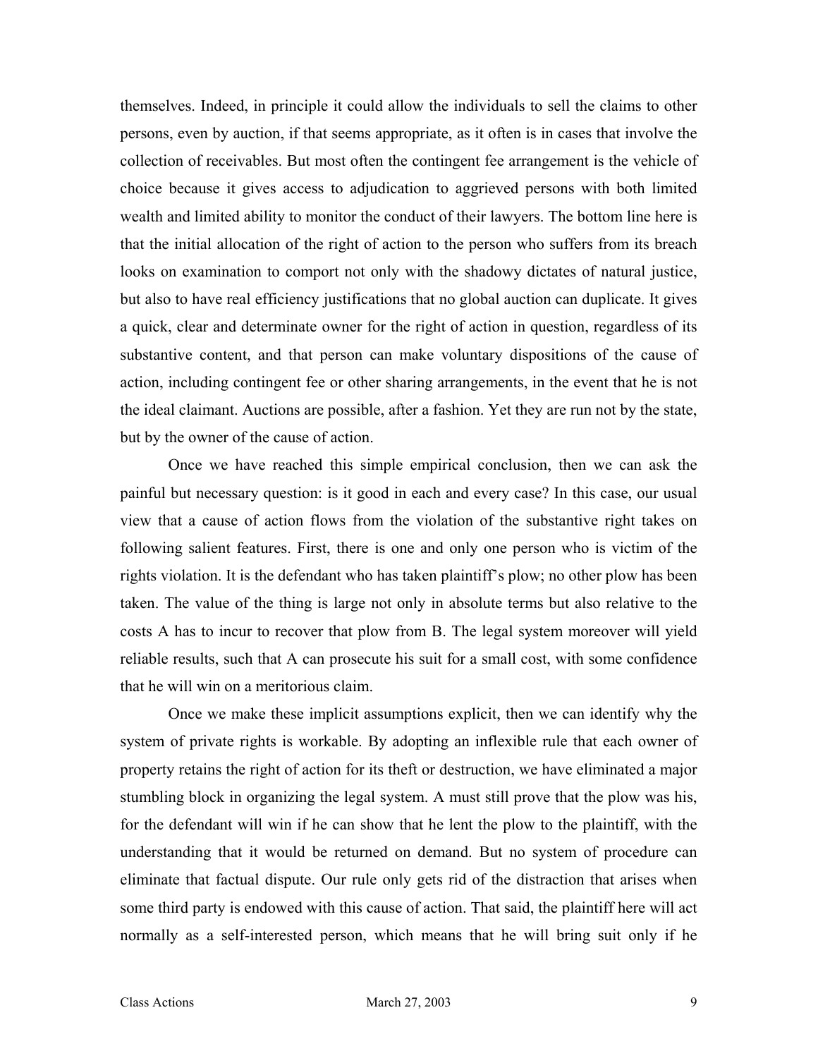themselves. Indeed, in principle it could allow the individuals to sell the claims to other persons, even by auction, if that seems appropriate, as it often is in cases that involve the collection of receivables. But most often the contingent fee arrangement is the vehicle of choice because it gives access to adjudication to aggrieved persons with both limited wealth and limited ability to monitor the conduct of their lawyers. The bottom line here is that the initial allocation of the right of action to the person who suffers from its breach looks on examination to comport not only with the shadowy dictates of natural justice, but also to have real efficiency justifications that no global auction can duplicate. It gives a quick, clear and determinate owner for the right of action in question, regardless of its substantive content, and that person can make voluntary dispositions of the cause of action, including contingent fee or other sharing arrangements, in the event that he is not the ideal claimant. Auctions are possible, after a fashion. Yet they are run not by the state, but by the owner of the cause of action.

Once we have reached this simple empirical conclusion, then we can ask the painful but necessary question: is it good in each and every case? In this case, our usual view that a cause of action flows from the violation of the substantive right takes on following salient features. First, there is one and only one person who is victim of the rights violation. It is the defendant who has taken plaintiff's plow; no other plow has been taken. The value of the thing is large not only in absolute terms but also relative to the costs A has to incur to recover that plow from B. The legal system moreover will yield reliable results, such that A can prosecute his suit for a small cost, with some confidence that he will win on a meritorious claim.

Once we make these implicit assumptions explicit, then we can identify why the system of private rights is workable. By adopting an inflexible rule that each owner of property retains the right of action for its theft or destruction, we have eliminated a major stumbling block in organizing the legal system. A must still prove that the plow was his, for the defendant will win if he can show that he lent the plow to the plaintiff, with the understanding that it would be returned on demand. But no system of procedure can eliminate that factual dispute. Our rule only gets rid of the distraction that arises when some third party is endowed with this cause of action. That said, the plaintiff here will act normally as a self-interested person, which means that he will bring suit only if he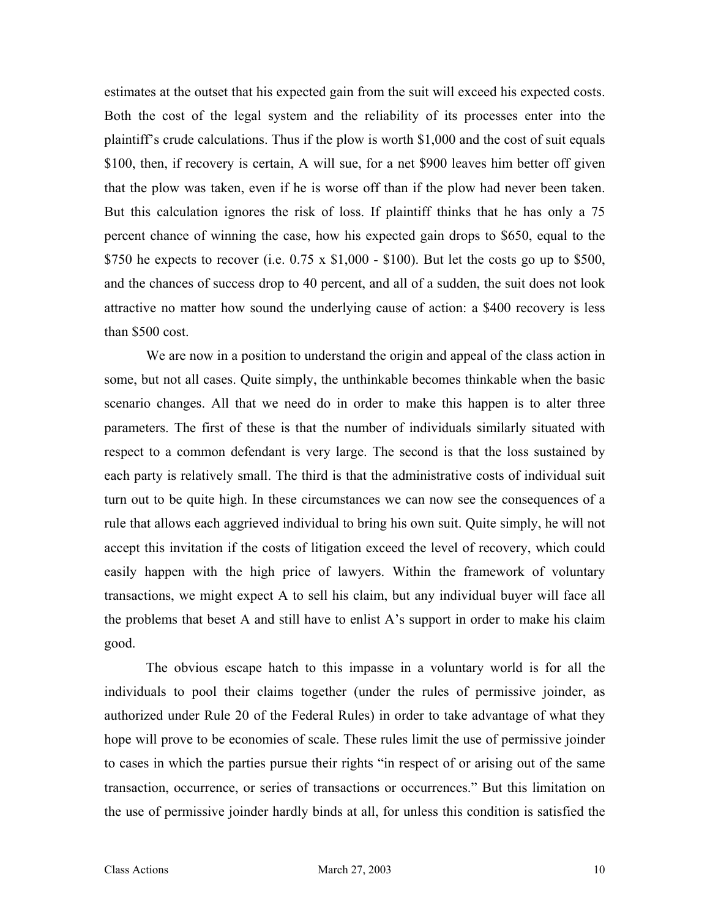estimates at the outset that his expected gain from the suit will exceed his expected costs. Both the cost of the legal system and the reliability of its processes enter into the plaintiff's crude calculations. Thus if the plow is worth $1,000 and the cost of suit equals $100, then, if recovery is certain, A will sue, for a net $900 leaves him better off given that the plow was taken, even if he is worse off than if the plow had never been taken. But this calculation ignores the risk of loss. If plaintiff thinks that he has only a 75 percent chance of winning the case, how his expected gain drops to $650, equal to the $750 he expects to recover (i.e. 0.75 x $1,000 - $100). But let the costs go up to $500, and the chances of success drop to 40 percent, and all of a sudden, the suit does not look attractive no matter how sound the underlying cause of action: a $400 recovery is less than $500 cost.

We are now in a position to understand the origin and appeal of the class action in some, but not all cases. Quite simply, the unthinkable becomes thinkable when the basic scenario changes. All that we need do in order to make this happen is to alter three parameters. The first of these is that the number of individuals similarly situated with respect to a common defendant is very large. The second is that the loss sustained by each party is relatively small. The third is that the administrative costs of individual suit turn out to be quite high. In these circumstances we can now see the consequences of a rule that allows each aggrieved individual to bring his own suit. Quite simply, he will not accept this invitation if the costs of litigation exceed the level of recovery, which could easily happen with the high price of lawyers. Within the framework of voluntary transactions, we might expect A to sell his claim, but any individual buyer will face all the problems that beset A and still have to enlist A's support in order to make his claim good.

The obvious escape hatch to this impasse in a voluntary world is for all the individuals to pool their claims together (under the rules of permissive joinder, as authorized under Rule 20 of the Federal Rules) in order to take advantage of what they hope will prove to be economies of scale. These rules limit the use of permissive joinder to cases in which the parties pursue their rights "in respect of or arising out of the same transaction, occurrence, or series of transactions or occurrences." But this limitation on the use of permissive joinder hardly binds at all, for unless this condition is satisfied the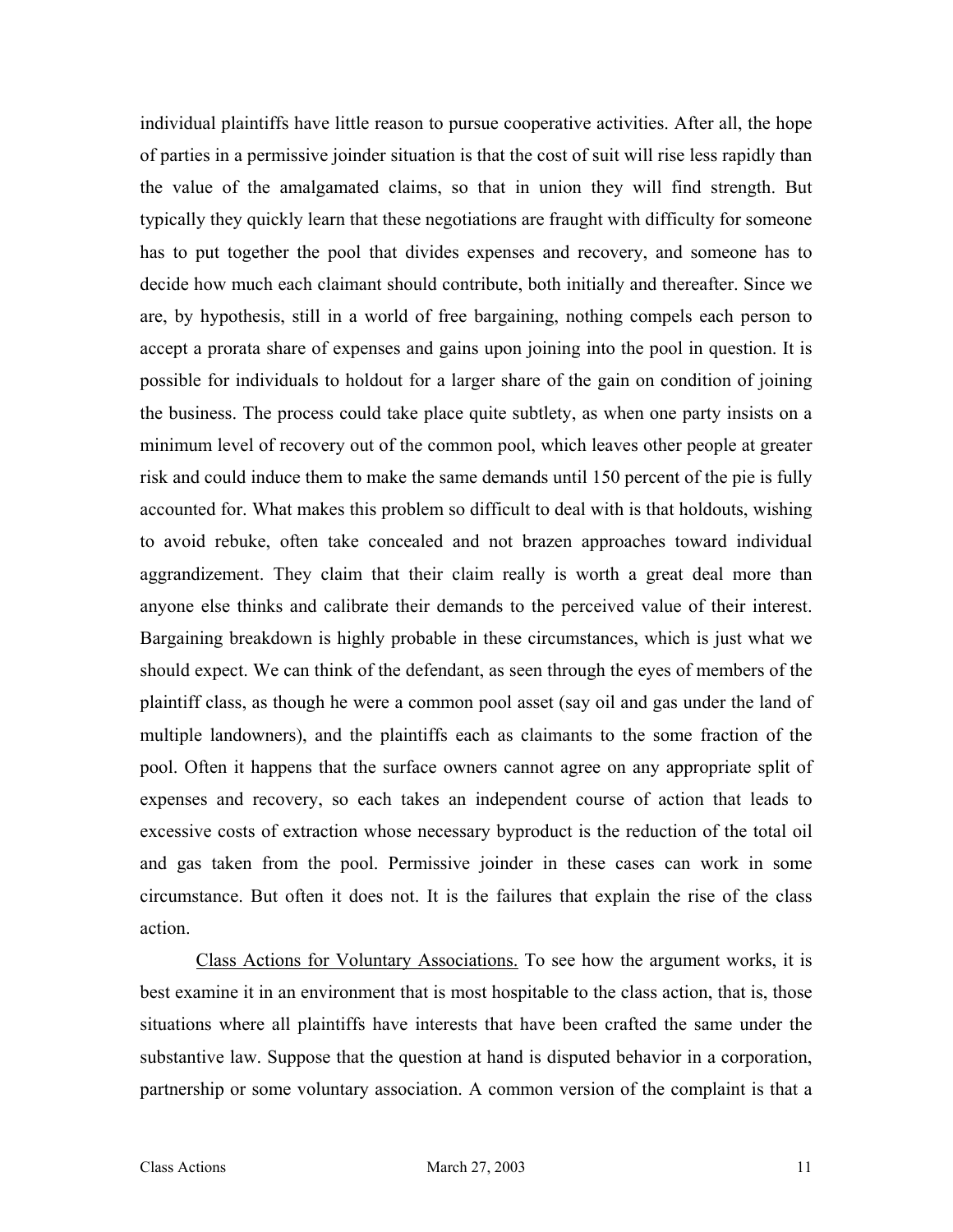individual plaintiffs have little reason to pursue cooperative activities. After all, the hope of parties in a permissive joinder situation is that the cost of suit will rise less rapidly than the value of the amalgamated claims, so that in union they will find strength. But typically they quickly learn that these negotiations are fraught with difficulty for someone has to put together the pool that divides expenses and recovery, and someone has to decide how much each claimant should contribute, both initially and thereafter. Since we are, by hypothesis, still in a world of free bargaining, nothing compels each person to accept a prorata share of expenses and gains upon joining into the pool in question. It is possible for individuals to holdout for a larger share of the gain on condition of joining the business. The process could take place quite subtletly, as when one party insists on a minimum level of recovery out of the common pool, which leaves other people at greater risk and could induce them to make the same demands until 150 percent of the pie is fully accounted for. What makes this problem so difficult to deal with is that holdouts, wishing to avoid rebuke, often take concealed and not brazen approaches toward individual aggrandizement. They claim that their claim really is worth a great deal more than anyone else thinks and calibrate their demands to the perceived value of their interest. Bargaining breakdown is highly probable in these circumstances, which is just what we should expect. We can think of the defendant, as seen through the eyes of members of the plaintiff class, as though he were a common pool asset (say oil and gas under the land of multiple landowners), and the plaintiffs each as claimants to the some fraction of the pool. Often it happens that the surface owners cannot agree on any appropriate split of expenses and recovery, so each takes an independent course of action that leads to excessive costs of extraction whose necessary byproduct is the reduction of the total oil and gas taken from the pool. Permissive joinder in these cases can work in some circumstance. But often it does not. It is the failures that explain the rise of the class action.

Class Actions for Voluntary Associations. To see how the argument works, it is best examine it in an environment that is most hospitable to the class action, that is, those situations where all plaintiffs have interests that have been crafted the same under the substantive law. Suppose that the question at hand is disputed behavior in a corporation, partnership or some voluntary association. A common version of the complaint is that a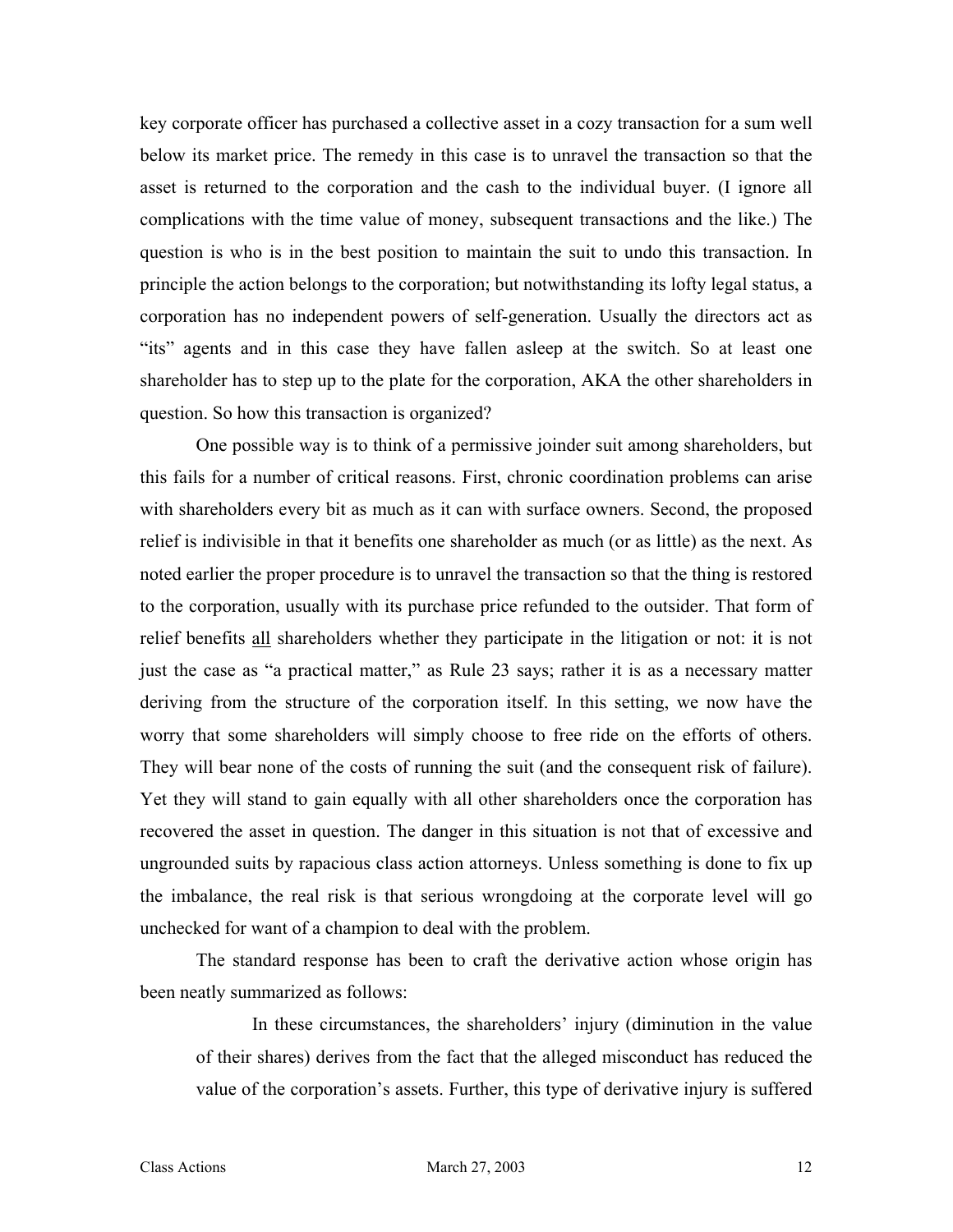key corporate officer has purchased a collective asset in a cozy transaction for a sum well below its market price. The remedy in this case is to unravel the transaction so that the asset is returned to the corporation and the cash to the individual buyer. (I ignore all complications with the time value of money, subsequent transactions and the like.) The question is who is in the best position to maintain the suit to undo this transaction. In principle the action belongs to the corporation; but notwithstanding its lofty legal status, a corporation has no independent powers of self-generation. Usually the directors act as "its" agents and in this case they have fallen asleep at the switch. So at least one shareholder has to step up to the plate for the corporation, AKA the other shareholders in question. So how this transaction is organized?

One possible way is to think of a permissive joinder suit among shareholders, but this fails for a number of critical reasons. First, chronic coordination problems can arise with shareholders every bit as much as it can with surface owners. Second, the proposed relief is indivisible in that it benefits one shareholder as much (or as little) as the next. As noted earlier the proper procedure is to unravel the transaction so that the thing is restored to the corporation, usually with its purchase price refunded to the outsider. That form of relief benefits <u>all</u> shareholders whether they participate in the litigation or not: it is not just the case as "a practical matter," as Rule 23 says; rather it is as a necessary matter deriving from the structure of the corporation itself. In this setting, we now have the worry that some shareholders will simply choose to free ride on the efforts of others. They will bear none of the costs of running the suit (and the consequent risk of failure). Yet they will stand to gain equally with all other shareholders once the corporation has recovered the asset in question. The danger in this situation is not that of excessive and ungrounded suits by rapacious class action attorneys. Unless something is done to fix up the imbalance, the real risk is that serious wrongdoing at the corporate level will go unchecked for want of a champion to deal with the problem.

The standard response has been to craft the derivative action whose origin has been neatly summarized as follows:

> In these circumstances, the shareholders' injury (diminution in the value of their shares) derives from the fact that the alleged misconduct has reduced the value of the corporation's assets. Further, this type of derivative injury is suffered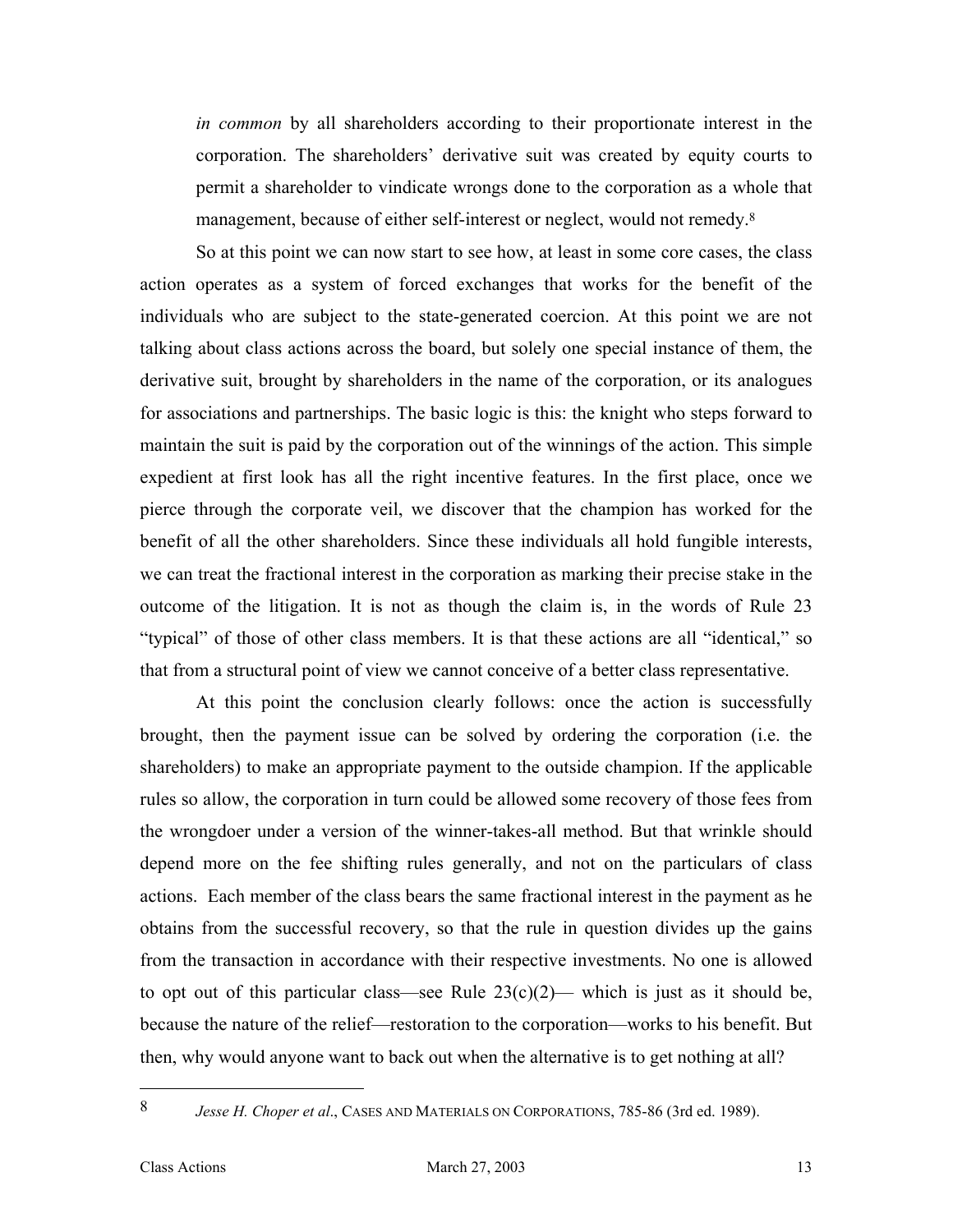*in common* by all shareholders according to their proportionate interest in the corporation. The shareholders' derivative suit was created by equity courts to permit a shareholder to vindicate wrongs done to the corporation as a whole that management, because of either self-interest or neglect, would not remedy.[8]

So at this point we can now start to see how, at least in some core cases, the class action operates as a system of forced exchanges that works for the benefit of the individuals who are subject to the state-generated coercion. At this point we are not talking about class actions across the board, but solely one special instance of them, the derivative suit, brought by shareholders in the name of the corporation, or its analogues for associations and partnerships. The basic logic is this: the knight who steps forward to maintain the suit is paid by the corporation out of the winnings of the action. This simple expedient at first look has all the right incentive features. In the first place, once we pierce through the corporate veil, we discover that the champion has worked for the benefit of all the other shareholders. Since these individuals all hold fungible interests, we can treat the fractional interest in the corporation as marking their precise stake in the outcome of the litigation. It is not as though the claim is, in the words of Rule 23 "typical" of those of other class members. It is that these actions are all "identical," so that from a structural point of view we cannot conceive of a better class representative.

At this point the conclusion clearly follows: once the action is successfully brought, then the payment issue can be solved by ordering the corporation (i.e. the shareholders) to make an appropriate payment to the outside champion. If the applicable rules so allow, the corporation in turn could be allowed some recovery of those fees from the wrongdoer under a version of the winner-takes-all method. But that wrinkle should depend more on the fee shifting rules generally, and not on the particulars of class actions. Each member of the class bears the same fractional interest in the payment as he obtains from the successful recovery, so that the rule in question divides up the gains from the transaction in accordance with their respective investments. No one is allowed to opt out of this particular class—see Rule 23(c)(2)— which is just as it should be, because the nature of the relief—restoration to the corporation—works to his benefit. But then, why would anyone want to back out when the alternative is to get nothing at all?

---

8 *Jesse H. Choper et al*., CASES AND MATERIALS ON CORPORATIONS, 785-86 (3rd ed. 1989).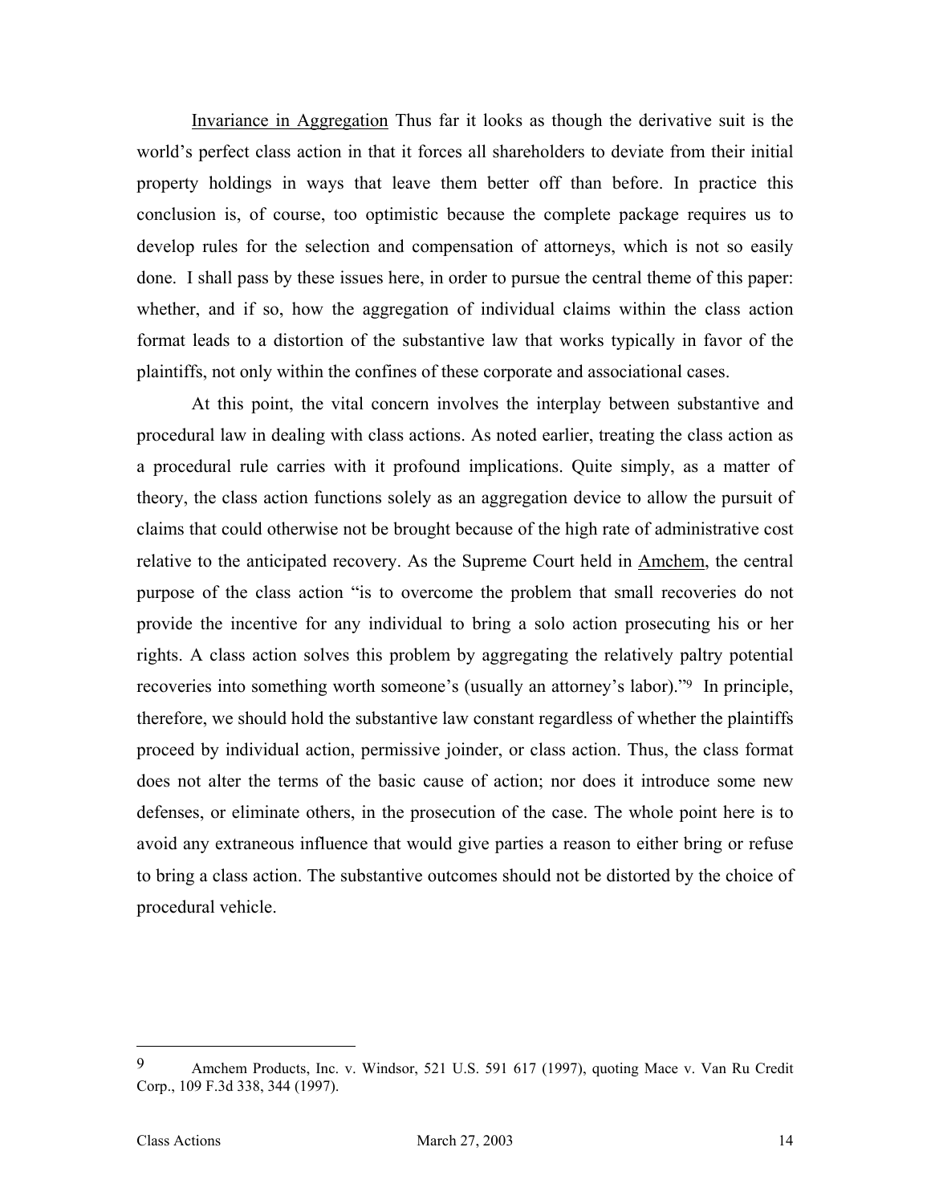Invariance in Aggregation Thus far it looks as though the derivative suit is the world's perfect class action in that it forces all shareholders to deviate from their initial property holdings in ways that leave them better off than before. In practice this conclusion is, of course, too optimistic because the complete package requires us to develop rules for the selection and compensation of attorneys, which is not so easily done. I shall pass by these issues here, in order to pursue the central theme of this paper: whether, and if so, how the aggregation of individual claims within the class action format leads to a distortion of the substantive law that works typically in favor of the plaintiffs, not only within the confines of these corporate and associational cases.

At this point, the vital concern involves the interplay between substantive and procedural law in dealing with class actions. As noted earlier, treating the class action as a procedural rule carries with it profound implications. Quite simply, as a matter of theory, the class action functions solely as an aggregation device to allow the pursuit of claims that could otherwise not be brought because of the high rate of administrative cost relative to the anticipated recovery. As the Supreme Court held in Amchem, the central purpose of the class action "is to overcome the problem that small recoveries do not provide the incentive for any individual to bring a solo action prosecuting his or her rights. A class action solves this problem by aggregating the relatively paltry potential recoveries into something worth someone's (usually an attorney's labor)."[9] In principle, therefore, we should hold the substantive law constant regardless of whether the plaintiffs proceed by individual action, permissive joinder, or class action. Thus, the class format does not alter the terms of the basic cause of action; nor does it introduce some new defenses, or eliminate others, in the prosecution of the case. The whole point here is to avoid any extraneous influence that would give parties a reason to either bring or refuse to bring a class action. The substantive outcomes should not be distorted by the choice of procedural vehicle.

---

[9] Amchem Products, Inc. v. Windsor, 521 U.S. 591 617 (1997), quoting Mace v. Van Ru Credit Corp., 109 F.3d 338, 344 (1997).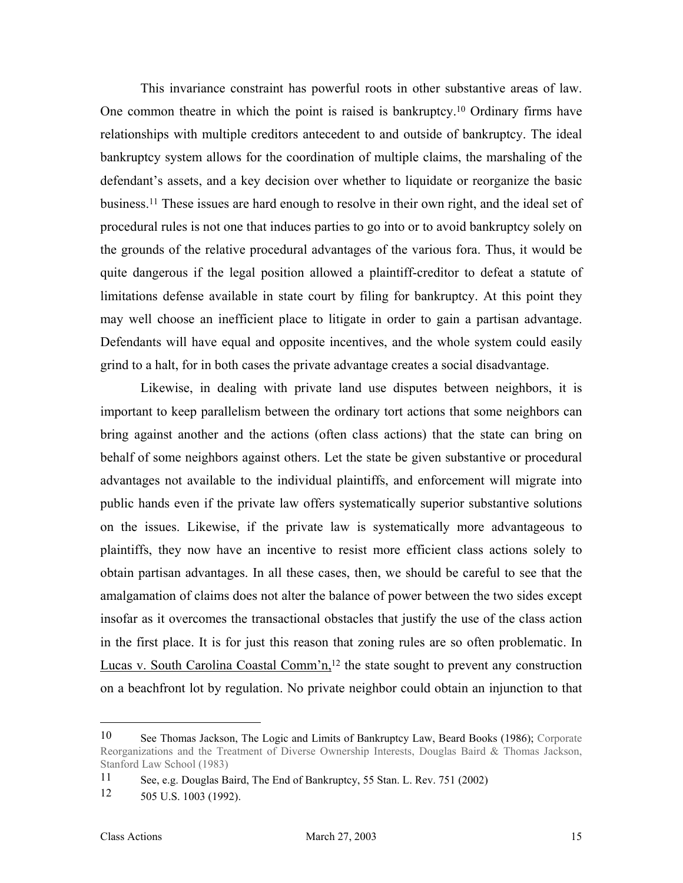This invariance constraint has powerful roots in other substantive areas of law. One common theatre in which the point is raised is bankruptcy.[10] Ordinary firms have relationships with multiple creditors antecedent to and outside of bankruptcy. The ideal bankruptcy system allows for the coordination of multiple claims, the marshaling of the defendant's assets, and a key decision over whether to liquidate or reorganize the basic business.[11] These issues are hard enough to resolve in their own right, and the ideal set of procedural rules is not one that induces parties to go into or to avoid bankruptcy solely on the grounds of the relative procedural advantages of the various fora. Thus, it would be quite dangerous if the legal position allowed a plaintiff-creditor to defeat a statute of limitations defense available in state court by filing for bankruptcy. At this point they may well choose an inefficient place to litigate in order to gain a partisan advantage. Defendants will have equal and opposite incentives, and the whole system could easily grind to a halt, for in both cases the private advantage creates a social disadvantage.

Likewise, in dealing with private land use disputes between neighbors, it is important to keep parallelism between the ordinary tort actions that some neighbors can bring against another and the actions (often class actions) that the state can bring on behalf of some neighbors against others. Let the state be given substantive or procedural advantages not available to the individual plaintiffs, and enforcement will migrate into public hands even if the private law offers systematically superior substantive solutions on the issues. Likewise, if the private law is systematically more advantageous to plaintiffs, they now have an incentive to resist more efficient class actions solely to obtain partisan advantages. In all these cases, then, we should be careful to see that the amalgamation of claims does not alter the balance of power between the two sides except insofar as it overcomes the transactional obstacles that justify the use of the class action in the first place. It is for just this reason that zoning rules are so often problematic. In Lucas v. South Carolina Coastal Comm'n,[12] the state sought to prevent any construction on a beachfront lot by regulation. No private neighbor could obtain an injunction to that

---

10 See Thomas Jackson, The Logic and Limits of Bankruptcy Law, Beard Books (1986); Corporate Reorganizations and the Treatment of Diverse Ownership Interests, Douglas Baird & Thomas Jackson, Stanford Law School (1983)

11 See, e.g. Douglas Baird, The End of Bankruptcy, 55 Stan. L. Rev. 751 (2002)

12 505 U.S. 1003 (1992).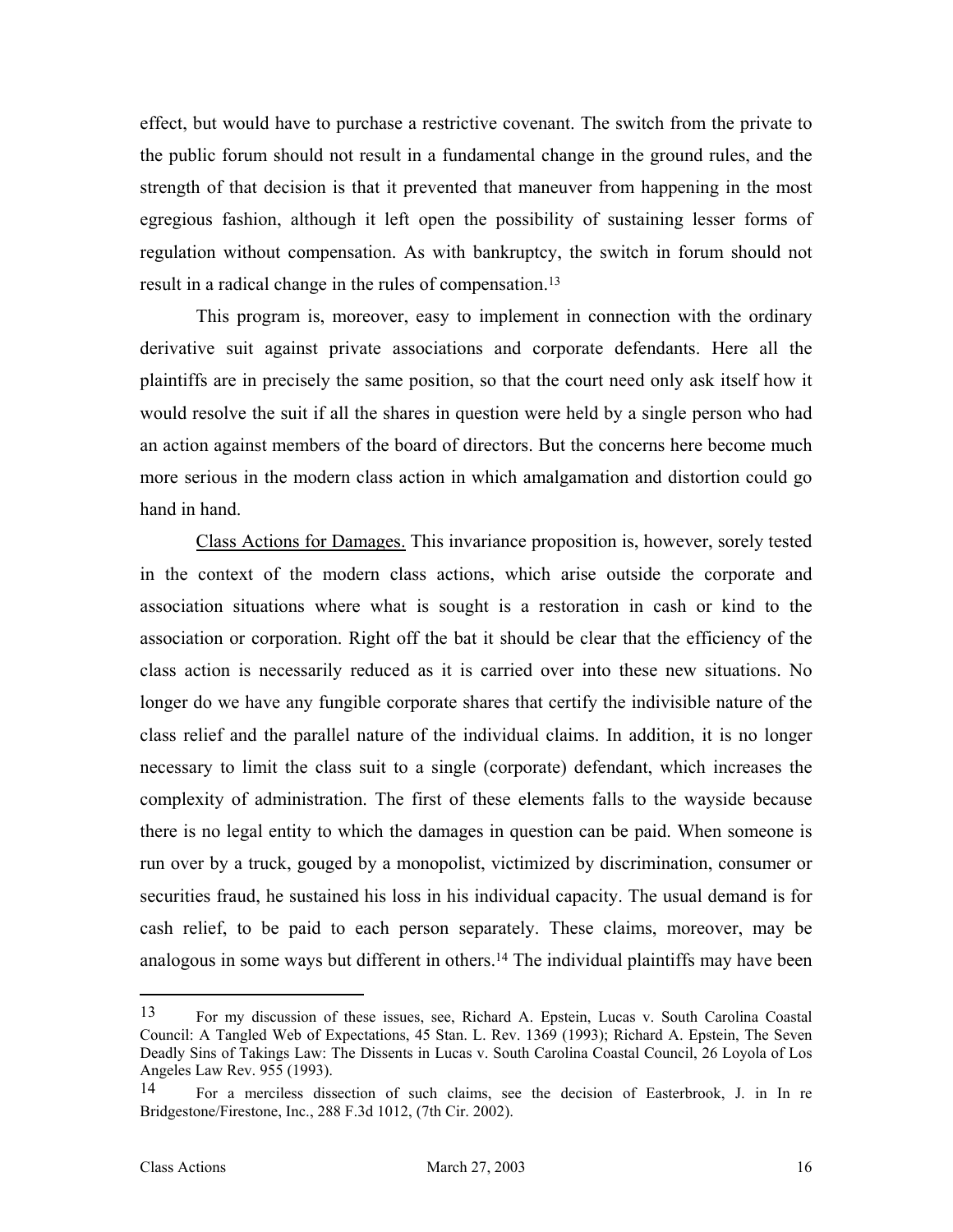effect, but would have to purchase a restrictive covenant. The switch from the private to the public forum should not result in a fundamental change in the ground rules, and the strength of that decision is that it prevented that maneuver from happening in the most egregious fashion, although it left open the possibility of sustaining lesser forms of regulation without compensation. As with bankruptcy, the switch in forum should not result in a radical change in the rules of compensation.[13]

This program is, moreover, easy to implement in connection with the ordinary derivative suit against private associations and corporate defendants. Here all the plaintiffs are in precisely the same position, so that the court need only ask itself how it would resolve the suit if all the shares in question were held by a single person who had an action against members of the board of directors. But the concerns here become much more serious in the modern class action in which amalgamation and distortion could go hand in hand.

Class Actions for Damages. This invariance proposition is, however, sorely tested in the context of the modern class actions, which arise outside the corporate and association situations where what is sought is a restoration in cash or kind to the association or corporation. Right off the bat it should be clear that the efficiency of the class action is necessarily reduced as it is carried over into these new situations. No longer do we have any fungible corporate shares that certify the indivisible nature of the class relief and the parallel nature of the individual claims. In addition, it is no longer necessary to limit the class suit to a single (corporate) defendant, which increases the complexity of administration. The first of these elements falls to the wayside because there is no legal entity to which the damages in question can be paid. When someone is run over by a truck, gouged by a monopolist, victimized by discrimination, consumer or securities fraud, he sustained his loss in his individual capacity. The usual demand is for cash relief, to be paid to each person separately. These claims, moreover, may be analogous in some ways but different in others.[14] The individual plaintiffs may have been

---

[13] For my discussion of these issues, see, Richard A. Epstein, Lucas v. South Carolina Coastal Council: A Tangled Web of Expectations, 45 Stan. L. Rev. 1369 (1993); Richard A. Epstein, The Seven Deadly Sins of Takings Law: The Dissents in Lucas v. South Carolina Coastal Council, 26 Loyola of Los Angeles Law Rev. 955 (1993).

[14] For a merciless dissection of such claims, see the decision of Easterbrook, J. in In re Bridgestone/Firestone, Inc., 288 F.3d 1012, (7th Cir. 2002).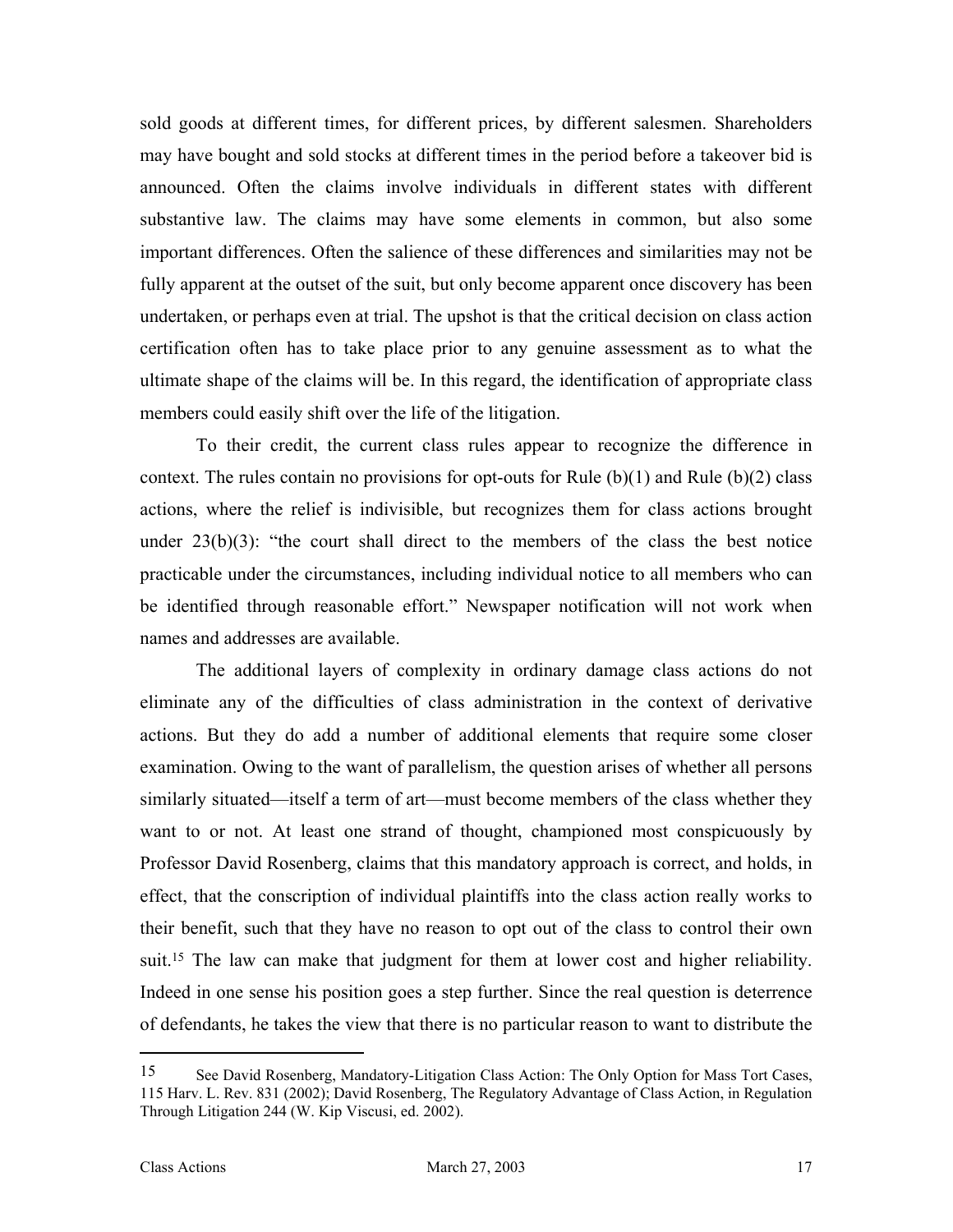sold goods at different times, for different prices, by different salesmen. Shareholders may have bought and sold stocks at different times in the period before a takeover bid is announced. Often the claims involve individuals in different states with different substantive law. The claims may have some elements in common, but also some important differences. Often the salience of these differences and similarities may not be fully apparent at the outset of the suit, but only become apparent once discovery has been undertaken, or perhaps even at trial. The upshot is that the critical decision on class action certification often has to take place prior to any genuine assessment as to what the ultimate shape of the claims will be. In this regard, the identification of appropriate class members could easily shift over the life of the litigation.

To their credit, the current class rules appear to recognize the difference in context. The rules contain no provisions for opt-outs for Rule (b)(1) and Rule (b)(2) class actions, where the relief is indivisible, but recognizes them for class actions brought under 23(b)(3): "the court shall direct to the members of the class the best notice practicable under the circumstances, including individual notice to all members who can be identified through reasonable effort." Newspaper notification will not work when names and addresses are available.

The additional layers of complexity in ordinary damage class actions do not eliminate any of the difficulties of class administration in the context of derivative actions. But they do add a number of additional elements that require some closer examination. Owing to the want of parallelism, the question arises of whether all persons similarly situated—itself a term of art—must become members of the class whether they want to or not. At least one strand of thought, championed most conspicuously by Professor David Rosenberg, claims that this mandatory approach is correct, and holds, in effect, that the conscription of individual plaintiffs into the class action really works to their benefit, such that they have no reason to opt out of the class to control their own suit.[15] The law can make that judgment for them at lower cost and higher reliability. Indeed in one sense his position goes a step further. Since the real question is deterrence of defendants, he takes the view that there is no particular reason to want to distribute the

---

[15] See David Rosenberg, Mandatory-Litigation Class Action: The Only Option for Mass Tort Cases, 115 Harv. L. Rev. 831 (2002); David Rosenberg, The Regulatory Advantage of Class Action, in Regulation Through Litigation 244 (W. Kip Viscusi, ed. 2002).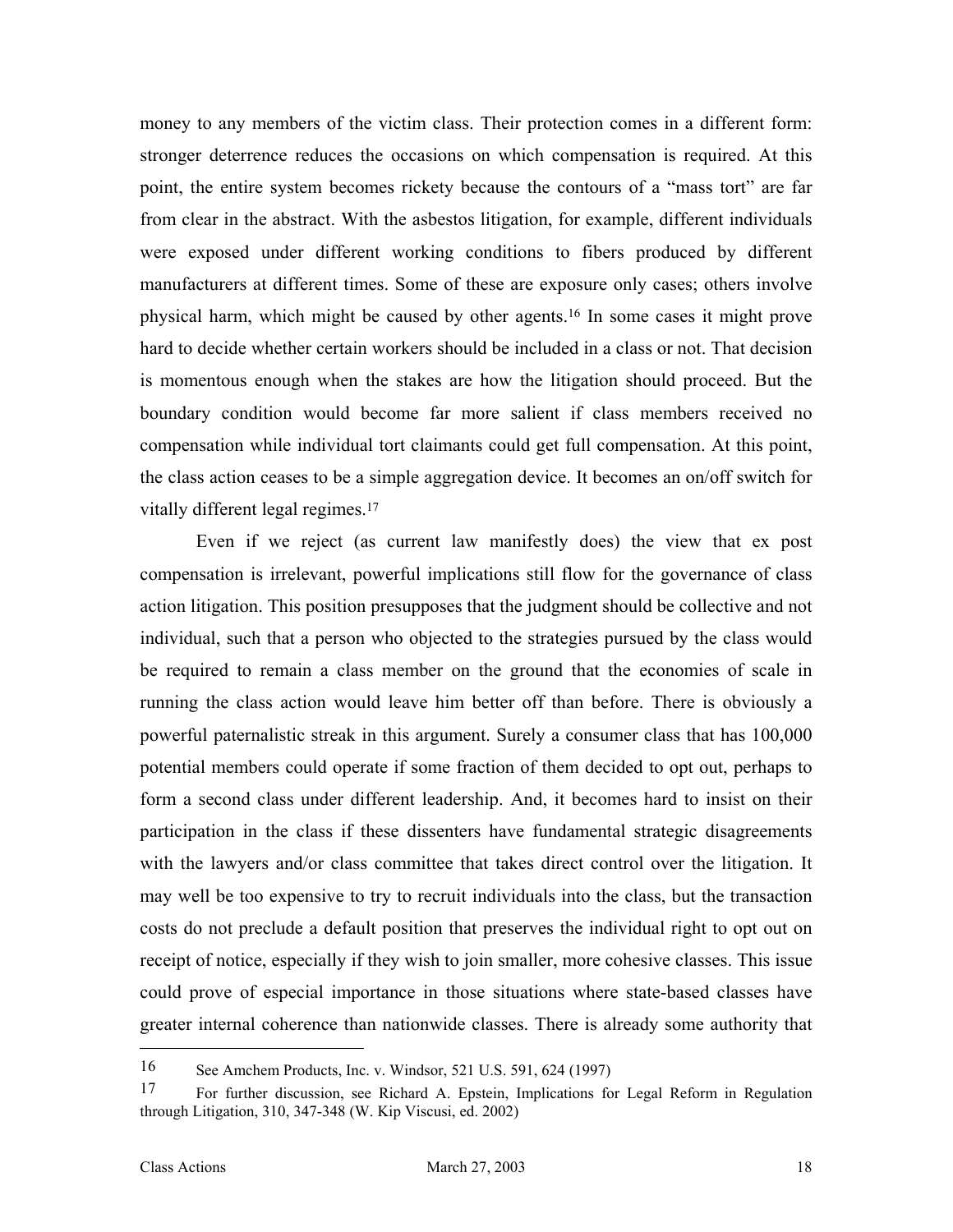money to any members of the victim class. Their protection comes in a different form: stronger deterrence reduces the occasions on which compensation is required. At this point, the entire system becomes rickety because the contours of a "mass tort" are far from clear in the abstract. With the asbestos litigation, for example, different individuals were exposed under different working conditions to fibers produced by different manufacturers at different times. Some of these are exposure only cases; others involve physical harm, which might be caused by other agents.[16] In some cases it might prove hard to decide whether certain workers should be included in a class or not. That decision is momentous enough when the stakes are how the litigation should proceed. But the boundary condition would become far more salient if class members received no compensation while individual tort claimants could get full compensation. At this point, the class action ceases to be a simple aggregation device. It becomes an on/off switch for vitally different legal regimes.[17]

Even if we reject (as current law manifestly does) the view that ex post compensation is irrelevant, powerful implications still flow for the governance of class action litigation. This position presupposes that the judgment should be collective and not individual, such that a person who objected to the strategies pursued by the class would be required to remain a class member on the ground that the economies of scale in running the class action would leave him better off than before. There is obviously a powerful paternalistic streak in this argument. Surely a consumer class that has 100,000 potential members could operate if some fraction of them decided to opt out, perhaps to form a second class under different leadership. And, it becomes hard to insist on their participation in the class if these dissenters have fundamental strategic disagreements with the lawyers and/or class committee that takes direct control over the litigation. It may well be too expensive to try to recruit individuals into the class, but the transaction costs do not preclude a default position that preserves the individual right to opt out on receipt of notice, especially if they wish to join smaller, more cohesive classes. This issue could prove of especial importance in those situations where state-based classes have greater internal coherence than nationwide classes. There is already some authority that

---

16 See Amchem Products, Inc. v. Windsor, 521 U.S. 591, 624 (1997)

17 For further discussion, see Richard A. Epstein, Implications for Legal Reform in Regulation through Litigation, 310, 347-348 (W. Kip Viscusi, ed. 2002)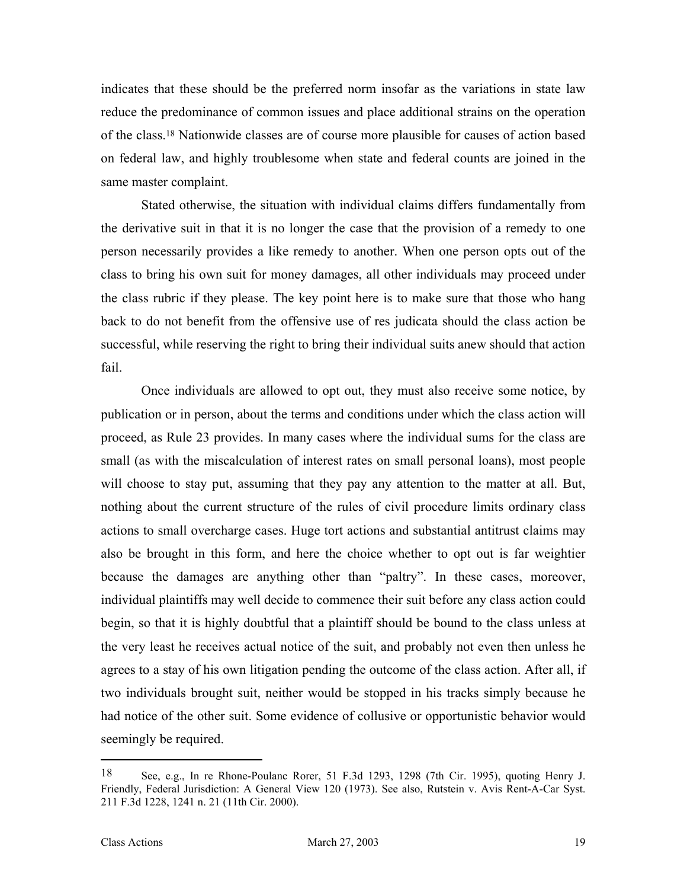indicates that these should be the preferred norm insofar as the variations in state law reduce the predominance of common issues and place additional strains on the operation of the class.[18] Nationwide classes are of course more plausible for causes of action based on federal law, and highly troublesome when state and federal counts are joined in the same master complaint.

Stated otherwise, the situation with individual claims differs fundamentally from the derivative suit in that it is no longer the case that the provision of a remedy to one person necessarily provides a like remedy to another. When one person opts out of the class to bring his own suit for money damages, all other individuals may proceed under the class rubric if they please. The key point here is to make sure that those who hang back to do not benefit from the offensive use of res judicata should the class action be successful, while reserving the right to bring their individual suits anew should that action fail.

Once individuals are allowed to opt out, they must also receive some notice, by publication or in person, about the terms and conditions under which the class action will proceed, as Rule 23 provides. In many cases where the individual sums for the class are small (as with the miscalculation of interest rates on small personal loans), most people will choose to stay put, assuming that they pay any attention to the matter at all. But, nothing about the current structure of the rules of civil procedure limits ordinary class actions to small overcharge cases. Huge tort actions and substantial antitrust claims may also be brought in this form, and here the choice whether to opt out is far weightier because the damages are anything other than "paltry". In these cases, moreover, individual plaintiffs may well decide to commence their suit before any class action could begin, so that it is highly doubtful that a plaintiff should be bound to the class unless at the very least he receives actual notice of the suit, and probably not even then unless he agrees to a stay of his own litigation pending the outcome of the class action. After all, if two individuals brought suit, neither would be stopped in his tracks simply because he had notice of the other suit. Some evidence of collusive or opportunistic behavior would seemingly be required.

---

[18] See, e.g., In re Rhone-Poulanc Rorer, 51 F.3d 1293, 1298 (7th Cir. 1995), quoting Henry J. Friendly, Federal Jurisdiction: A General View 120 (1973). See also, Rutstein v. Avis Rent-A-Car Syst. 211 F.3d 1228, 1241 n. 21 (11th Cir. 2000).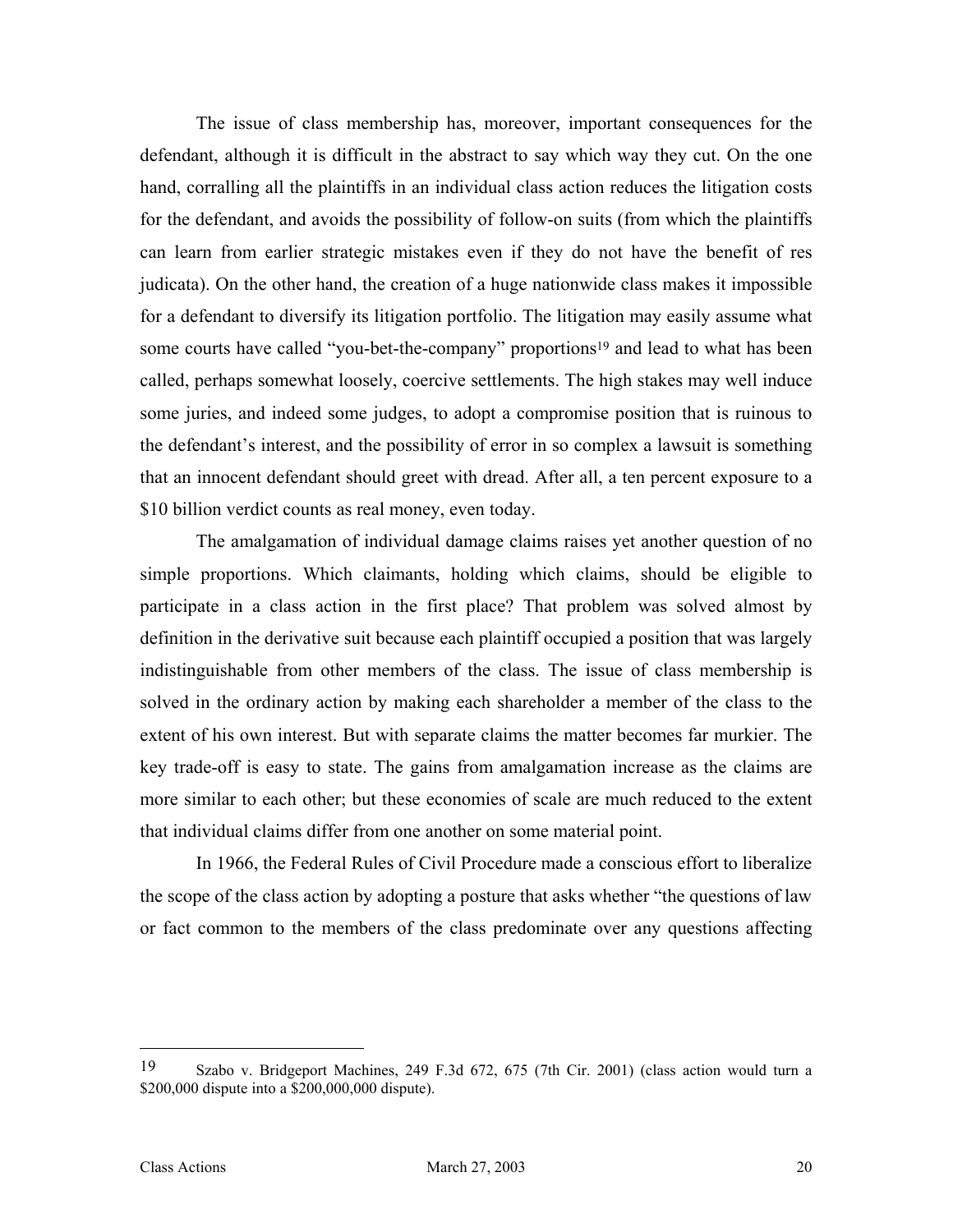The issue of class membership has, moreover, important consequences for the defendant, although it is difficult in the abstract to say which way they cut. On the one hand, corralling all the plaintiffs in an individual class action reduces the litigation costs for the defendant, and avoids the possibility of follow-on suits (from which the plaintiffs can learn from earlier strategic mistakes even if they do not have the benefit of res judicata). On the other hand, the creation of a huge nationwide class makes it impossible for a defendant to diversify its litigation portfolio. The litigation may easily assume what some courts have called "you-bet-the-company" proportions[19] and lead to what has been called, perhaps somewhat loosely, coercive settlements. The high stakes may well induce some juries, and indeed some judges, to adopt a compromise position that is ruinous to the defendant's interest, and the possibility of error in so complex a lawsuit is something that an innocent defendant should greet with dread. After all, a ten percent exposure to a $10 billion verdict counts as real money, even today.

The amalgamation of individual damage claims raises yet another question of no simple proportions. Which claimants, holding which claims, should be eligible to participate in a class action in the first place? That problem was solved almost by definition in the derivative suit because each plaintiff occupied a position that was largely indistinguishable from other members of the class. The issue of class membership is solved in the ordinary action by making each shareholder a member of the class to the extent of his own interest. But with separate claims the matter becomes far murkier. The key trade-off is easy to state. The gains from amalgamation increase as the claims are more similar to each other; but these economies of scale are much reduced to the extent that individual claims differ from one another on some material point.

In 1966, the Federal Rules of Civil Procedure made a conscious effort to liberalize the scope of the class action by adopting a posture that asks whether "the questions of law or fact common to the members of the class predominate over any questions affecting

---

[19] Szabo v. Bridgeport Machines, 249 F.3d 672, 675 (7th Cir. 2001) (class action would turn a $200,000 dispute into a $200,000,000 dispute).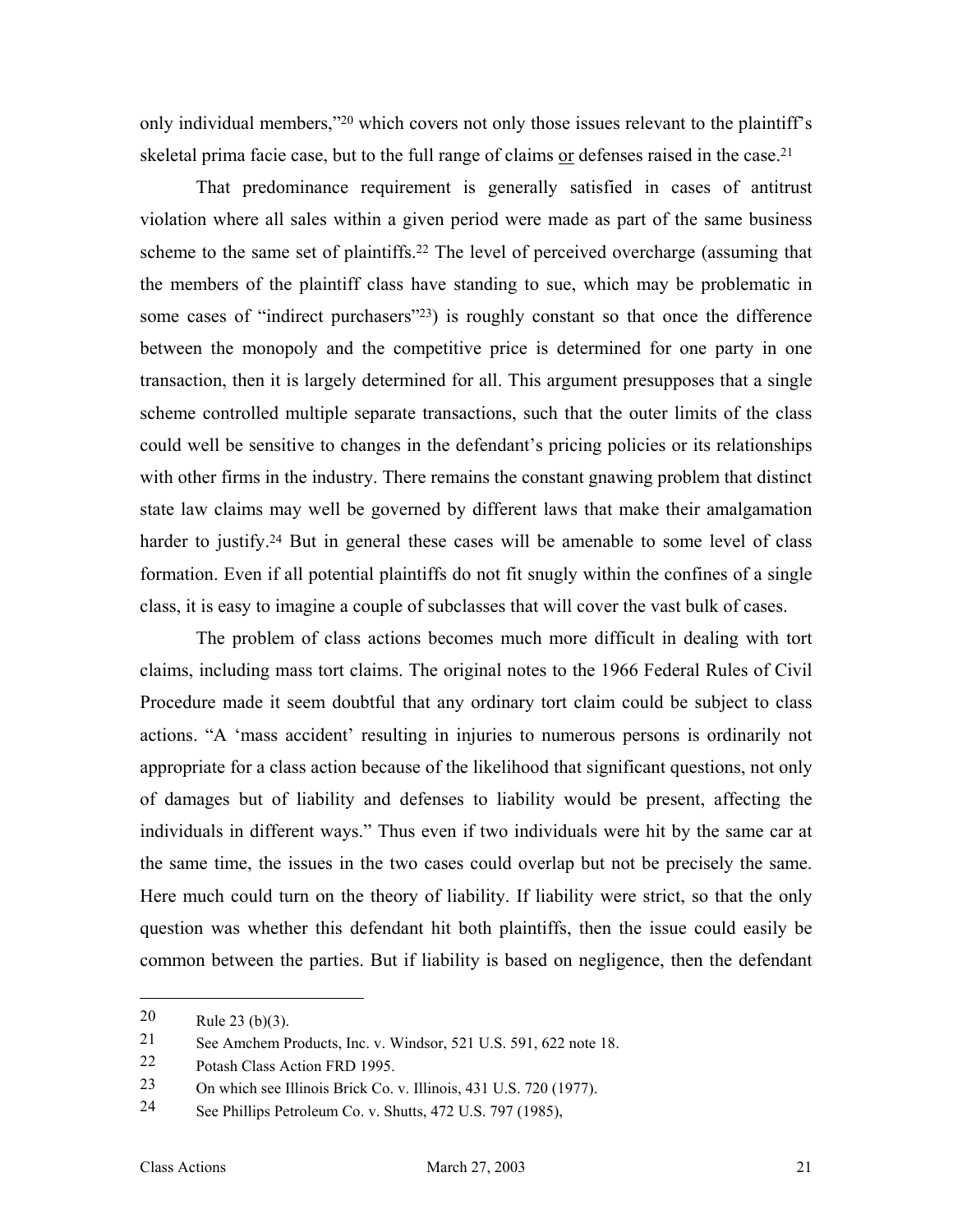only individual members,"[20] which covers not only those issues relevant to the plaintiff's skeletal prima facie case, but to the full range of claims or defenses raised in the case.[21]

That predominance requirement is generally satisfied in cases of antitrust violation where all sales within a given period were made as part of the same business scheme to the same set of plaintiffs.[22] The level of perceived overcharge (assuming that the members of the plaintiff class have standing to sue, which may be problematic in some cases of "indirect purchasers"[23]) is roughly constant so that once the difference between the monopoly and the competitive price is determined for one party in one transaction, then it is largely determined for all. This argument presupposes that a single scheme controlled multiple separate transactions, such that the outer limits of the class could well be sensitive to changes in the defendant's pricing policies or its relationships with other firms in the industry. There remains the constant gnawing problem that distinct state law claims may well be governed by different laws that make their amalgamation harder to justify.[24] But in general these cases will be amenable to some level of class formation. Even if all potential plaintiffs do not fit snugly within the confines of a single class, it is easy to imagine a couple of subclasses that will cover the vast bulk of cases.

The problem of class actions becomes much more difficult in dealing with tort claims, including mass tort claims. The original notes to the 1966 Federal Rules of Civil Procedure made it seem doubtful that any ordinary tort claim could be subject to class actions. "A 'mass accident' resulting in injuries to numerous persons is ordinarily not appropriate for a class action because of the likelihood that significant questions, not only of damages but of liability and defenses to liability would be present, affecting the individuals in different ways." Thus even if two individuals were hit by the same car at the same time, the issues in the two cases could overlap but not be precisely the same. Here much could turn on the theory of liability. If liability were strict, so that the only question was whether this defendant hit both plaintiffs, then the issue could easily be common between the parties. But if liability is based on negligence, then the defendant

---

[20] Rule 23 (b)(3).

[21] See Amchem Products, Inc. v. Windsor, 521 U.S. 591, 622 note 18.

[22] Potash Class Action FRD 1995.

[23] On which see Illinois Brick Co. v. Illinois, 431 U.S. 720 (1977).

[24] See Phillips Petroleum Co. v. Shutts, 472 U.S. 797 (1985),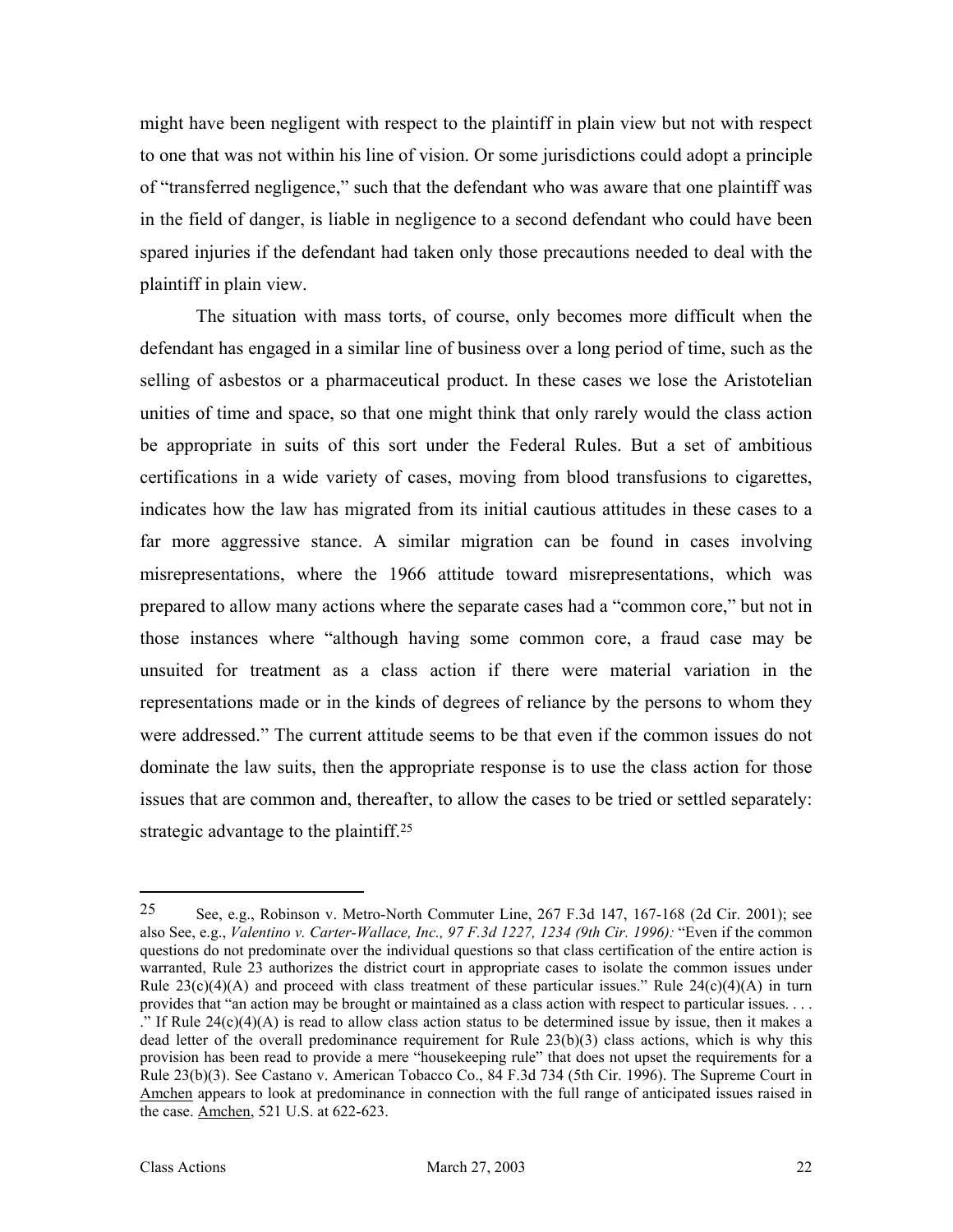might have been negligent with respect to the plaintiff in plain view but not with respect to one that was not within his line of vision. Or some jurisdictions could adopt a principle of "transferred negligence," such that the defendant who was aware that one plaintiff was in the field of danger, is liable in negligence to a second defendant who could have been spared injuries if the defendant had taken only those precautions needed to deal with the plaintiff in plain view.

The situation with mass torts, of course, only becomes more difficult when the defendant has engaged in a similar line of business over a long period of time, such as the selling of asbestos or a pharmaceutical product. In these cases we lose the Aristotelian unities of time and space, so that one might think that only rarely would the class action be appropriate in suits of this sort under the Federal Rules. But a set of ambitious certifications in a wide variety of cases, moving from blood transfusions to cigarettes, indicates how the law has migrated from its initial cautious attitudes in these cases to a far more aggressive stance. A similar migration can be found in cases involving misrepresentations, where the 1966 attitude toward misrepresentations, which was prepared to allow many actions where the separate cases had a "common core," but not in those instances where "although having some common core, a fraud case may be unsuited for treatment as a class action if there were material variation in the representations made or in the kinds of degrees of reliance by the persons to whom they were addressed." The current attitude seems to be that even if the common issues do not dominate the law suits, then the appropriate response is to use the class action for those issues that are common and, thereafter, to allow the cases to be tried or settled separately: strategic advantage to the plaintiff.[25]

---

[25] See, e.g., Robinson v. Metro-North Commuter Line, 267 F.3d 147, 167-168 (2d Cir. 2001); see also See, e.g., *Valentino v. Carter-Wallace, Inc., 97 F.3d 1227, 1234 (9th Cir. 1996):* "Even if the common questions do not predominate over the individual questions so that class certification of the entire action is warranted, Rule 23 authorizes the district court in appropriate cases to isolate the common issues under Rule 23(c)(4)(A) and proceed with class treatment of these particular issues." Rule 24(c)(4)(A) in turn provides that "an action may be brought or maintained as a class action with respect to particular issues. . . ." If Rule 24(c)(4)(A) is read to allow class action status to be determined issue by issue, then it makes a dead letter of the overall predominance requirement for Rule 23(b)(3) class actions, which is why this provision has been read to provide a mere "housekeeping rule" that does not upset the requirements for a Rule 23(b)(3). See Castano v. American Tobacco Co., 84 F.3d 734 (5th Cir. 1996). The Supreme Court in Amchen appears to look at predominance in connection with the full range of anticipated issues raised in the case. Amchen, 521 U.S. at 622-623.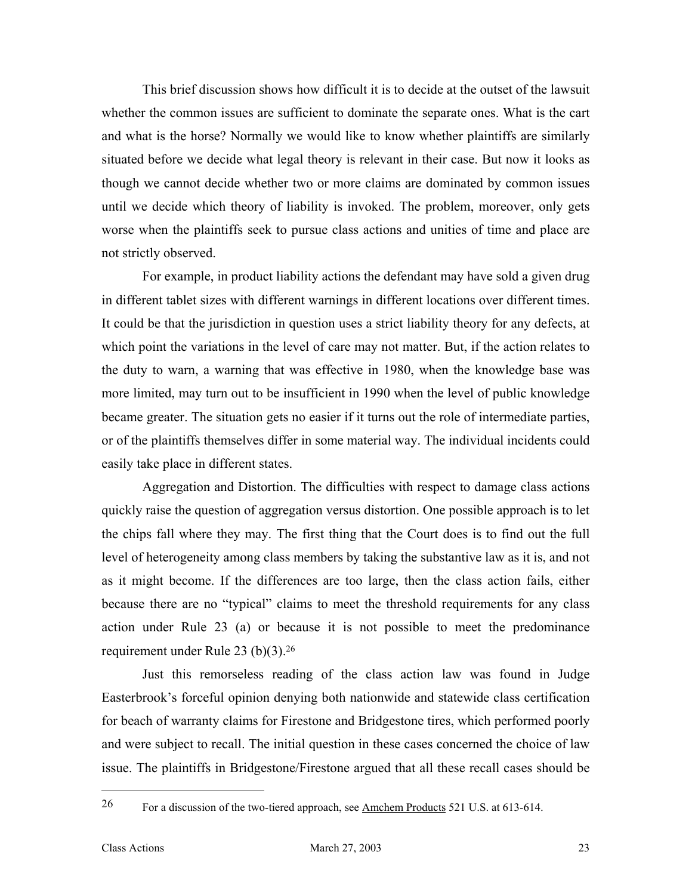This brief discussion shows how difficult it is to decide at the outset of the lawsuit whether the common issues are sufficient to dominate the separate ones. What is the cart and what is the horse? Normally we would like to know whether plaintiffs are similarly situated before we decide what legal theory is relevant in their case. But now it looks as though we cannot decide whether two or more claims are dominated by common issues until we decide which theory of liability is invoked. The problem, moreover, only gets worse when the plaintiffs seek to pursue class actions and unities of time and place are not strictly observed.

For example, in product liability actions the defendant may have sold a given drug in different tablet sizes with different warnings in different locations over different times. It could be that the jurisdiction in question uses a strict liability theory for any defects, at which point the variations in the level of care may not matter. But, if the action relates to the duty to warn, a warning that was effective in 1980, when the knowledge base was more limited, may turn out to be insufficient in 1990 when the level of public knowledge became greater. The situation gets no easier if it turns out the role of intermediate parties, or of the plaintiffs themselves differ in some material way. The individual incidents could easily take place in different states.

Aggregation and Distortion. The difficulties with respect to damage class actions quickly raise the question of aggregation versus distortion. One possible approach is to let the chips fall where they may. The first thing that the Court does is to find out the full level of heterogeneity among class members by taking the substantive law as it is, and not as it might become. If the differences are too large, then the class action fails, either because there are no "typical" claims to meet the threshold requirements for any class action under Rule 23 (a) or because it is not possible to meet the predominance requirement under Rule 23 (b)(3).[26]

Just this remorseless reading of the class action law was found in Judge Easterbrook's forceful opinion denying both nationwide and statewide class certification for beach of warranty claims for Firestone and Bridgestone tires, which performed poorly and were subject to recall. The initial question in these cases concerned the choice of law issue. The plaintiffs in Bridgestone/Firestone argued that all these recall cases should be

---

[26] For a discussion of the two-tiered approach, see Amchem Products 521 U.S. at 613-614.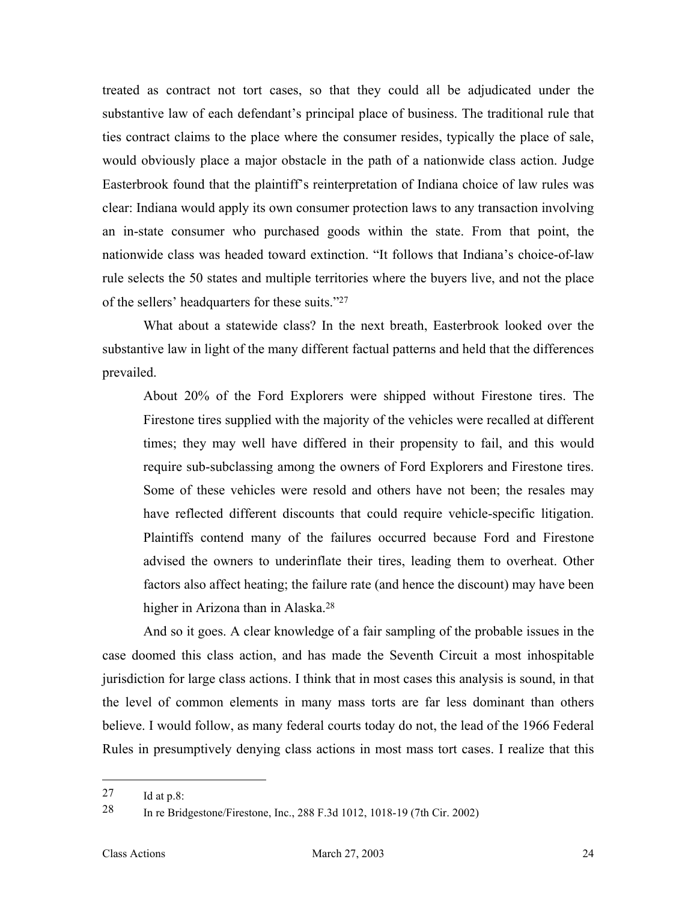treated as contract not tort cases, so that they could all be adjudicated under the substantive law of each defendant's principal place of business. The traditional rule that ties contract claims to the place where the consumer resides, typically the place of sale, would obviously place a major obstacle in the path of a nationwide class action. Judge Easterbrook found that the plaintiff's reinterpretation of Indiana choice of law rules was clear: Indiana would apply its own consumer protection laws to any transaction involving an in-state consumer who purchased goods within the state. From that point, the nationwide class was headed toward extinction. "It follows that Indiana's choice-of-law rule selects the 50 states and multiple territories where the buyers live, and not the place of the sellers' headquarters for these suits."[27]

What about a statewide class? In the next breath, Easterbrook looked over the substantive law in light of the many different factual patterns and held that the differences prevailed.

> About 20% of the Ford Explorers were shipped without Firestone tires. The Firestone tires supplied with the majority of the vehicles were recalled at different times; they may well have differed in their propensity to fail, and this would require sub-subclassing among the owners of Ford Explorers and Firestone tires. Some of these vehicles were resold and others have not been; the resales may have reflected different discounts that could require vehicle-specific litigation. Plaintiffs contend many of the failures occurred because Ford and Firestone advised the owners to underinflate their tires, leading them to overheat. Other factors also affect heating; the failure rate (and hence the discount) may have been higher in Arizona than in Alaska.[28]

And so it goes. A clear knowledge of a fair sampling of the probable issues in the case doomed this class action, and has made the Seventh Circuit a most inhospitable jurisdiction for large class actions. I think that in most cases this analysis is sound, in that the level of common elements in many mass torts are far less dominant than others believe. I would follow, as many federal courts today do not, the lead of the 1966 Federal Rules in presumptively denying class actions in most mass tort cases. I realize that this

---

[27] Id at p.8:

[28] In re Bridgestone/Firestone, Inc., 288 F.3d 1012, 1018-19 (7th Cir. 2002)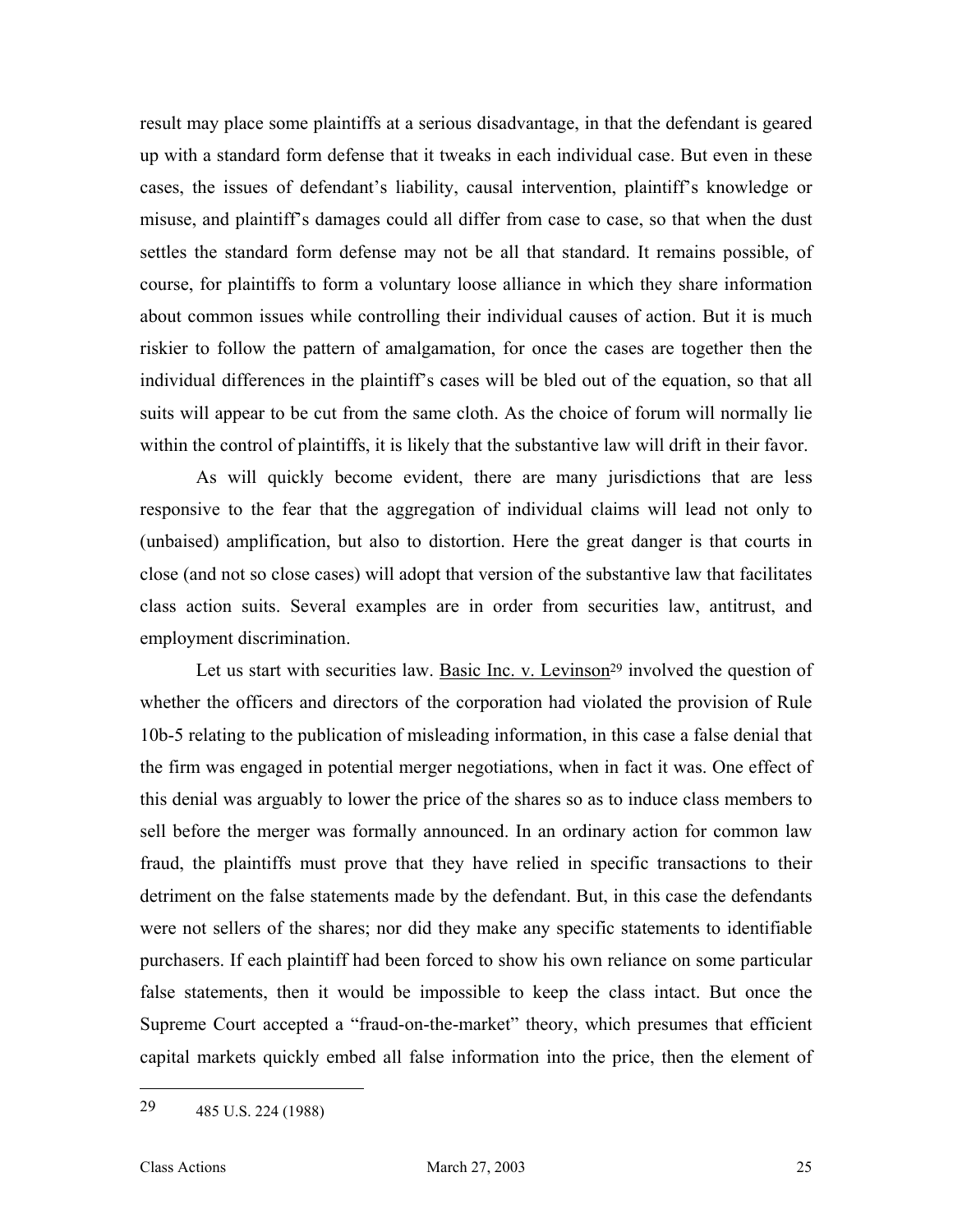result may place some plaintiffs at a serious disadvantage, in that the defendant is geared up with a standard form defense that it tweaks in each individual case. But even in these cases, the issues of defendant's liability, causal intervention, plaintiff's knowledge or misuse, and plaintiff's damages could all differ from case to case, so that when the dust settles the standard form defense may not be all that standard. It remains possible, of course, for plaintiffs to form a voluntary loose alliance in which they share information about common issues while controlling their individual causes of action. But it is much riskier to follow the pattern of amalgamation, for once the cases are together then the individual differences in the plaintiff's cases will be bled out of the equation, so that all suits will appear to be cut from the same cloth. As the choice of forum will normally lie within the control of plaintiffs, it is likely that the substantive law will drift in their favor.

As will quickly become evident, there are many jurisdictions that are less responsive to the fear that the aggregation of individual claims will lead not only to (unbaised) amplification, but also to distortion. Here the great danger is that courts in close (and not so close cases) will adopt that version of the substantive law that facilitates class action suits. Several examples are in order from securities law, antitrust, and employment discrimination.

Let us start with securities law. Basic Inc. v. Levinson[29] involved the question of whether the officers and directors of the corporation had violated the provision of Rule 10b-5 relating to the publication of misleading information, in this case a false denial that the firm was engaged in potential merger negotiations, when in fact it was. One effect of this denial was arguably to lower the price of the shares so as to induce class members to sell before the merger was formally announced. In an ordinary action for common law fraud, the plaintiffs must prove that they have relied in specific transactions to their detriment on the false statements made by the defendant. But, in this case the defendants were not sellers of the shares; nor did they make any specific statements to identifiable purchasers. If each plaintiff had been forced to show his own reliance on some particular false statements, then it would be impossible to keep the class intact. But once the Supreme Court accepted a "fraud-on-the-market" theory, which presumes that efficient capital markets quickly embed all false information into the price, then the element of

[29] 485 U.S. 224 (1988)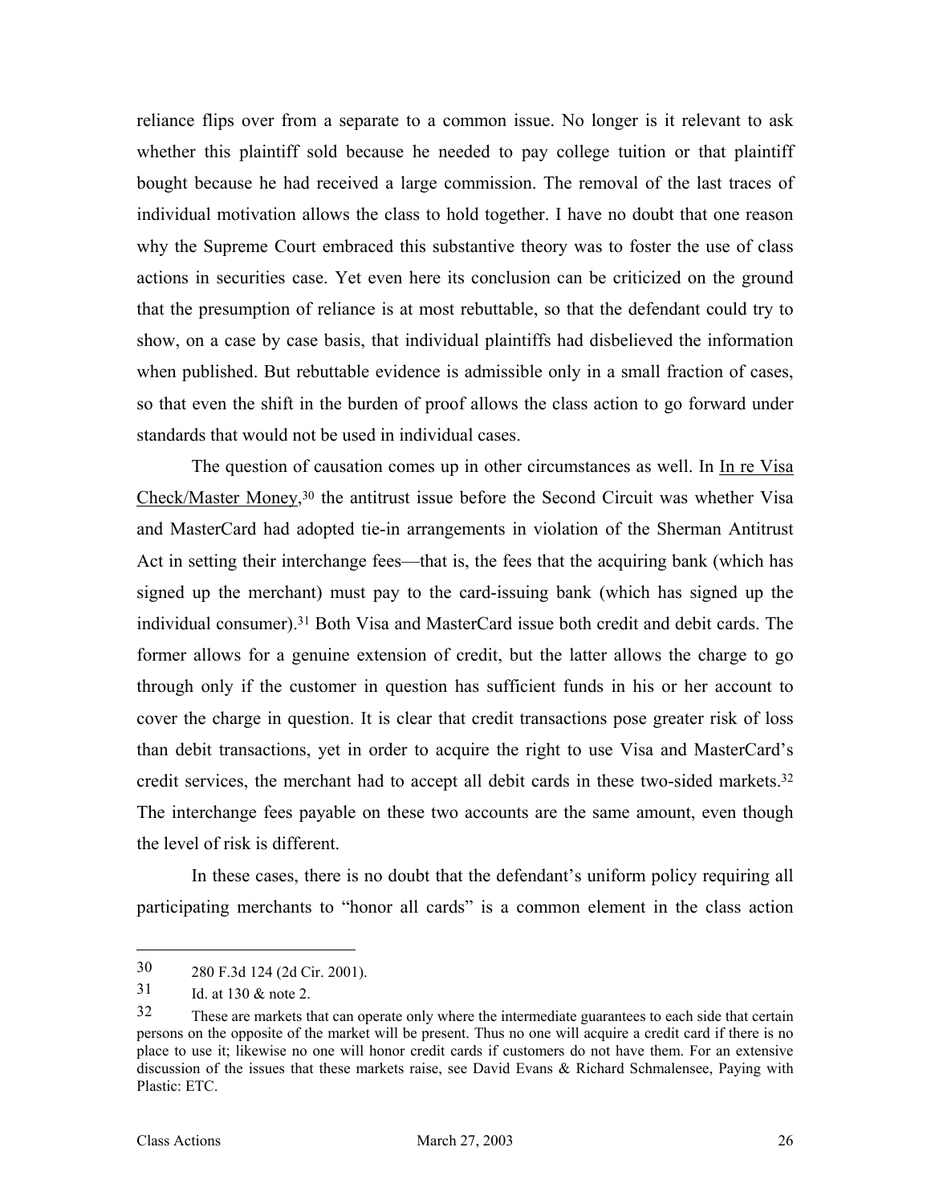reliance flips over from a separate to a common issue. No longer is it relevant to ask whether this plaintiff sold because he needed to pay college tuition or that plaintiff bought because he had received a large commission. The removal of the last traces of individual motivation allows the class to hold together. I have no doubt that one reason why the Supreme Court embraced this substantive theory was to foster the use of class actions in securities case. Yet even here its conclusion can be criticized on the ground that the presumption of reliance is at most rebuttable, so that the defendant could try to show, on a case by case basis, that individual plaintiffs had disbelieved the information when published. But rebuttable evidence is admissible only in a small fraction of cases, so that even the shift in the burden of proof allows the class action to go forward under standards that would not be used in individual cases.

The question of causation comes up in other circumstances as well. In In re Visa Check/Master Money,[30] the antitrust issue before the Second Circuit was whether Visa and MasterCard had adopted tie-in arrangements in violation of the Sherman Antitrust Act in setting their interchange fees—that is, the fees that the acquiring bank (which has signed up the merchant) must pay to the card-issuing bank (which has signed up the individual consumer).[31] Both Visa and MasterCard issue both credit and debit cards. The former allows for a genuine extension of credit, but the latter allows the charge to go through only if the customer in question has sufficient funds in his or her account to cover the charge in question. It is clear that credit transactions pose greater risk of loss than debit transactions, yet in order to acquire the right to use Visa and MasterCard's credit services, the merchant had to accept all debit cards in these two-sided markets.[32] The interchange fees payable on these two accounts are the same amount, even though the level of risk is different.

In these cases, there is no doubt that the defendant's uniform policy requiring all participating merchants to "honor all cards" is a common element in the class action

---

[30] 280 F.3d 124 (2d Cir. 2001).

[31] Id. at 130 & note 2.

[32] These are markets that can operate only where the intermediate guarantees to each side that certain persons on the opposite of the market will be present. Thus no one will acquire a credit card if there is no place to use it; likewise no one will honor credit cards if customers do not have them. For an extensive discussion of the issues that these markets raise, see David Evans & Richard Schmalensee, Paying with Plastic: ETC.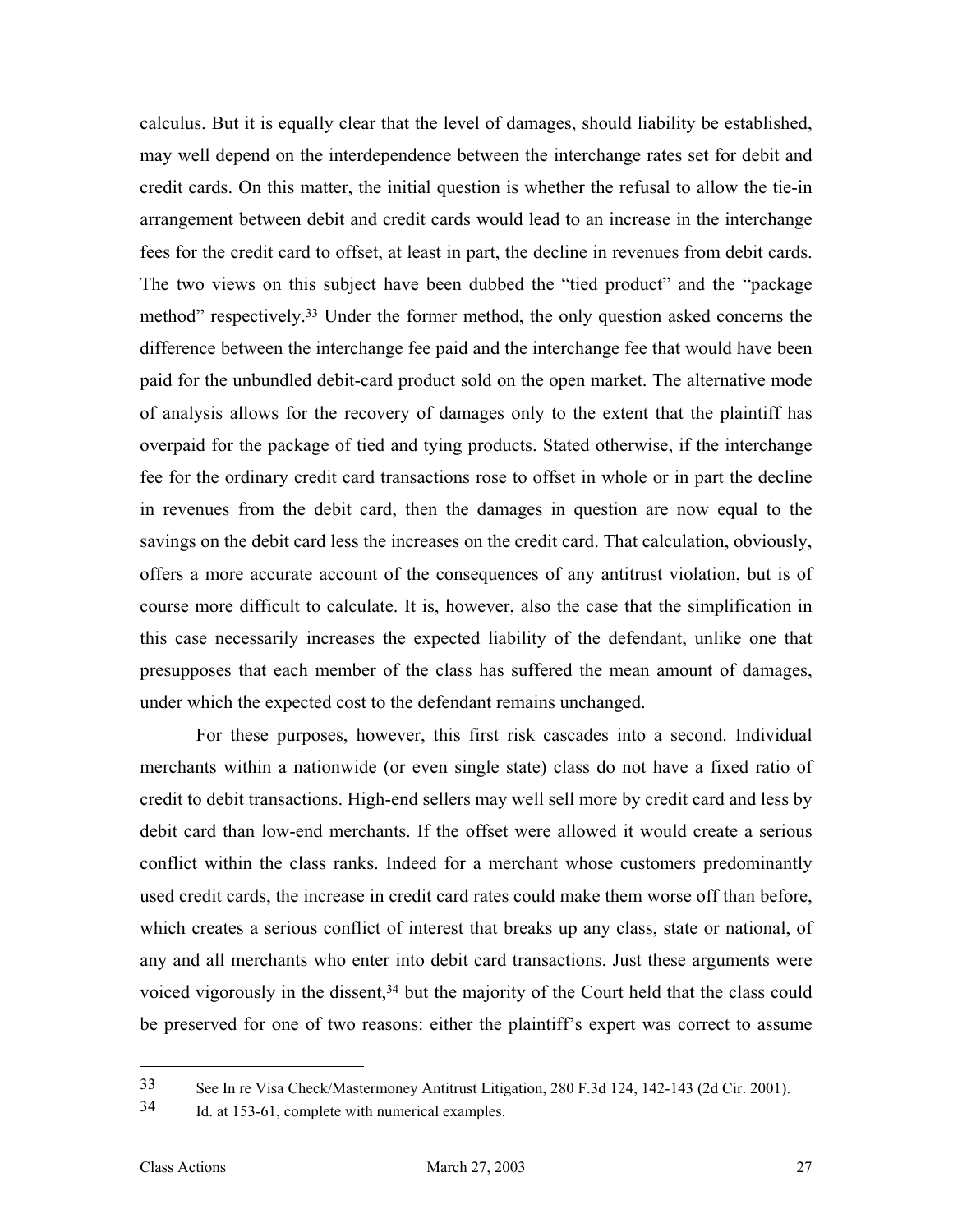calculus. But it is equally clear that the level of damages, should liability be established, may well depend on the interdependence between the interchange rates set for debit and credit cards. On this matter, the initial question is whether the refusal to allow the tie-in arrangement between debit and credit cards would lead to an increase in the interchange fees for the credit card to offset, at least in part, the decline in revenues from debit cards. The two views on this subject have been dubbed the "tied product" and the "package method" respectively.[33] Under the former method, the only question asked concerns the difference between the interchange fee paid and the interchange fee that would have been paid for the unbundled debit-card product sold on the open market. The alternative mode of analysis allows for the recovery of damages only to the extent that the plaintiff has overpaid for the package of tied and tying products. Stated otherwise, if the interchange fee for the ordinary credit card transactions rose to offset in whole or in part the decline in revenues from the debit card, then the damages in question are now equal to the savings on the debit card less the increases on the credit card. That calculation, obviously, offers a more accurate account of the consequences of any antitrust violation, but is of course more difficult to calculate. It is, however, also the case that the simplification in this case necessarily increases the expected liability of the defendant, unlike one that presupposes that each member of the class has suffered the mean amount of damages, under which the expected cost to the defendant remains unchanged.

For these purposes, however, this first risk cascades into a second. Individual merchants within a nationwide (or even single state) class do not have a fixed ratio of credit to debit transactions. High-end sellers may well sell more by credit card and less by debit card than low-end merchants. If the offset were allowed it would create a serious conflict within the class ranks. Indeed for a merchant whose customers predominantly used credit cards, the increase in credit card rates could make them worse off than before, which creates a serious conflict of interest that breaks up any class, state or national, of any and all merchants who enter into debit card transactions. Just these arguments were voiced vigorously in the dissent,[34] but the majority of the Court held that the class could be preserved for one of two reasons: either the plaintiff's expert was correct to assume

---

33 See In re Visa Check/Mastermoney Antitrust Litigation, 280 F.3d 124, 142-143 (2d Cir. 2001).

34 Id. at 153-61, complete with numerical examples.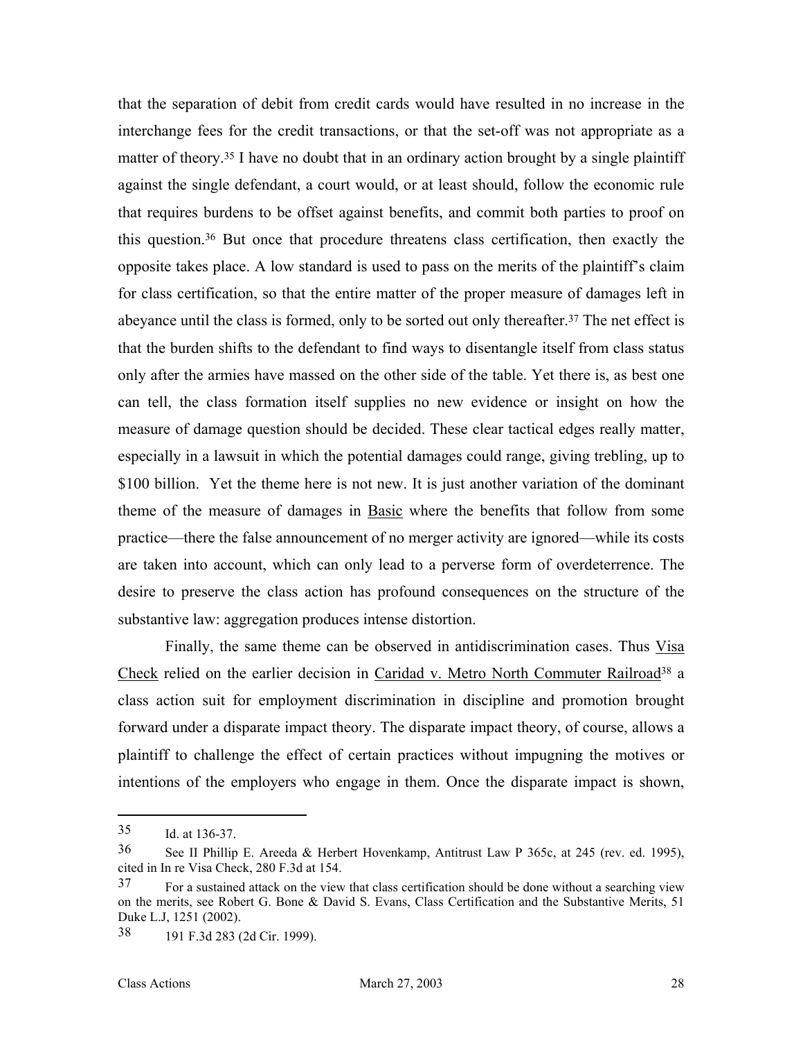that the separation of debit from credit cards would have resulted in no increase in the interchange fees for the credit transactions, or that the set-off was not appropriate as a matter of theory.[35] I have no doubt that in an ordinary action brought by a single plaintiff against the single defendant, a court would, or at least should, follow the economic rule that requires burdens to be offset against benefits, and commit both parties to proof on this question.[36] But once that procedure threatens class certification, then exactly the opposite takes place. A low standard is used to pass on the merits of the plaintiff's claim for class certification, so that the entire matter of the proper measure of damages left in abeyance until the class is formed, only to be sorted out only thereafter.[37] The net effect is that the burden shifts to the defendant to find ways to disentangle itself from class status only after the armies have massed on the other side of the table. Yet there is, as best one can tell, the class formation itself supplies no new evidence or insight on how the measure of damage question should be decided. These clear tactical edges really matter, especially in a lawsuit in which the potential damages could range, giving trebling, up to $100 billion. Yet the theme here is not new. It is just another variation of the dominant theme of the measure of damages in Basic where the benefits that follow from some practice—there the false announcement of no merger activity are ignored—while its costs are taken into account, which can only lead to a perverse form of overdeterrence. The desire to preserve the class action has profound consequences on the structure of the substantive law: aggregation produces intense distortion.

Finally, the same theme can be observed in antidiscrimination cases. Thus Visa Check relied on the earlier decision in Caridad v. Metro North Commuter Railroad[38] a class action suit for employment discrimination in discipline and promotion brought forward under a disparate impact theory. The disparate impact theory, of course, allows a plaintiff to challenge the effect of certain practices without impugning the motives or intentions of the employers who engage in them. Once the disparate impact is shown,

---

[35] Id. at 136-37.

[36] See II Phillip E. Areeda & Herbert Hovenkamp, Antitrust Law P 365c, at 245 (rev. ed. 1995), cited in In re Visa Check, 280 F.3d at 154.

[37] For a sustained attack on the view that class certification should be done without a searching view on the merits, see Robert G. Bone & David S. Evans, Class Certification and the Substantive Merits, 51 Duke L.J, 1251 (2002).

[38] 191 F.3d 283 (2d Cir. 1999).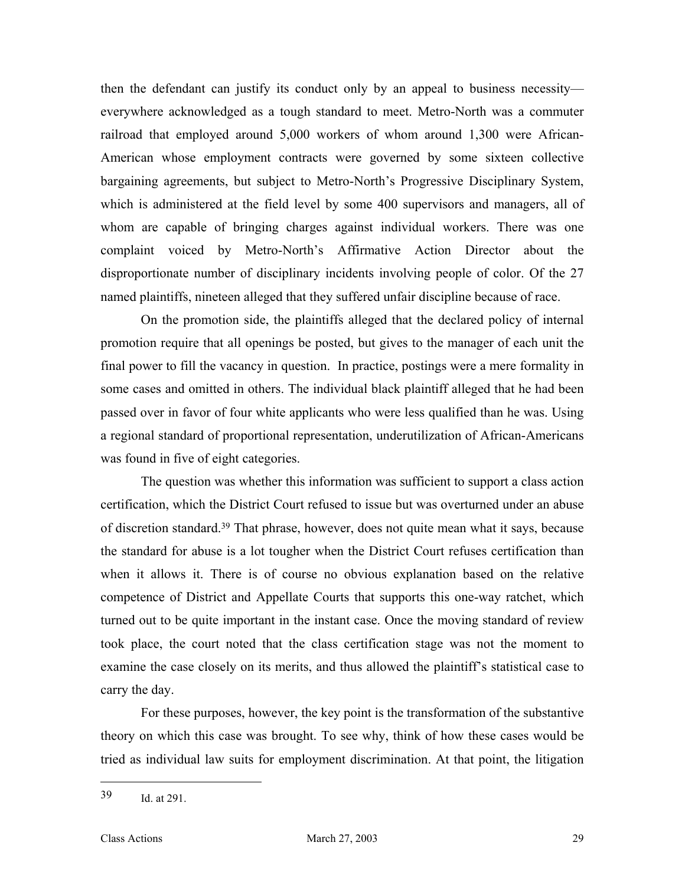then the defendant can justify its conduct only by an appeal to business necessity—everywhere acknowledged as a tough standard to meet. Metro-North was a commuter railroad that employed around 5,000 workers of whom around 1,300 were African-American whose employment contracts were governed by some sixteen collective bargaining agreements, but subject to Metro-North's Progressive Disciplinary System, which is administered at the field level by some 400 supervisors and managers, all of whom are capable of bringing charges against individual workers. There was one complaint voiced by Metro-North's Affirmative Action Director about the disproportionate number of disciplinary incidents involving people of color. Of the 27 named plaintiffs, nineteen alleged that they suffered unfair discipline because of race.

On the promotion side, the plaintiffs alleged that the declared policy of internal promotion require that all openings be posted, but gives to the manager of each unit the final power to fill the vacancy in question. In practice, postings were a mere formality in some cases and omitted in others. The individual black plaintiff alleged that he had been passed over in favor of four white applicants who were less qualified than he was. Using a regional standard of proportional representation, underutilization of African-Americans was found in five of eight categories.

The question was whether this information was sufficient to support a class action certification, which the District Court refused to issue but was overturned under an abuse of discretion standard.[39] That phrase, however, does not quite mean what it says, because the standard for abuse is a lot tougher when the District Court refuses certification than when it allows it. There is of course no obvious explanation based on the relative competence of District and Appellate Courts that supports this one-way ratchet, which turned out to be quite important in the instant case. Once the moving standard of review took place, the court noted that the class certification stage was not the moment to examine the case closely on its merits, and thus allowed the plaintiff's statistical case to carry the day.

For these purposes, however, the key point is the transformation of the substantive theory on which this case was brought. To see why, think of how these cases would be tried as individual law suits for employment discrimination. At that point, the litigation

---

[39] Id. at 291.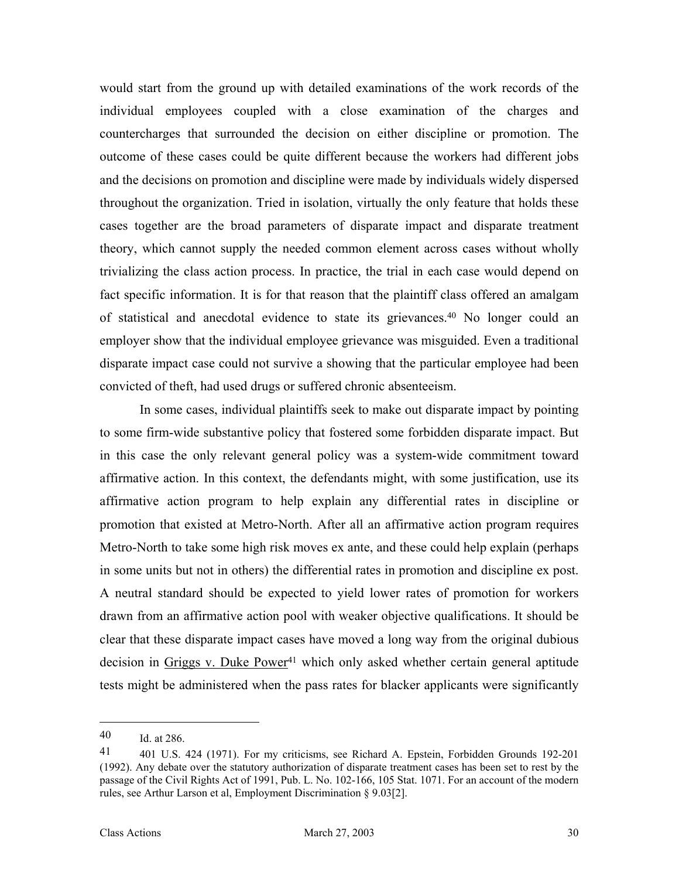would start from the ground up with detailed examinations of the work records of the individual employees coupled with a close examination of the charges and countercharges that surrounded the decision on either discipline or promotion. The outcome of these cases could be quite different because the workers had different jobs and the decisions on promotion and discipline were made by individuals widely dispersed throughout the organization. Tried in isolation, virtually the only feature that holds these cases together are the broad parameters of disparate impact and disparate treatment theory, which cannot supply the needed common element across cases without wholly trivializing the class action process. In practice, the trial in each case would depend on fact specific information. It is for that reason that the plaintiff class offered an amalgam of statistical and anecdotal evidence to state its grievances.[40] No longer could an employer show that the individual employee grievance was misguided. Even a traditional disparate impact case could not survive a showing that the particular employee had been convicted of theft, had used drugs or suffered chronic absenteeism.

In some cases, individual plaintiffs seek to make out disparate impact by pointing to some firm-wide substantive policy that fostered some forbidden disparate impact. But in this case the only relevant general policy was a system-wide commitment toward affirmative action. In this context, the defendants might, with some justification, use its affirmative action program to help explain any differential rates in discipline or promotion that existed at Metro-North. After all an affirmative action program requires Metro-North to take some high risk moves ex ante, and these could help explain (perhaps in some units but not in others) the differential rates in promotion and discipline ex post. A neutral standard should be expected to yield lower rates of promotion for workers drawn from an affirmative action pool with weaker objective qualifications. It should be clear that these disparate impact cases have moved a long way from the original dubious decision in Griggs v. Duke Power[41] which only asked whether certain general aptitude tests might be administered when the pass rates for blacker applicants were significantly

---

40 Id. at 286.

41 401 U.S. 424 (1971). For my criticisms, see Richard A. Epstein, Forbidden Grounds 192-201 (1992). Any debate over the statutory authorization of disparate treatment cases has been set to rest by the passage of the Civil Rights Act of 1991, Pub. L. No. 102-166, 105 Stat. 1071. For an account of the modern rules, see Arthur Larson et al, Employment Discrimination § 9.03[2].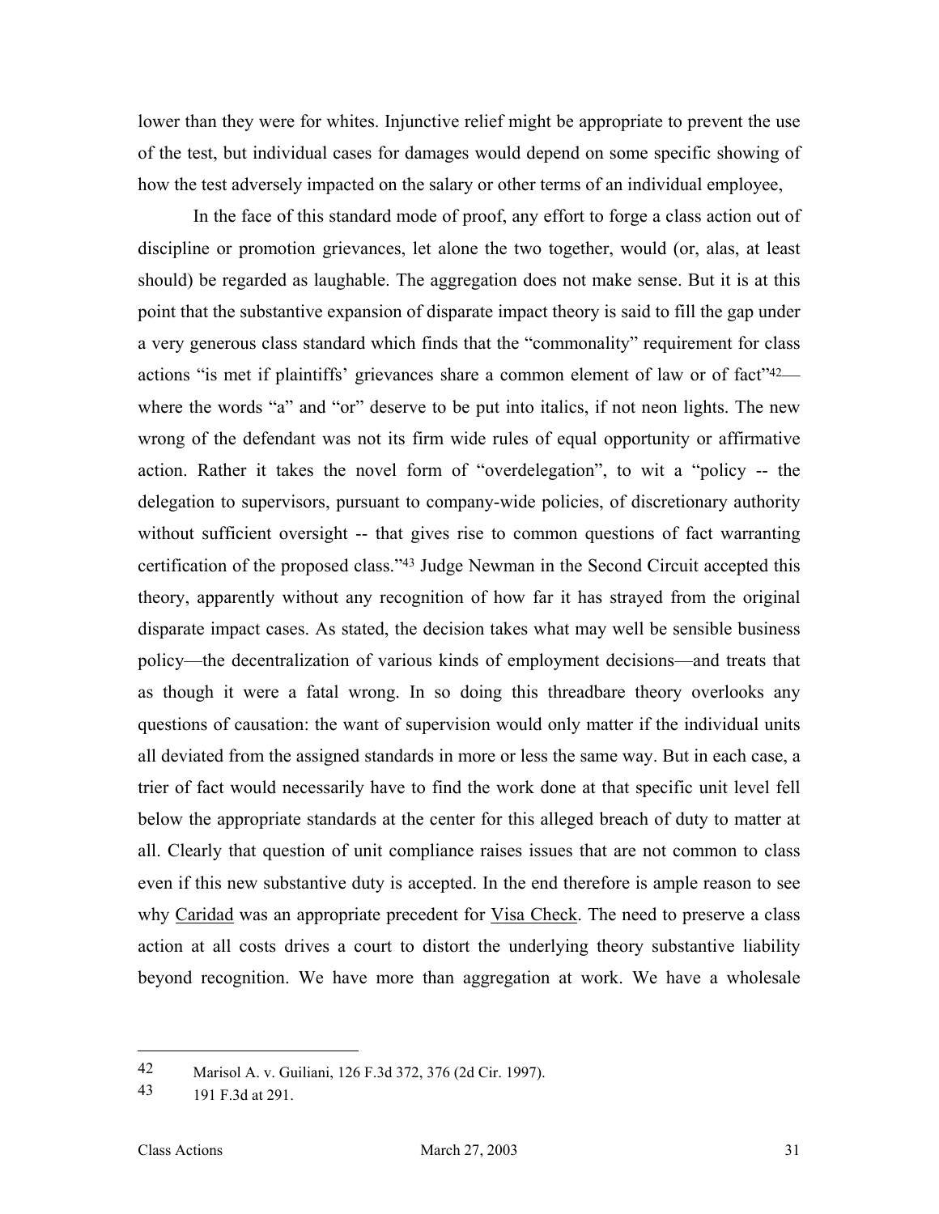lower than they were for whites. Injunctive relief might be appropriate to prevent the use of the test, but individual cases for damages would depend on some specific showing of how the test adversely impacted on the salary or other terms of an individual employee,

In the face of this standard mode of proof, any effort to forge a class action out of discipline or promotion grievances, let alone the two together, would (or, alas, at least should) be regarded as laughable. The aggregation does not make sense. But it is at this point that the substantive expansion of disparate impact theory is said to fill the gap under a very generous class standard which finds that the "commonality" requirement for class actions "is met if plaintiffs' grievances share a common element of law or of fact"[42]—where the words "a" and "or" deserve to be put into italics, if not neon lights. The new wrong of the defendant was not its firm wide rules of equal opportunity or affirmative action. Rather it takes the novel form of "overdelegation", to wit a "policy -- the delegation to supervisors, pursuant to company-wide policies, of discretionary authority without sufficient oversight -- that gives rise to common questions of fact warranting certification of the proposed class."[43] Judge Newman in the Second Circuit accepted this theory, apparently without any recognition of how far it has strayed from the original disparate impact cases. As stated, the decision takes what may well be sensible business policy—the decentralization of various kinds of employment decisions—and treats that as though it were a fatal wrong. In so doing this threadbare theory overlooks any questions of causation: the want of supervision would only matter if the individual units all deviated from the assigned standards in more or less the same way. But in each case, a trier of fact would necessarily have to find the work done at that specific unit level fell below the appropriate standards at the center for this alleged breach of duty to matter at all. Clearly that question of unit compliance raises issues that are not common to class even if this new substantive duty is accepted. In the end therefore is ample reason to see why Caridad was an appropriate precedent for Visa Check. The need to preserve a class action at all costs drives a court to distort the underlying theory substantive liability beyond recognition. We have more than aggregation at work. We have a wholesale

---

42 Marisol A. v. Guiliani, 126 F.3d 372, 376 (2d Cir. 1997).

43 191 F.3d at 291.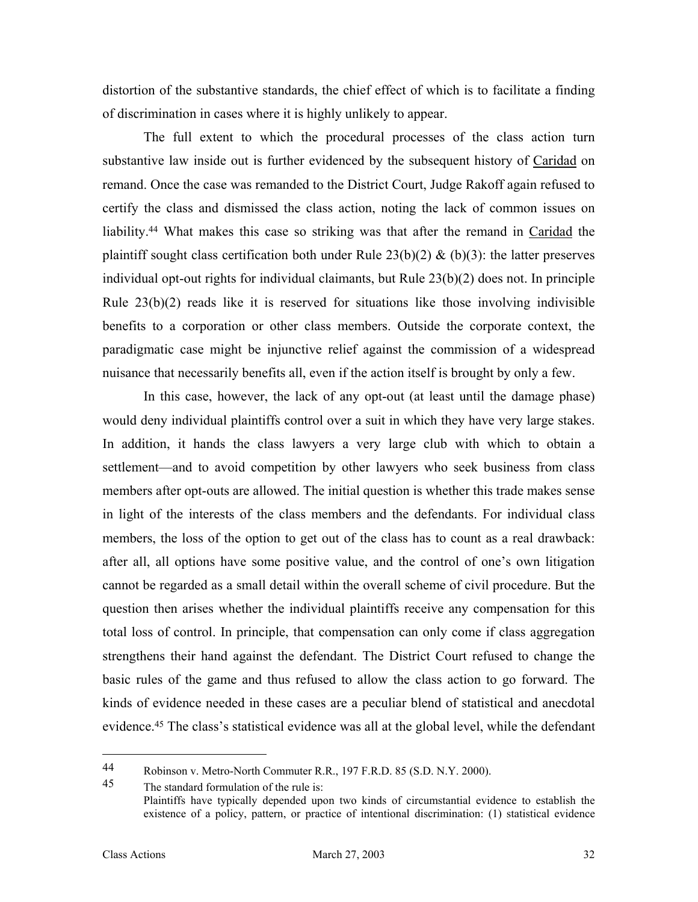distortion of the substantive standards, the chief effect of which is to facilitate a finding of discrimination in cases where it is highly unlikely to appear.

The full extent to which the procedural processes of the class action turn substantive law inside out is further evidenced by the subsequent history of Caridad on remand. Once the case was remanded to the District Court, Judge Rakoff again refused to certify the class and dismissed the class action, noting the lack of common issues on liability.[44] What makes this case so striking was that after the remand in Caridad the plaintiff sought class certification both under Rule 23(b)(2) & (b)(3): the latter preserves individual opt-out rights for individual claimants, but Rule 23(b)(2) does not. In principle Rule 23(b)(2) reads like it is reserved for situations like those involving indivisible benefits to a corporation or other class members. Outside the corporate context, the paradigmatic case might be injunctive relief against the commission of a widespread nuisance that necessarily benefits all, even if the action itself is brought by only a few.

In this case, however, the lack of any opt-out (at least until the damage phase) would deny individual plaintiffs control over a suit in which they have very large stakes. In addition, it hands the class lawyers a very large club with which to obtain a settlement—and to avoid competition by other lawyers who seek business from class members after opt-outs are allowed. The initial question is whether this trade makes sense in light of the interests of the class members and the defendants. For individual class members, the loss of the option to get out of the class has to count as a real drawback: after all, all options have some positive value, and the control of one's own litigation cannot be regarded as a small detail within the overall scheme of civil procedure. But the question then arises whether the individual plaintiffs receive any compensation for this total loss of control. In principle, that compensation can only come if class aggregation strengthens their hand against the defendant. The District Court refused to change the basic rules of the game and thus refused to allow the class action to go forward. The kinds of evidence needed in these cases are a peculiar blend of statistical and anecdotal evidence.[45] The class's statistical evidence was all at the global level, while the defendant

---

[44] Robinson v. Metro-North Commuter R.R., 197 F.R.D. 85 (S.D. N.Y. 2000).

[45] The standard formulation of the rule is:
Plaintiffs have typically depended upon two kinds of circumstantial evidence to establish the existence of a policy, pattern, or practice of intentional discrimination: (1) statistical evidence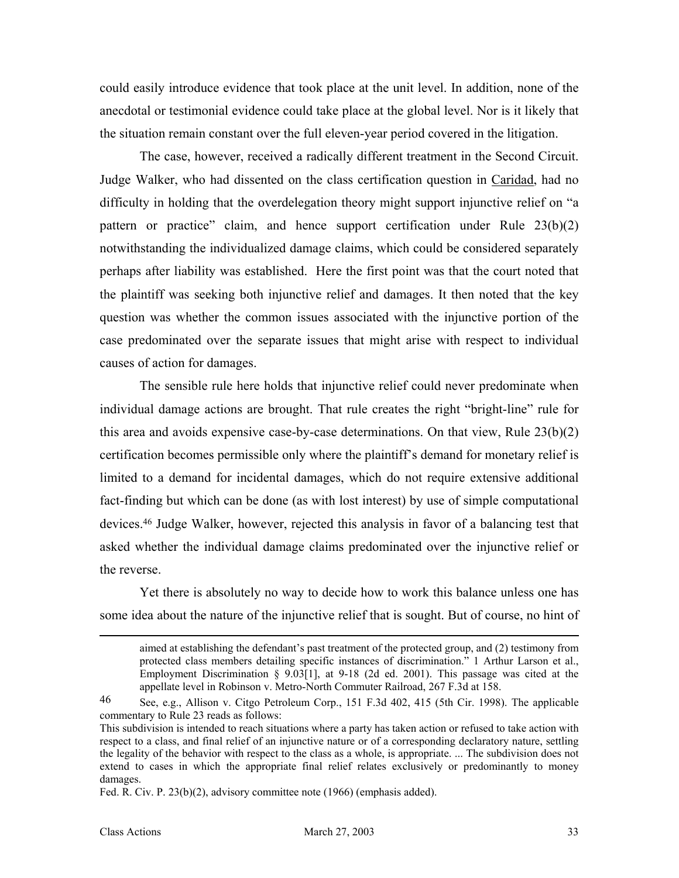could easily introduce evidence that took place at the unit level. In addition, none of the anecdotal or testimonial evidence could take place at the global level. Nor is it likely that the situation remain constant over the full eleven-year period covered in the litigation.

The case, however, received a radically different treatment in the Second Circuit. Judge Walker, who had dissented on the class certification question in Caridad, had no difficulty in holding that the overdelegation theory might support injunctive relief on "a pattern or practice" claim, and hence support certification under Rule 23(b)(2) notwithstanding the individualized damage claims, which could be considered separately perhaps after liability was established. Here the first point was that the court noted that the plaintiff was seeking both injunctive relief and damages. It then noted that the key question was whether the common issues associated with the injunctive portion of the case predominated over the separate issues that might arise with respect to individual causes of action for damages.

The sensible rule here holds that injunctive relief could never predominate when individual damage actions are brought. That rule creates the right "bright-line" rule for this area and avoids expensive case-by-case determinations. On that view, Rule 23(b)(2) certification becomes permissible only where the plaintiff's demand for monetary relief is limited to a demand for incidental damages, which do not require extensive additional fact-finding but which can be done (as with lost interest) by use of simple computational devices.[46] Judge Walker, however, rejected this analysis in favor of a balancing test that asked whether the individual damage claims predominated over the injunctive relief or the reverse.

Yet there is absolutely no way to decide how to work this balance unless one has some idea about the nature of the injunctive relief that is sought. But of course, no hint of

---

aimed at establishing the defendant's past treatment of the protected group, and (2) testimony from protected class members detailing specific instances of discrimination." 1 Arthur Larson et al., Employment Discrimination § 9.03[1], at 9-18 (2d ed. 2001). This passage was cited at the appellate level in Robinson v. Metro-North Commuter Railroad, 267 F.3d at 158.

46 See, e.g., Allison v. Citgo Petroleum Corp., 151 F.3d 402, 415 (5th Cir. 1998). The applicable commentary to Rule 23 reads as follows:

This subdivision is intended to reach situations where a party has taken action or refused to take action with respect to a class, and final relief of an injunctive nature or of a corresponding declaratory nature, settling the legality of the behavior with respect to the class as a whole, is appropriate. ... The subdivision does not extend to cases in which the appropriate final relief relates exclusively or predominantly to money damages.

Fed. R. Civ. P. 23(b)(2), advisory committee note (1966) (emphasis added).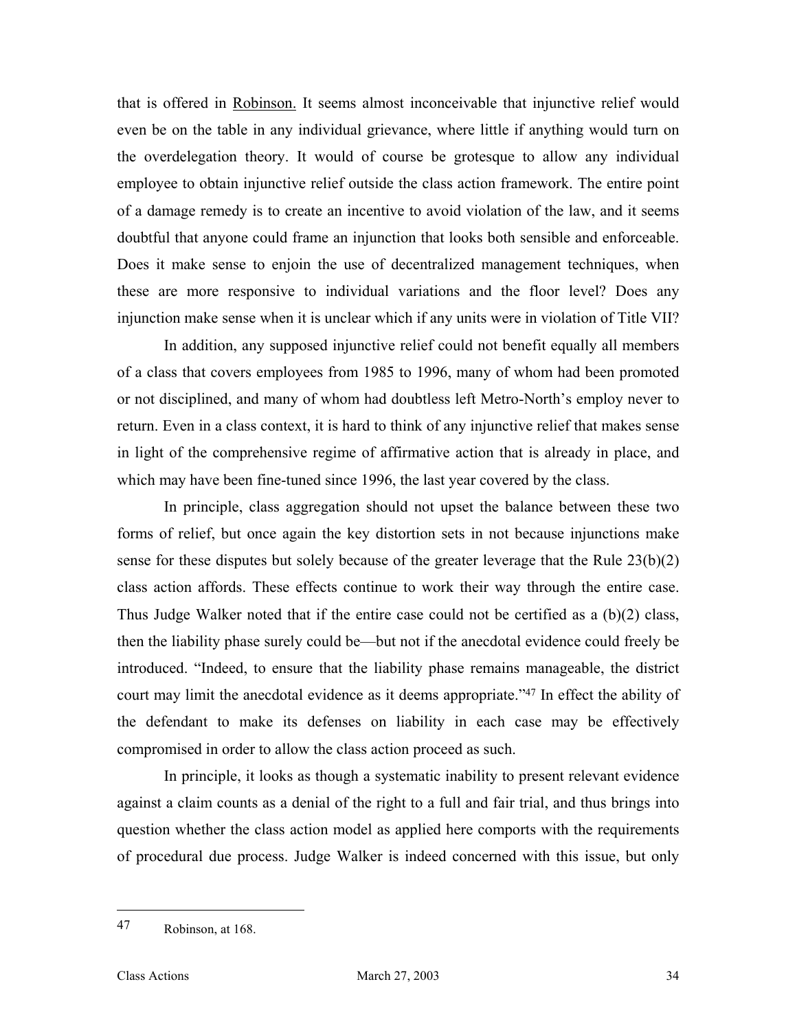that is offered in Robinson. It seems almost inconceivable that injunctive relief would even be on the table in any individual grievance, where little if anything would turn on the overdelegation theory. It would of course be grotesque to allow any individual employee to obtain injunctive relief outside the class action framework. The entire point of a damage remedy is to create an incentive to avoid violation of the law, and it seems doubtful that anyone could frame an injunction that looks both sensible and enforceable. Does it make sense to enjoin the use of decentralized management techniques, when these are more responsive to individual variations and the floor level? Does any injunction make sense when it is unclear which if any units were in violation of Title VII?

In addition, any supposed injunctive relief could not benefit equally all members of a class that covers employees from 1985 to 1996, many of whom had been promoted or not disciplined, and many of whom had doubtless left Metro-North's employ never to return. Even in a class context, it is hard to think of any injunctive relief that makes sense in light of the comprehensive regime of affirmative action that is already in place, and which may have been fine-tuned since 1996, the last year covered by the class.

In principle, class aggregation should not upset the balance between these two forms of relief, but once again the key distortion sets in not because injunctions make sense for these disputes but solely because of the greater leverage that the Rule 23(b)(2) class action affords. These effects continue to work their way through the entire case. Thus Judge Walker noted that if the entire case could not be certified as a (b)(2) class, then the liability phase surely could be—but not if the anecdotal evidence could freely be introduced. "Indeed, to ensure that the liability phase remains manageable, the district court may limit the anecdotal evidence as it deems appropriate."[47] In effect the ability of the defendant to make its defenses on liability in each case may be effectively compromised in order to allow the class action proceed as such.

In principle, it looks as though a systematic inability to present relevant evidence against a claim counts as a denial of the right to a full and fair trial, and thus brings into question whether the class action model as applied here comports with the requirements of procedural due process. Judge Walker is indeed concerned with this issue, but only

---

[47] Robinson, at 168.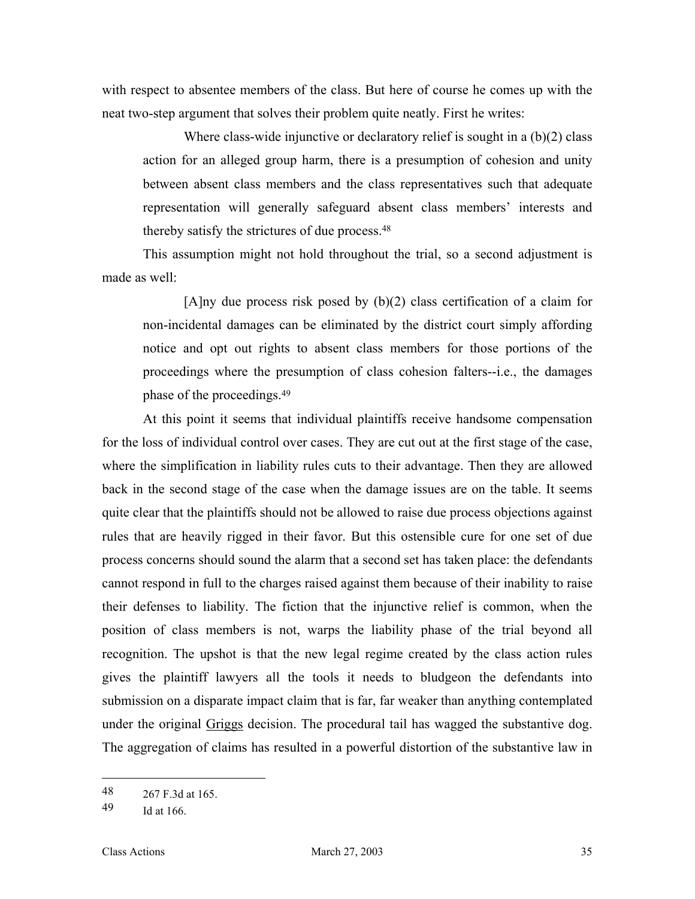with respect to absentee members of the class. But here of course he comes up with the neat two-step argument that solves their problem quite neatly. First he writes:

> Where class-wide injunctive or declaratory relief is sought in a (b)(2) class action for an alleged group harm, there is a presumption of cohesion and unity between absent class members and the class representatives such that adequate representation will generally safeguard absent class members' interests and thereby satisfy the strictures of due process.[48]

This assumption might not hold throughout the trial, so a second adjustment is made as well:

> [A]ny due process risk posed by (b)(2) class certification of a claim for non-incidental damages can be eliminated by the district court simply affording notice and opt out rights to absent class members for those portions of the proceedings where the presumption of class cohesion falters--i.e., the damages phase of the proceedings.[49]

At this point it seems that individual plaintiffs receive handsome compensation for the loss of individual control over cases. They are cut out at the first stage of the case, where the simplification in liability rules cuts to their advantage. Then they are allowed back in the second stage of the case when the damage issues are on the table. It seems quite clear that the plaintiffs should not be allowed to raise due process objections against rules that are heavily rigged in their favor. But this ostensible cure for one set of due process concerns should sound the alarm that a second set has taken place: the defendants cannot respond in full to the charges raised against them because of their inability to raise their defenses to liability. The fiction that the injunctive relief is common, when the position of class members is not, warps the liability phase of the trial beyond all recognition. The upshot is that the new legal regime created by the class action rules gives the plaintiff lawyers all the tools it needs to bludgeon the defendants into submission on a disparate impact claim that is far, far weaker than anything contemplated under the original Griggs decision. The procedural tail has wagged the substantive dog. The aggregation of claims has resulted in a powerful distortion of the substantive law in

---

48 267 F.3d at 165.

49 Id at 166.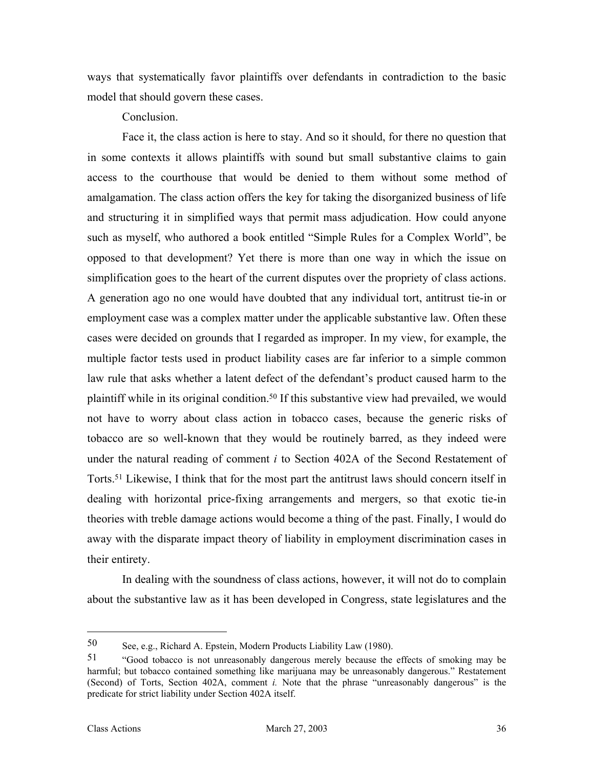ways that systematically favor plaintiffs over defendants in contradiction to the basic model that should govern these cases.

Conclusion.

Face it, the class action is here to stay. And so it should, for there no question that in some contexts it allows plaintiffs with sound but small substantive claims to gain access to the courthouse that would be denied to them without some method of amalgamation. The class action offers the key for taking the disorganized business of life and structuring it in simplified ways that permit mass adjudication. How could anyone such as myself, who authored a book entitled "Simple Rules for a Complex World", be opposed to that development? Yet there is more than one way in which the issue on simplification goes to the heart of the current disputes over the propriety of class actions. A generation ago no one would have doubted that any individual tort, antitrust tie-in or employment case was a complex matter under the applicable substantive law. Often these cases were decided on grounds that I regarded as improper. In my view, for example, the multiple factor tests used in product liability cases are far inferior to a simple common law rule that asks whether a latent defect of the defendant's product caused harm to the plaintiff while in its original condition.[50] If this substantive view had prevailed, we would not have to worry about class action in tobacco cases, because the generic risks of tobacco are so well-known that they would be routinely barred, as they indeed were under the natural reading of comment *i* to Section 402A of the Second Restatement of Torts.[51] Likewise, I think that for the most part the antitrust laws should concern itself in dealing with horizontal price-fixing arrangements and mergers, so that exotic tie-in theories with treble damage actions would become a thing of the past. Finally, I would do away with the disparate impact theory of liability in employment discrimination cases in their entirety.

In dealing with the soundness of class actions, however, it will not do to complain about the substantive law as it has been developed in Congress, state legislatures and the

---

50 See, e.g., Richard A. Epstein, Modern Products Liability Law (1980).

51 "Good tobacco is not unreasonably dangerous merely because the effects of smoking may be harmful; but tobacco contained something like marijuana may be unreasonably dangerous." Restatement (Second) of Torts, Section 402A, comment *i.* Note that the phrase "unreasonably dangerous" is the predicate for strict liability under Section 402A itself.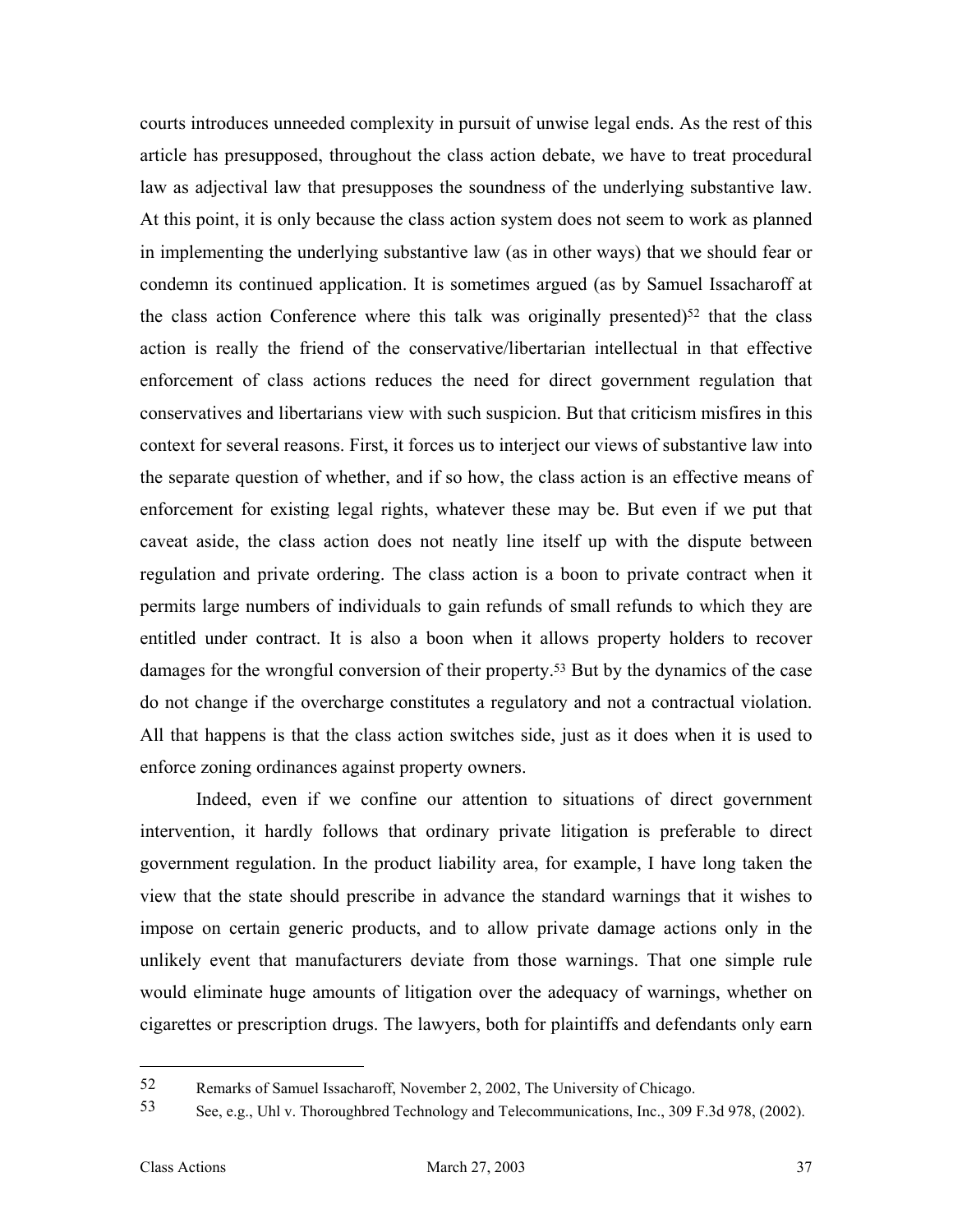courts introduces unneeded complexity in pursuit of unwise legal ends. As the rest of this article has presupposed, throughout the class action debate, we have to treat procedural law as adjectival law that presupposes the soundness of the underlying substantive law. At this point, it is only because the class action system does not seem to work as planned in implementing the underlying substantive law (as in other ways) that we should fear or condemn its continued application. It is sometimes argued (as by Samuel Issacharoff at the class action Conference where this talk was originally presented)[52] that the class action is really the friend of the conservative/libertarian intellectual in that effective enforcement of class actions reduces the need for direct government regulation that conservatives and libertarians view with such suspicion. But that criticism misfires in this context for several reasons. First, it forces us to interject our views of substantive law into the separate question of whether, and if so how, the class action is an effective means of enforcement for existing legal rights, whatever these may be. But even if we put that caveat aside, the class action does not neatly line itself up with the dispute between regulation and private ordering. The class action is a boon to private contract when it permits large numbers of individuals to gain refunds of small refunds to which they are entitled under contract. It is also a boon when it allows property holders to recover damages for the wrongful conversion of their property.[53] But by the dynamics of the case do not change if the overcharge constitutes a regulatory and not a contractual violation. All that happens is that the class action switches side, just as it does when it is used to enforce zoning ordinances against property owners.

Indeed, even if we confine our attention to situations of direct government intervention, it hardly follows that ordinary private litigation is preferable to direct government regulation. In the product liability area, for example, I have long taken the view that the state should prescribe in advance the standard warnings that it wishes to impose on certain generic products, and to allow private damage actions only in the unlikely event that manufacturers deviate from those warnings. That one simple rule would eliminate huge amounts of litigation over the adequacy of warnings, whether on cigarettes or prescription drugs. The lawyers, both for plaintiffs and defendants only earn

---

52 Remarks of Samuel Issacharoff, November 2, 2002, The University of Chicago.

53 See, e.g., Uhl v. Thoroughbred Technology and Telecommunications, Inc., 309 F.3d 978, (2002).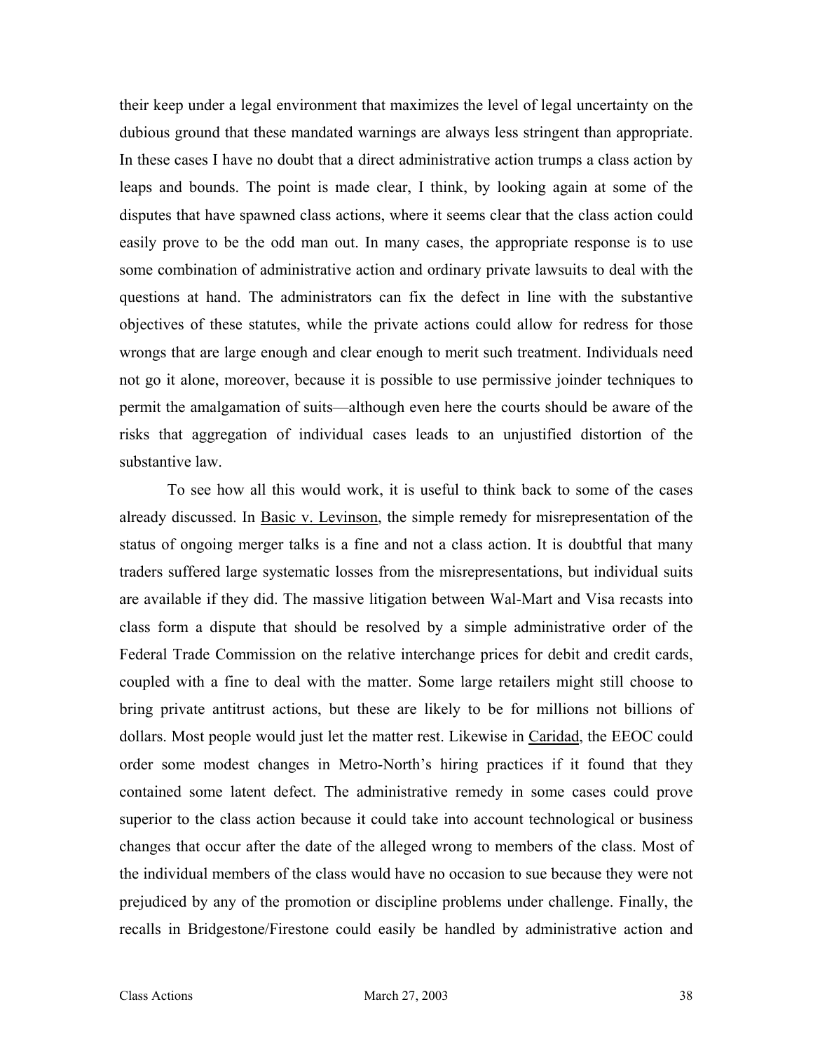their keep under a legal environment that maximizes the level of legal uncertainty on the dubious ground that these mandated warnings are always less stringent than appropriate. In these cases I have no doubt that a direct administrative action trumps a class action by leaps and bounds. The point is made clear, I think, by looking again at some of the disputes that have spawned class actions, where it seems clear that the class action could easily prove to be the odd man out. In many cases, the appropriate response is to use some combination of administrative action and ordinary private lawsuits to deal with the questions at hand. The administrators can fix the defect in line with the substantive objectives of these statutes, while the private actions could allow for redress for those wrongs that are large enough and clear enough to merit such treatment. Individuals need not go it alone, moreover, because it is possible to use permissive joinder techniques to permit the amalgamation of suits—although even here the courts should be aware of the risks that aggregation of individual cases leads to an unjustified distortion of the substantive law.

To see how all this would work, it is useful to think back to some of the cases already discussed. In Basic v. Levinson, the simple remedy for misrepresentation of the status of ongoing merger talks is a fine and not a class action. It is doubtful that many traders suffered large systematic losses from the misrepresentations, but individual suits are available if they did. The massive litigation between Wal-Mart and Visa recasts into class form a dispute that should be resolved by a simple administrative order of the Federal Trade Commission on the relative interchange prices for debit and credit cards, coupled with a fine to deal with the matter. Some large retailers might still choose to bring private antitrust actions, but these are likely to be for millions not billions of dollars. Most people would just let the matter rest. Likewise in Caridad, the EEOC could order some modest changes in Metro-North's hiring practices if it found that they contained some latent defect. The administrative remedy in some cases could prove superior to the class action because it could take into account technological or business changes that occur after the date of the alleged wrong to members of the class. Most of the individual members of the class would have no occasion to sue because they were not prejudiced by any of the promotion or discipline problems under challenge. Finally, the recalls in Bridgestone/Firestone could easily be handled by administrative action and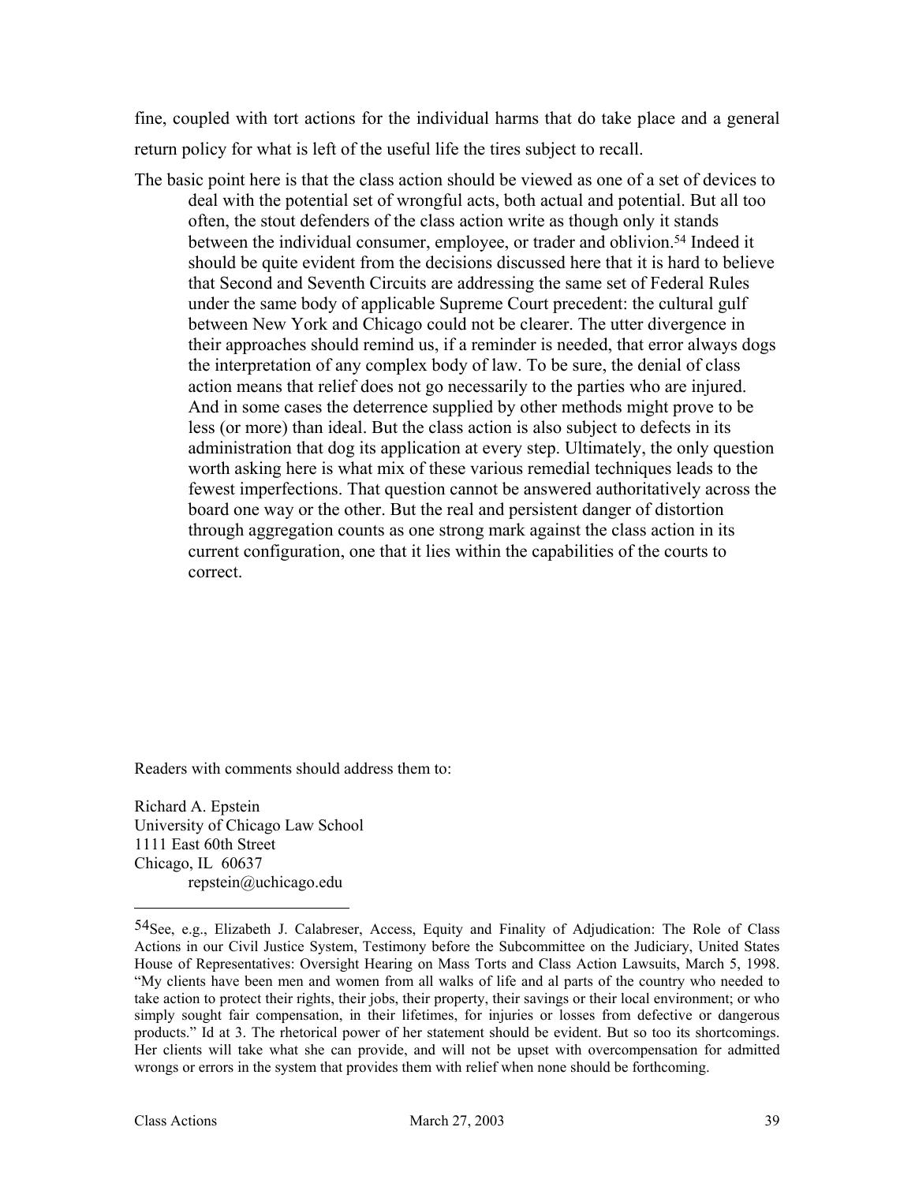fine, coupled with tort actions for the individual harms that do take place and a general return policy for what is left of the useful life the tires subject to recall.

The basic point here is that the class action should be viewed as one of a set of devices to deal with the potential set of wrongful acts, both actual and potential. But all too often, the stout defenders of the class action write as though only it stands between the individual consumer, employee, or trader and oblivion.[54] Indeed it should be quite evident from the decisions discussed here that it is hard to believe that Second and Seventh Circuits are addressing the same set of Federal Rules under the same body of applicable Supreme Court precedent: the cultural gulf between New York and Chicago could not be clearer. The utter divergence in their approaches should remind us, if a reminder is needed, that error always dogs the interpretation of any complex body of law. To be sure, the denial of class action means that relief does not go necessarily to the parties who are injured. And in some cases the deterrence supplied by other methods might prove to be less (or more) than ideal. But the class action is also subject to defects in its administration that dog its application at every step. Ultimately, the only question worth asking here is what mix of these various remedial techniques leads to the fewest imperfections. That question cannot be answered authoritatively across the board one way or the other. But the real and persistent danger of distortion through aggregation counts as one strong mark against the class action in its current configuration, one that it lies within the capabilities of the courts to correct.

Readers with comments should address them to:

Richard A. Epstein
University of Chicago Law School
1111 East 60th Street
Chicago, IL 60637
repstein@uchicago.edu

---

[54] See, e.g., Elizabeth J. Calabreser, Access, Equity and Finality of Adjudication: The Role of Class Actions in our Civil Justice System, Testimony before the Subcommittee on the Judiciary, United States House of Representatives: Oversight Hearing on Mass Torts and Class Action Lawsuits, March 5, 1998. "My clients have been men and women from all walks of life and al parts of the country who needed to take action to protect their rights, their jobs, their property, their savings or their local environment; or who simply sought fair compensation, in their lifetimes, for injuries or losses from defective or dangerous products." Id at 3. The rhetorical power of her statement should be evident. But so too its shortcomings. Her clients will take what she can provide, and will not be upset with overcompensation for admitted wrongs or errors in the system that provides them with relief when none should be forthcoming.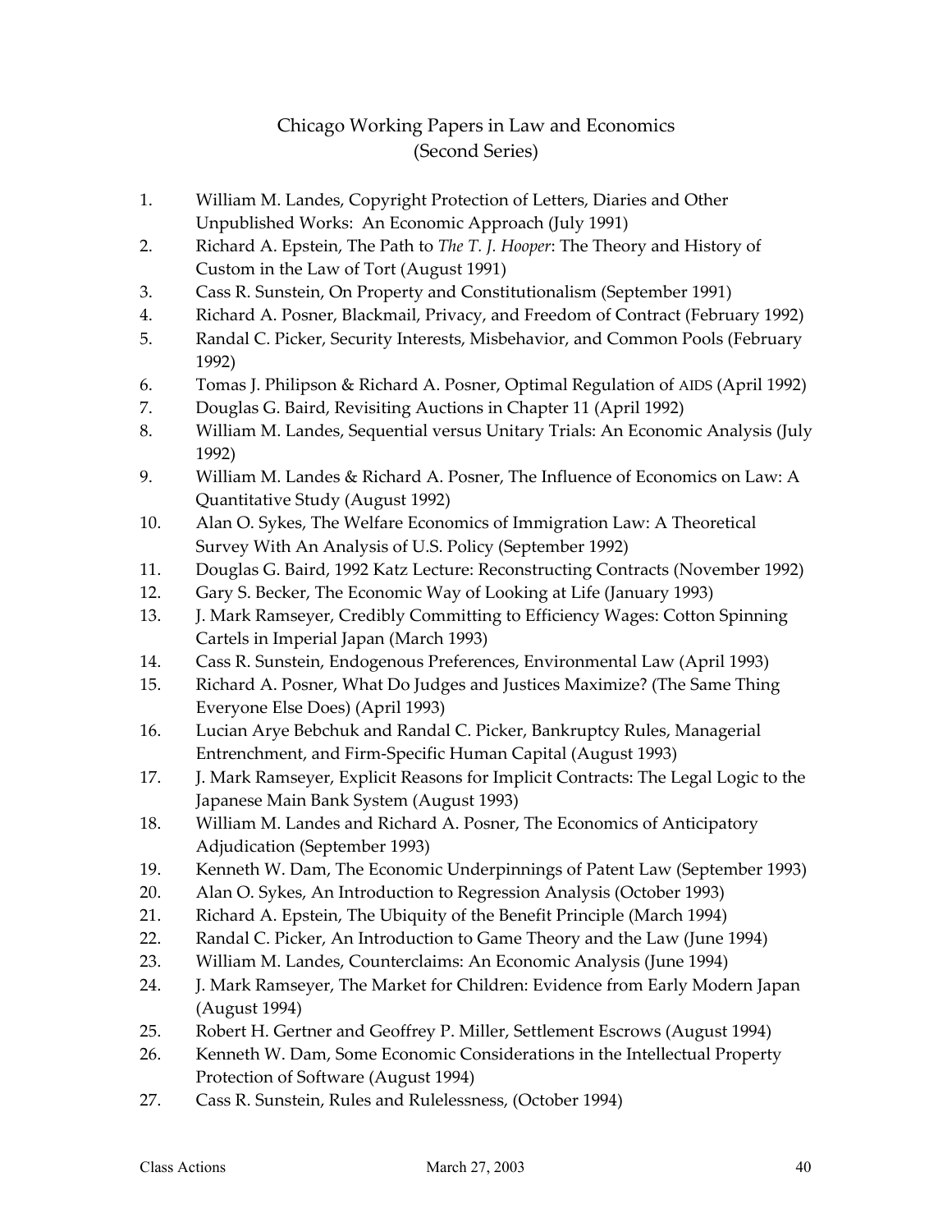# Chicago Working Papers in Law and Economics (Second Series)

1. William M. Landes, Copyright Protection of Letters, Diaries and Other Unpublished Works: An Economic Approach (July 1991)
2. Richard A. Epstein, The Path to *The T. J. Hooper*: The Theory and History of Custom in the Law of Tort (August 1991)
3. Cass R. Sunstein, On Property and Constitutionalism (September 1991)
4. Richard A. Posner, Blackmail, Privacy, and Freedom of Contract (February 1992)
5. Randal C. Picker, Security Interests, Misbehavior, and Common Pools (February 1992)
6. Tomas J. Philipson & Richard A. Posner, Optimal Regulation of AIDS (April 1992)
7. Douglas G. Baird, Revisiting Auctions in Chapter 11 (April 1992)
8. William M. Landes, Sequential versus Unitary Trials: An Economic Analysis (July 1992)
9. William M. Landes & Richard A. Posner, The Influence of Economics on Law: A Quantitative Study (August 1992)
10. Alan O. Sykes, The Welfare Economics of Immigration Law: A Theoretical Survey With An Analysis of U.S. Policy (September 1992)
11. Douglas G. Baird, 1992 Katz Lecture: Reconstructing Contracts (November 1992)
12. Gary S. Becker, The Economic Way of Looking at Life (January 1993)
13. J. Mark Ramseyer, Credibly Committing to Efficiency Wages: Cotton Spinning Cartels in Imperial Japan (March 1993)
14. Cass R. Sunstein, Endogenous Preferences, Environmental Law (April 1993)
15. Richard A. Posner, What Do Judges and Justices Maximize? (The Same Thing Everyone Else Does) (April 1993)
16. Lucian Arye Bebchuk and Randal C. Picker, Bankruptcy Rules, Managerial Entrenchment, and Firm-Specific Human Capital (August 1993)
17. J. Mark Ramseyer, Explicit Reasons for Implicit Contracts: The Legal Logic to the Japanese Main Bank System (August 1993)
18. William M. Landes and Richard A. Posner, The Economics of Anticipatory Adjudication (September 1993)
19. Kenneth W. Dam, The Economic Underpinnings of Patent Law (September 1993)
20. Alan O. Sykes, An Introduction to Regression Analysis (October 1993)
21. Richard A. Epstein, The Ubiquity of the Benefit Principle (March 1994)
22. Randal C. Picker, An Introduction to Game Theory and the Law (June 1994)
23. William M. Landes, Counterclaims: An Economic Analysis (June 1994)
24. J. Mark Ramseyer, The Market for Children: Evidence from Early Modern Japan (August 1994)
25. Robert H. Gertner and Geoffrey P. Miller, Settlement Escrows (August 1994)
26. Kenneth W. Dam, Some Economic Considerations in the Intellectual Property Protection of Software (August 1994)
27. Cass R. Sunstein, Rules and Rulelessness, (October 1994)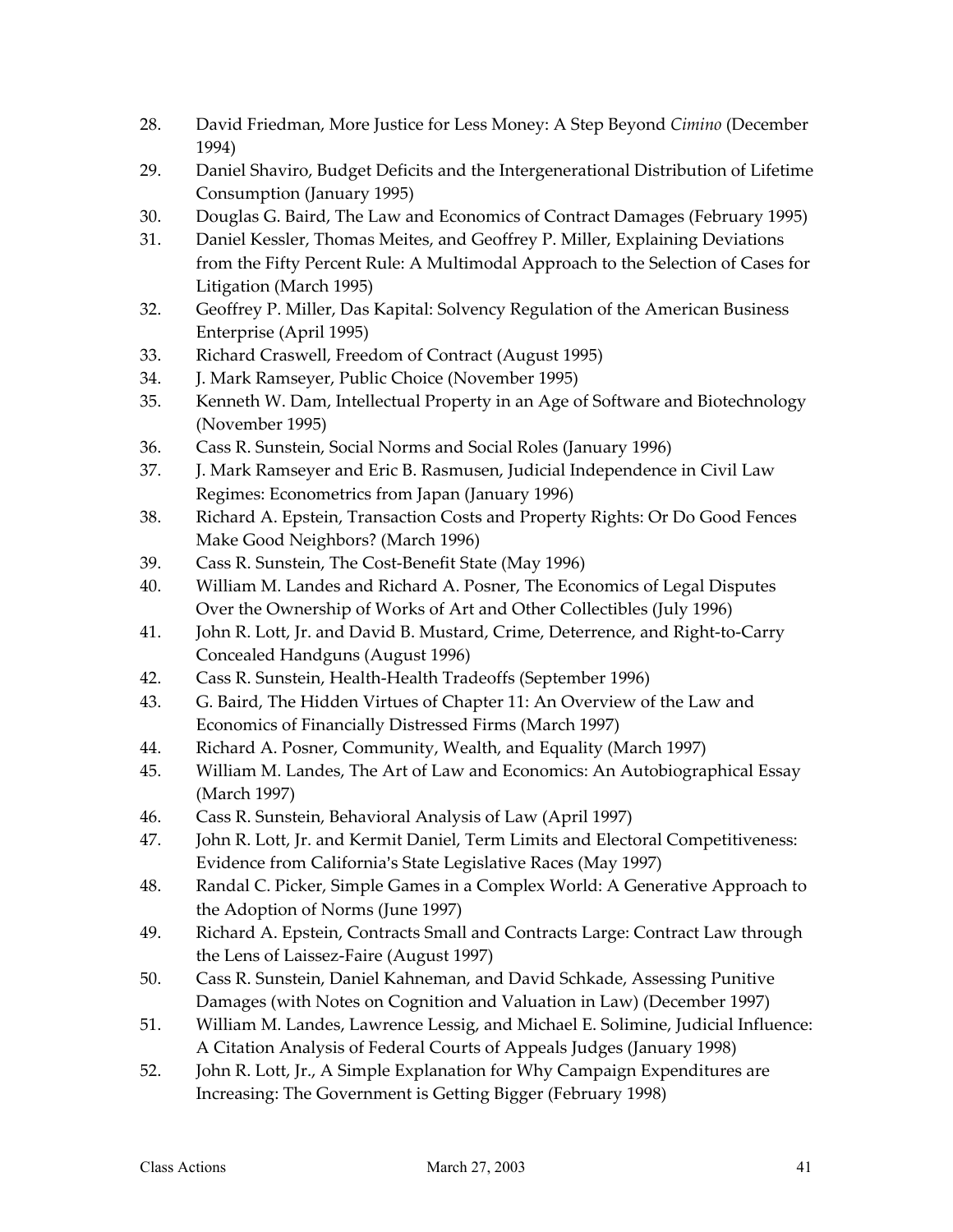28. David Friedman, More Justice for Less Money: A Step Beyond *Cimino* (December 1994)
29. Daniel Shaviro, Budget Deficits and the Intergenerational Distribution of Lifetime Consumption (January 1995)
30. Douglas G. Baird, The Law and Economics of Contract Damages (February 1995)
31. Daniel Kessler, Thomas Meites, and Geoffrey P. Miller, Explaining Deviations from the Fifty Percent Rule: A Multimodal Approach to the Selection of Cases for Litigation (March 1995)
32. Geoffrey P. Miller, Das Kapital: Solvency Regulation of the American Business Enterprise (April 1995)
33. Richard Craswell, Freedom of Contract (August 1995)
34. J. Mark Ramseyer, Public Choice (November 1995)
35. Kenneth W. Dam, Intellectual Property in an Age of Software and Biotechnology (November 1995)
36. Cass R. Sunstein, Social Norms and Social Roles (January 1996)
37. J. Mark Ramseyer and Eric B. Rasmusen, Judicial Independence in Civil Law Regimes: Econometrics from Japan (January 1996)
38. Richard A. Epstein, Transaction Costs and Property Rights: Or Do Good Fences Make Good Neighbors? (March 1996)
39. Cass R. Sunstein, The Cost-Benefit State (May 1996)
40. William M. Landes and Richard A. Posner, The Economics of Legal Disputes Over the Ownership of Works of Art and Other Collectibles (July 1996)
41. John R. Lott, Jr. and David B. Mustard, Crime, Deterrence, and Right-to-Carry Concealed Handguns (August 1996)
42. Cass R. Sunstein, Health-Health Tradeoffs (September 1996)
43. G. Baird, The Hidden Virtues of Chapter 11: An Overview of the Law and Economics of Financially Distressed Firms (March 1997)
44. Richard A. Posner, Community, Wealth, and Equality (March 1997)
45. William M. Landes, The Art of Law and Economics: An Autobiographical Essay (March 1997)
46. Cass R. Sunstein, Behavioral Analysis of Law (April 1997)
47. John R. Lott, Jr. and Kermit Daniel, Term Limits and Electoral Competitiveness: Evidence from California's State Legislative Races (May 1997)
48. Randal C. Picker, Simple Games in a Complex World: A Generative Approach to the Adoption of Norms (June 1997)
49. Richard A. Epstein, Contracts Small and Contracts Large: Contract Law through the Lens of Laissez-Faire (August 1997)
50. Cass R. Sunstein, Daniel Kahneman, and David Schkade, Assessing Punitive Damages (with Notes on Cognition and Valuation in Law) (December 1997)
51. William M. Landes, Lawrence Lessig, and Michael E. Solimine, Judicial Influence: A Citation Analysis of Federal Courts of Appeals Judges (January 1998)
52. John R. Lott, Jr., A Simple Explanation for Why Campaign Expenditures are Increasing: The Government is Getting Bigger (February 1998)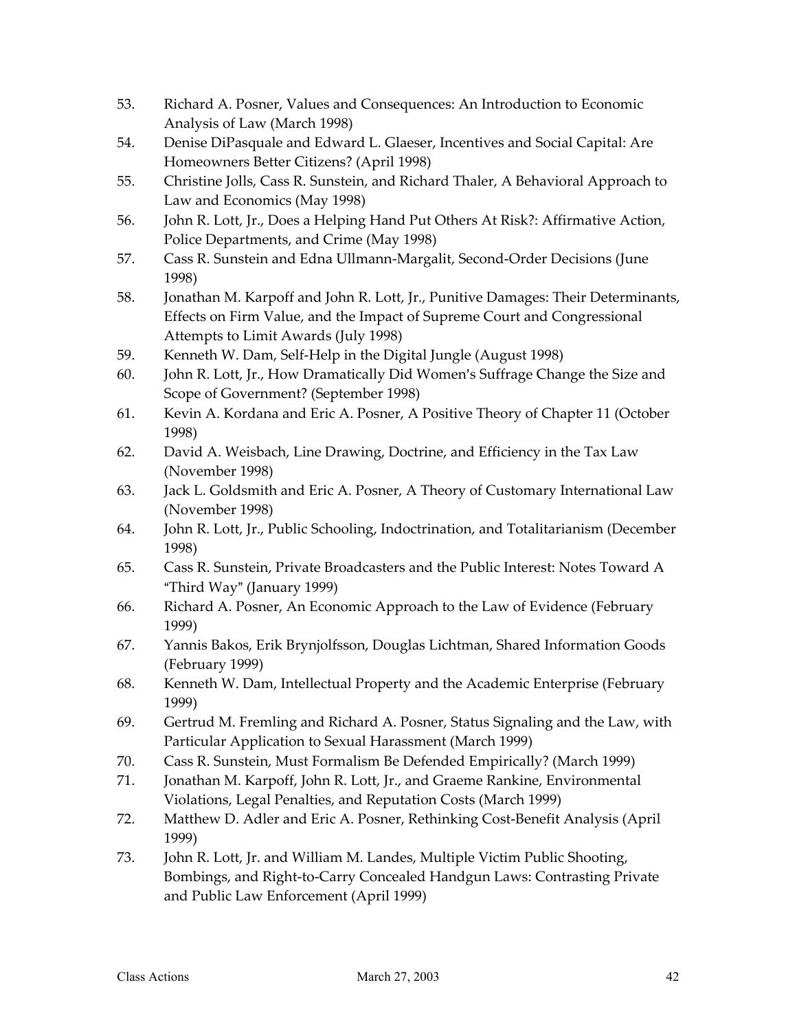53. Richard A. Posner, Values and Consequences: An Introduction to Economic Analysis of Law (March 1998)
54. Denise DiPasquale and Edward L. Glaeser, Incentives and Social Capital: Are Homeowners Better Citizens? (April 1998)
55. Christine Jolls, Cass R. Sunstein, and Richard Thaler, A Behavioral Approach to Law and Economics (May 1998)
56. John R. Lott, Jr., Does a Helping Hand Put Others At Risk?: Affirmative Action, Police Departments, and Crime (May 1998)
57. Cass R. Sunstein and Edna Ullmann-Margalit, Second-Order Decisions (June 1998)
58. Jonathan M. Karpoff and John R. Lott, Jr., Punitive Damages: Their Determinants, Effects on Firm Value, and the Impact of Supreme Court and Congressional Attempts to Limit Awards (July 1998)
59. Kenneth W. Dam, Self-Help in the Digital Jungle (August 1998)
60. John R. Lott, Jr., How Dramatically Did Women's Suffrage Change the Size and Scope of Government? (September 1998)
61. Kevin A. Kordana and Eric A. Posner, A Positive Theory of Chapter 11 (October 1998)
62. David A. Weisbach, Line Drawing, Doctrine, and Efficiency in the Tax Law (November 1998)
63. Jack L. Goldsmith and Eric A. Posner, A Theory of Customary International Law (November 1998)
64. John R. Lott, Jr., Public Schooling, Indoctrination, and Totalitarianism (December 1998)
65. Cass R. Sunstein, Private Broadcasters and the Public Interest: Notes Toward A "Third Way" (January 1999)
66. Richard A. Posner, An Economic Approach to the Law of Evidence (February 1999)
67. Yannis Bakos, Erik Brynjolfsson, Douglas Lichtman, Shared Information Goods (February 1999)
68. Kenneth W. Dam, Intellectual Property and the Academic Enterprise (February 1999)
69. Gertrud M. Fremling and Richard A. Posner, Status Signaling and the Law, with Particular Application to Sexual Harassment (March 1999)
70. Cass R. Sunstein, Must Formalism Be Defended Empirically? (March 1999)
71. Jonathan M. Karpoff, John R. Lott, Jr., and Graeme Rankine, Environmental Violations, Legal Penalties, and Reputation Costs (March 1999)
72. Matthew D. Adler and Eric A. Posner, Rethinking Cost-Benefit Analysis (April 1999)
73. John R. Lott, Jr. and William M. Landes, Multiple Victim Public Shooting, Bombings, and Right-to-Carry Concealed Handgun Laws: Contrasting Private and Public Law Enforcement (April 1999)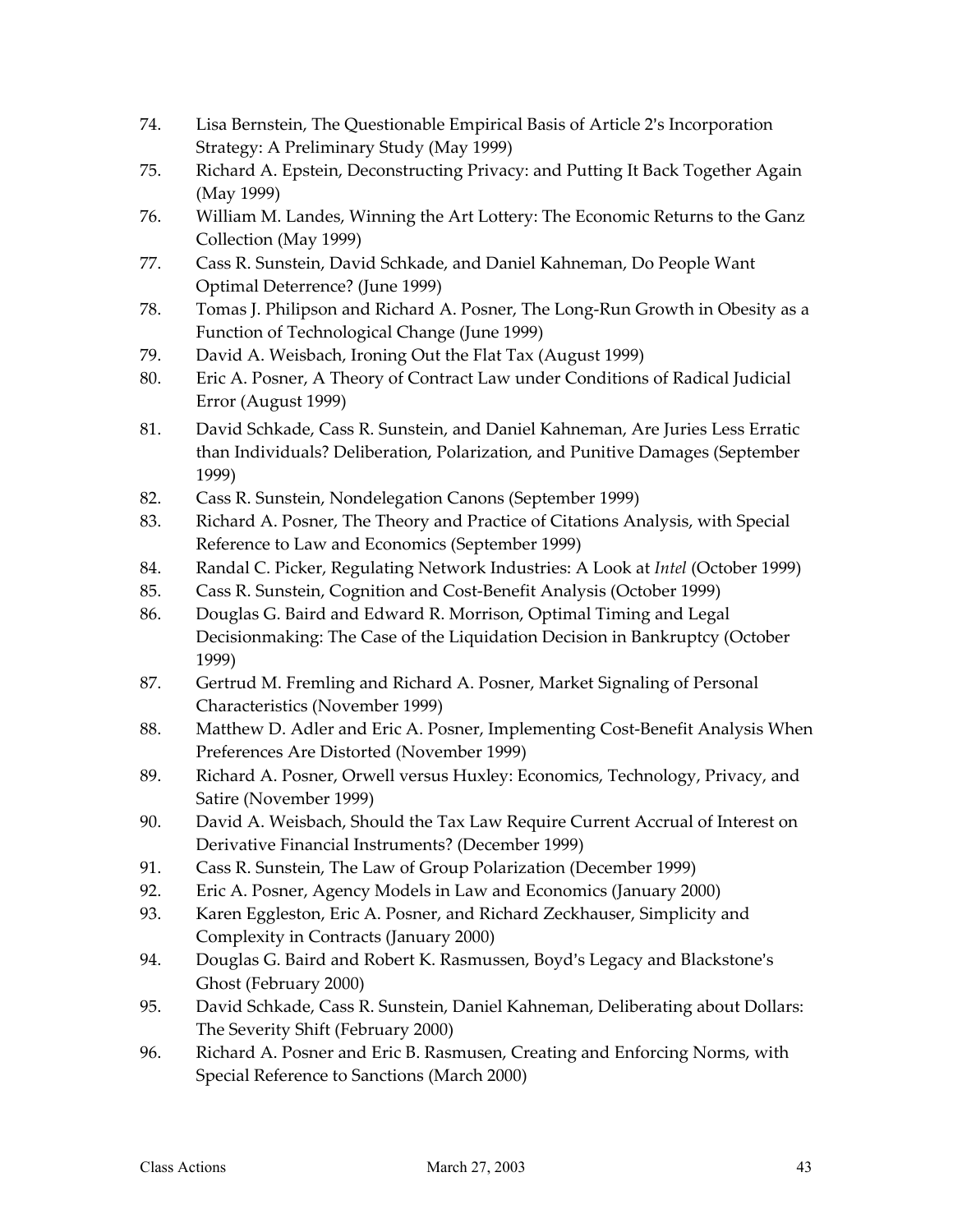74. Lisa Bernstein, The Questionable Empirical Basis of Article 2's Incorporation Strategy: A Preliminary Study (May 1999)
75. Richard A. Epstein, Deconstructing Privacy: and Putting It Back Together Again (May 1999)
76. William M. Landes, Winning the Art Lottery: The Economic Returns to the Ganz Collection (May 1999)
77. Cass R. Sunstein, David Schkade, and Daniel Kahneman, Do People Want Optimal Deterrence? (June 1999)
78. Tomas J. Philipson and Richard A. Posner, The Long-Run Growth in Obesity as a Function of Technological Change (June 1999)
79. David A. Weisbach, Ironing Out the Flat Tax (August 1999)
80. Eric A. Posner, A Theory of Contract Law under Conditions of Radical Judicial Error (August 1999)
81. David Schkade, Cass R. Sunstein, and Daniel Kahneman, Are Juries Less Erratic than Individuals? Deliberation, Polarization, and Punitive Damages (September 1999)
82. Cass R. Sunstein, Nondelegation Canons (September 1999)
83. Richard A. Posner, The Theory and Practice of Citations Analysis, with Special Reference to Law and Economics (September 1999)
84. Randal C. Picker, Regulating Network Industries: A Look at *Intel* (October 1999)
85. Cass R. Sunstein, Cognition and Cost-Benefit Analysis (October 1999)
86. Douglas G. Baird and Edward R. Morrison, Optimal Timing and Legal Decisionmaking: The Case of the Liquidation Decision in Bankruptcy (October 1999)
87. Gertrud M. Fremling and Richard A. Posner, Market Signaling of Personal Characteristics (November 1999)
88. Matthew D. Adler and Eric A. Posner, Implementing Cost-Benefit Analysis When Preferences Are Distorted (November 1999)
89. Richard A. Posner, Orwell versus Huxley: Economics, Technology, Privacy, and Satire (November 1999)
90. David A. Weisbach, Should the Tax Law Require Current Accrual of Interest on Derivative Financial Instruments? (December 1999)
91. Cass R. Sunstein, The Law of Group Polarization (December 1999)
92. Eric A. Posner, Agency Models in Law and Economics (January 2000)
93. Karen Eggleston, Eric A. Posner, and Richard Zeckhauser, Simplicity and Complexity in Contracts (January 2000)
94. Douglas G. Baird and Robert K. Rasmussen, Boyd's Legacy and Blackstone's Ghost (February 2000)
95. David Schkade, Cass R. Sunstein, Daniel Kahneman, Deliberating about Dollars: The Severity Shift (February 2000)
96. Richard A. Posner and Eric B. Rasmusen, Creating and Enforcing Norms, with Special Reference to Sanctions (March 2000)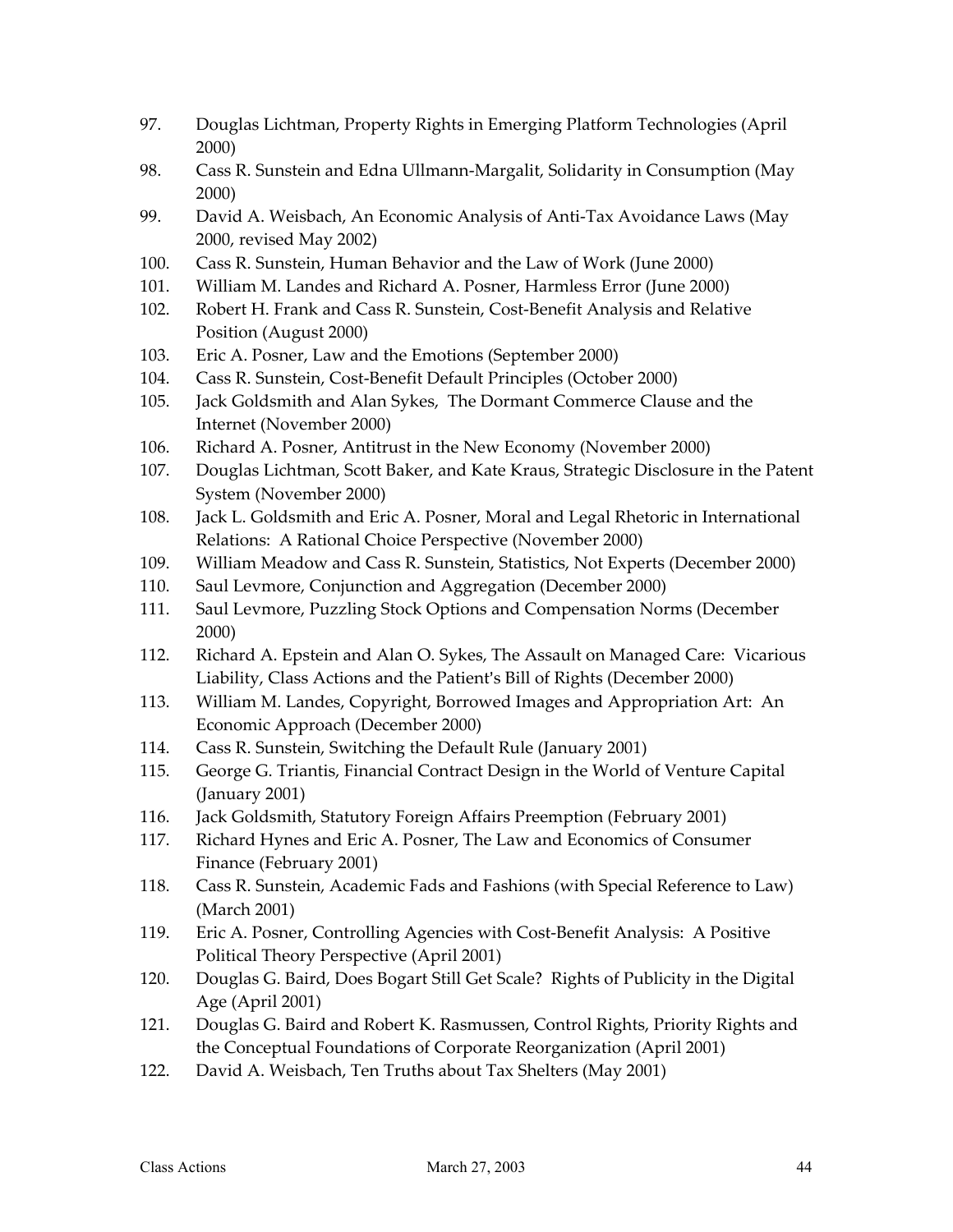97. Douglas Lichtman, Property Rights in Emerging Platform Technologies (April 2000)
98. Cass R. Sunstein and Edna Ullmann-Margalit, Solidarity in Consumption (May 2000)
99. David A. Weisbach, An Economic Analysis of Anti-Tax Avoidance Laws (May 2000, revised May 2002)
100. Cass R. Sunstein, Human Behavior and the Law of Work (June 2000)
101. William M. Landes and Richard A. Posner, Harmless Error (June 2000)
102. Robert H. Frank and Cass R. Sunstein, Cost-Benefit Analysis and Relative Position (August 2000)
103. Eric A. Posner, Law and the Emotions (September 2000)
104. Cass R. Sunstein, Cost-Benefit Default Principles (October 2000)
105. Jack Goldsmith and Alan Sykes, The Dormant Commerce Clause and the Internet (November 2000)
106. Richard A. Posner, Antitrust in the New Economy (November 2000)
107. Douglas Lichtman, Scott Baker, and Kate Kraus, Strategic Disclosure in the Patent System (November 2000)
108. Jack L. Goldsmith and Eric A. Posner, Moral and Legal Rhetoric in International Relations: A Rational Choice Perspective (November 2000)
109. William Meadow and Cass R. Sunstein, Statistics, Not Experts (December 2000)
110. Saul Levmore, Conjunction and Aggregation (December 2000)
111. Saul Levmore, Puzzling Stock Options and Compensation Norms (December 2000)
112. Richard A. Epstein and Alan O. Sykes, The Assault on Managed Care: Vicarious Liability, Class Actions and the Patient's Bill of Rights (December 2000)
113. William M. Landes, Copyright, Borrowed Images and Appropriation Art: An Economic Approach (December 2000)
114. Cass R. Sunstein, Switching the Default Rule (January 2001)
115. George G. Triantis, Financial Contract Design in the World of Venture Capital (January 2001)
116. Jack Goldsmith, Statutory Foreign Affairs Preemption (February 2001)
117. Richard Hynes and Eric A. Posner, The Law and Economics of Consumer Finance (February 2001)
118. Cass R. Sunstein, Academic Fads and Fashions (with Special Reference to Law) (March 2001)
119. Eric A. Posner, Controlling Agencies with Cost-Benefit Analysis: A Positive Political Theory Perspective (April 2001)
120. Douglas G. Baird, Does Bogart Still Get Scale? Rights of Publicity in the Digital Age (April 2001)
121. Douglas G. Baird and Robert K. Rasmussen, Control Rights, Priority Rights and the Conceptual Foundations of Corporate Reorganization (April 2001)
122. David A. Weisbach, Ten Truths about Tax Shelters (May 2001)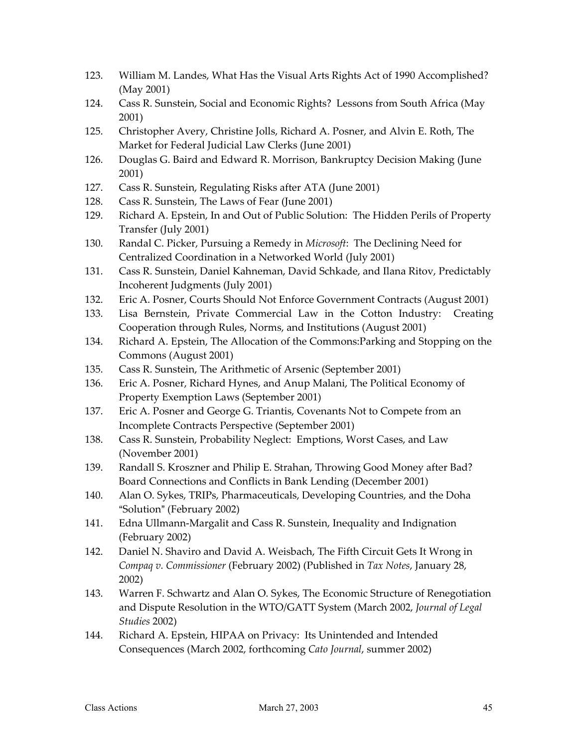123. William M. Landes, What Has the Visual Arts Rights Act of 1990 Accomplished? (May 2001)
124. Cass R. Sunstein, Social and Economic Rights? Lessons from South Africa (May 2001)
125. Christopher Avery, Christine Jolls, Richard A. Posner, and Alvin E. Roth, The Market for Federal Judicial Law Clerks (June 2001)
126. Douglas G. Baird and Edward R. Morrison, Bankruptcy Decision Making (June 2001)
127. Cass R. Sunstein, Regulating Risks after ATA (June 2001)
128. Cass R. Sunstein, The Laws of Fear (June 2001)
129. Richard A. Epstein, In and Out of Public Solution: The Hidden Perils of Property Transfer (July 2001)
130. Randal C. Picker, Pursuing a Remedy in *Microsoft*: The Declining Need for Centralized Coordination in a Networked World (July 2001)
131. Cass R. Sunstein, Daniel Kahneman, David Schkade, and Ilana Ritov, Predictably Incoherent Judgments (July 2001)
132. Eric A. Posner, Courts Should Not Enforce Government Contracts (August 2001)
133. Lisa Bernstein, Private Commercial Law in the Cotton Industry: Creating Cooperation through Rules, Norms, and Institutions (August 2001)
134. Richard A. Epstein, The Allocation of the Commons:Parking and Stopping on the Commons (August 2001)
135. Cass R. Sunstein, The Arithmetic of Arsenic (September 2001)
136. Eric A. Posner, Richard Hynes, and Anup Malani, The Political Economy of Property Exemption Laws (September 2001)
137. Eric A. Posner and George G. Triantis, Covenants Not to Compete from an Incomplete Contracts Perspective (September 2001)
138. Cass R. Sunstein, Probability Neglect: Emptions, Worst Cases, and Law (November 2001)
139. Randall S. Kroszner and Philip E. Strahan, Throwing Good Money after Bad? Board Connections and Conflicts in Bank Lending (December 2001)
140. Alan O. Sykes, TRIPs, Pharmaceuticals, Developing Countries, and the Doha "Solution" (February 2002)
141. Edna Ullmann-Margalit and Cass R. Sunstein, Inequality and Indignation (February 2002)
142. Daniel N. Shaviro and David A. Weisbach, The Fifth Circuit Gets It Wrong in *Compaq v. Commissioner* (February 2002) (Published in *Tax Notes*, January 28, 2002)
143. Warren F. Schwartz and Alan O. Sykes, The Economic Structure of Renegotiation and Dispute Resolution in the WTO/GATT System (March 2002, *Journal of Legal Studies* 2002)
144. Richard A. Epstein, HIPAA on Privacy: Its Unintended and Intended Consequences (March 2002, forthcoming *Cato Journal*, summer 2002)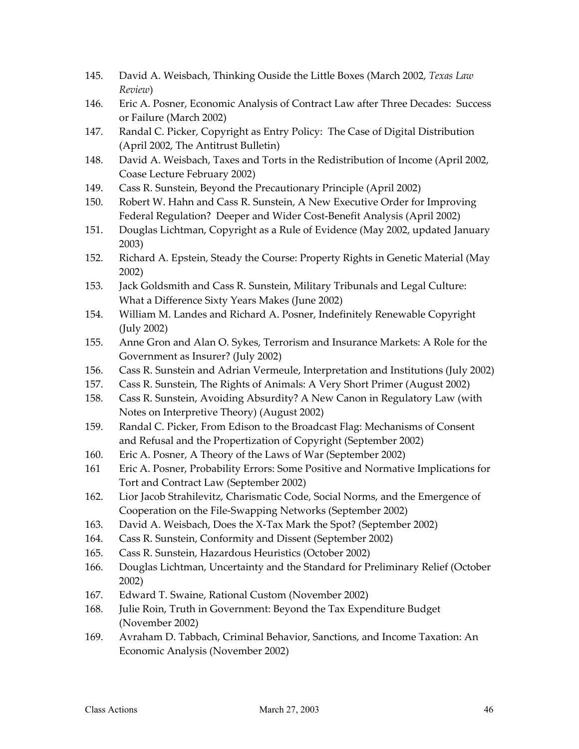145. David A. Weisbach, Thinking Ouside the Little Boxes (March 2002, *Texas Law Review*)
146. Eric A. Posner, Economic Analysis of Contract Law after Three Decades: Success or Failure (March 2002)
147. Randal C. Picker, Copyright as Entry Policy: The Case of Digital Distribution (April 2002, The Antitrust Bulletin)
148. David A. Weisbach, Taxes and Torts in the Redistribution of Income (April 2002, Coase Lecture February 2002)
149. Cass R. Sunstein, Beyond the Precautionary Principle (April 2002)
150. Robert W. Hahn and Cass R. Sunstein, A New Executive Order for Improving Federal Regulation? Deeper and Wider Cost-Benefit Analysis (April 2002)
151. Douglas Lichtman, Copyright as a Rule of Evidence (May 2002, updated January 2003)
152. Richard A. Epstein, Steady the Course: Property Rights in Genetic Material (May 2002)
153. Jack Goldsmith and Cass R. Sunstein, Military Tribunals and Legal Culture: What a Difference Sixty Years Makes (June 2002)
154. William M. Landes and Richard A. Posner, Indefinitely Renewable Copyright (July 2002)
155. Anne Gron and Alan O. Sykes, Terrorism and Insurance Markets: A Role for the Government as Insurer? (July 2002)
156. Cass R. Sunstein and Adrian Vermeule, Interpretation and Institutions (July 2002)
157. Cass R. Sunstein, The Rights of Animals: A Very Short Primer (August 2002)
158. Cass R. Sunstein, Avoiding Absurdity? A New Canon in Regulatory Law (with Notes on Interpretive Theory) (August 2002)
159. Randal C. Picker, From Edison to the Broadcast Flag: Mechanisms of Consent and Refusal and the Propertization of Copyright (September 2002)
160. Eric A. Posner, A Theory of the Laws of War (September 2002)
161 Eric A. Posner, Probability Errors: Some Positive and Normative Implications for Tort and Contract Law (September 2002)
162. Lior Jacob Strahilevitz, Charismatic Code, Social Norms, and the Emergence of Cooperation on the File-Swapping Networks (September 2002)
163. David A. Weisbach, Does the X-Tax Mark the Spot? (September 2002)
164. Cass R. Sunstein, Conformity and Dissent (September 2002)
165. Cass R. Sunstein, Hazardous Heuristics (October 2002)
166. Douglas Lichtman, Uncertainty and the Standard for Preliminary Relief (October 2002)
167. Edward T. Swaine, Rational Custom (November 2002)
168. Julie Roin, Truth in Government: Beyond the Tax Expenditure Budget (November 2002)
169. Avraham D. Tabbach, Criminal Behavior, Sanctions, and Income Taxation: An Economic Analysis (November 2002)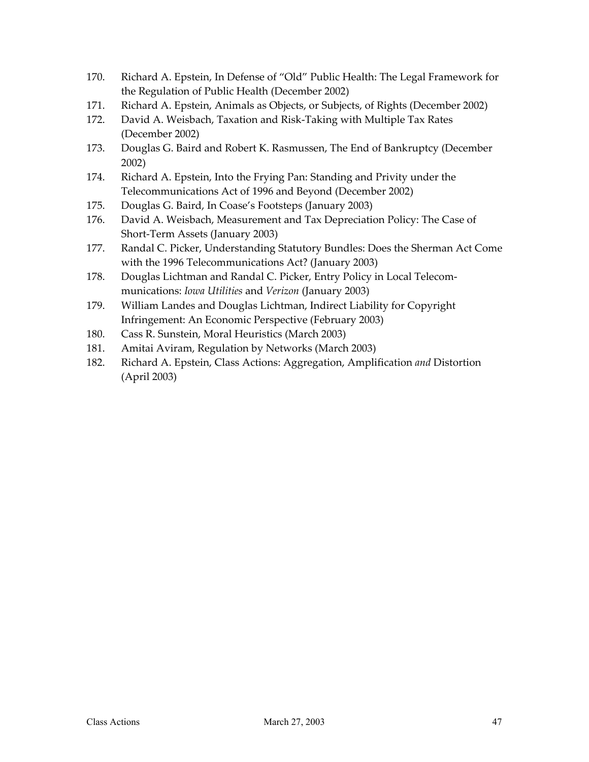170. Richard A. Epstein, In Defense of "Old" Public Health: The Legal Framework for the Regulation of Public Health (December 2002)
171. Richard A. Epstein, Animals as Objects, or Subjects, of Rights (December 2002)
172. David A. Weisbach, Taxation and Risk-Taking with Multiple Tax Rates (December 2002)
173. Douglas G. Baird and Robert K. Rasmussen, The End of Bankruptcy (December 2002)
174. Richard A. Epstein, Into the Frying Pan: Standing and Privity under the Telecommunications Act of 1996 and Beyond (December 2002)
175. Douglas G. Baird, In Coase's Footsteps (January 2003)
176. David A. Weisbach, Measurement and Tax Depreciation Policy: The Case of Short-Term Assets (January 2003)
177. Randal C. Picker, Understanding Statutory Bundles: Does the Sherman Act Come with the 1996 Telecommunications Act? (January 2003)
178. Douglas Lichtman and Randal C. Picker, Entry Policy in Local Telecommunications: *Iowa Utilities* and *Verizon* (January 2003)
179. William Landes and Douglas Lichtman, Indirect Liability for Copyright Infringement: An Economic Perspective (February 2003)
180. Cass R. Sunstein, Moral Heuristics (March 2003)
181. Amitai Aviram, Regulation by Networks (March 2003)
182. Richard A. Epstein, Class Actions: Aggregation, Amplification *and* Distortion (April 2003)